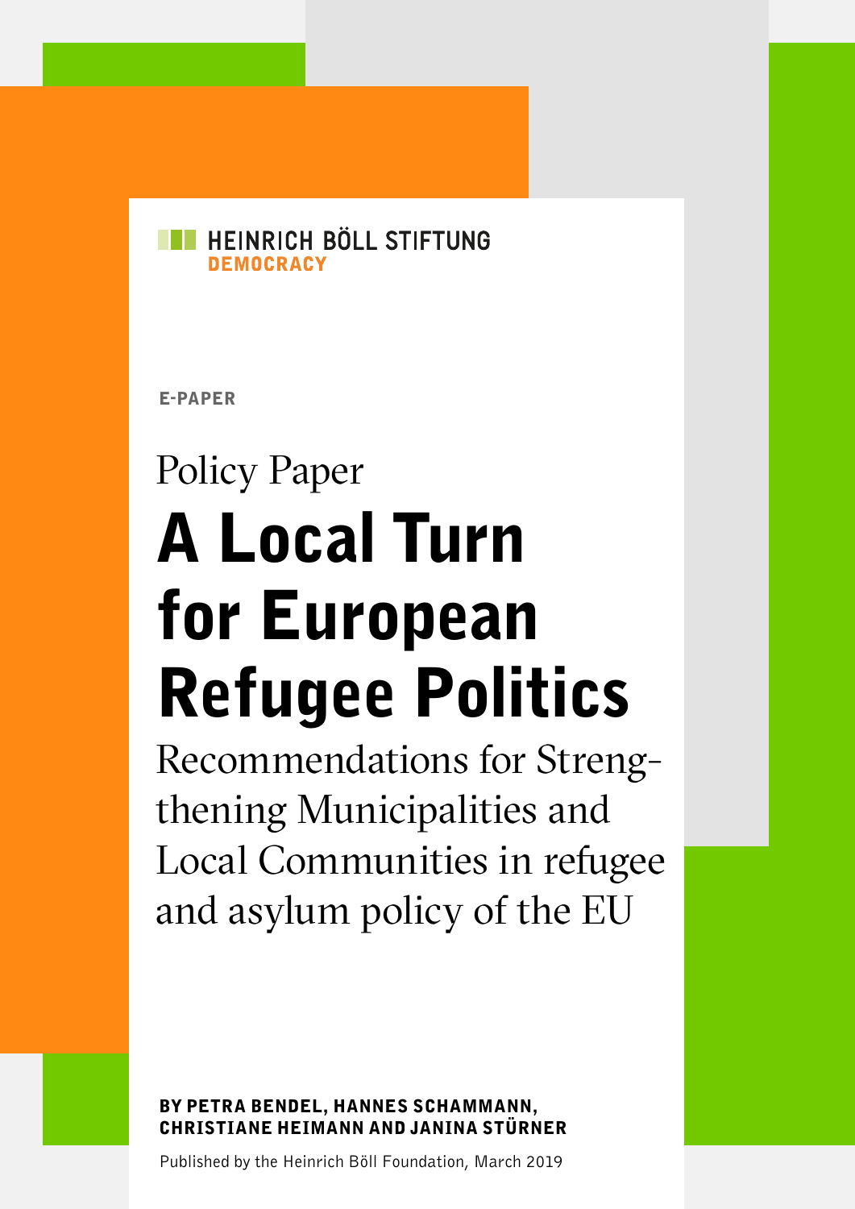HEINRICH BÖLL STIFTUNG
DEMOCRACY

E-PAPER

Policy Paper

# A Local Turn for European Refugee Politics

Recommendations for Strengthening Municipalities and Local Communities in refugee and asylum policy of the EU

**BY PETRA BENDEL, HANNES SCHAMMANN, CHRISTIANE HEIMANN AND JANINA STÜRNER**

Published by the Heinrich Böll Foundation, March 2019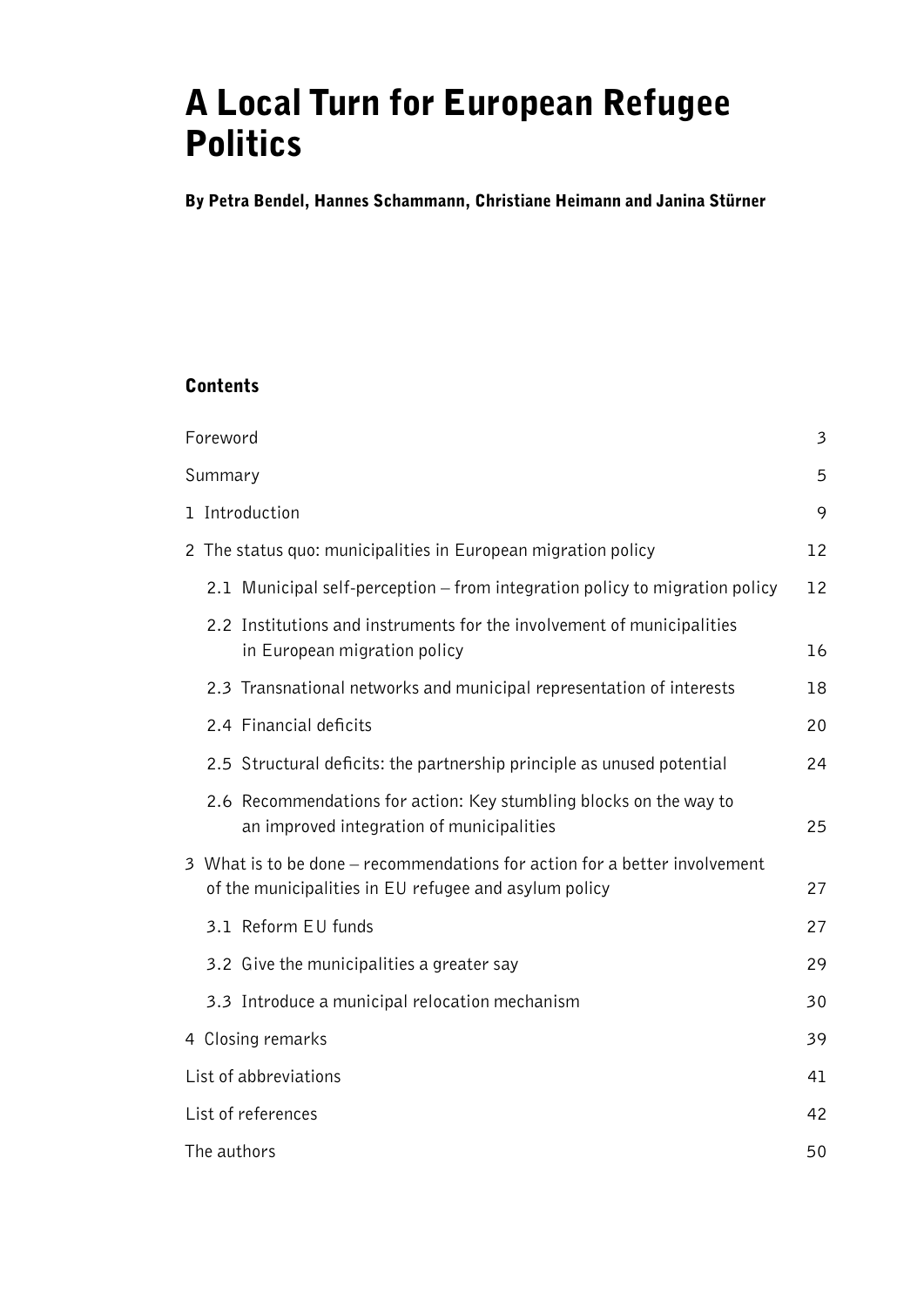# A Local Turn for European Refugee Politics

**By Petra Bendel, Hannes Schammann, Christiane Heimann and Janina Stürner**

## Contents

| | |
|---|---|
| Foreword | 3 |
| Summary | 5 |
| 1 Introduction | 9 |
| 2 The status quo: municipalities in European migration policy | 12 |
| 2.1 Municipal self-perception – from integration policy to migration policy | 12 |
| 2.2 Institutions and instruments for the involvement of municipalities in European migration policy | 16 |
| 2.3 Transnational networks and municipal representation of interests | 18 |
| 2.4 Financial deficits | 20 |
| 2.5 Structural deficits: the partnership principle as unused potential | 24 |
| 2.6 Recommendations for action: Key stumbling blocks on the way to an improved integration of municipalities | 25 |
| 3 What is to be done – recommendations for action for a better involvement of the municipalities in EU refugee and asylum policy | 27 |
| 3.1 Reform EU funds | 27 |
| 3.2 Give the municipalities a greater say | 29 |
| 3.3 Introduce a municipal relocation mechanism | 30 |
| 4 Closing remarks | 39 |
| List of abbreviations | 41 |
| List of references | 42 |
| The authors | 50 |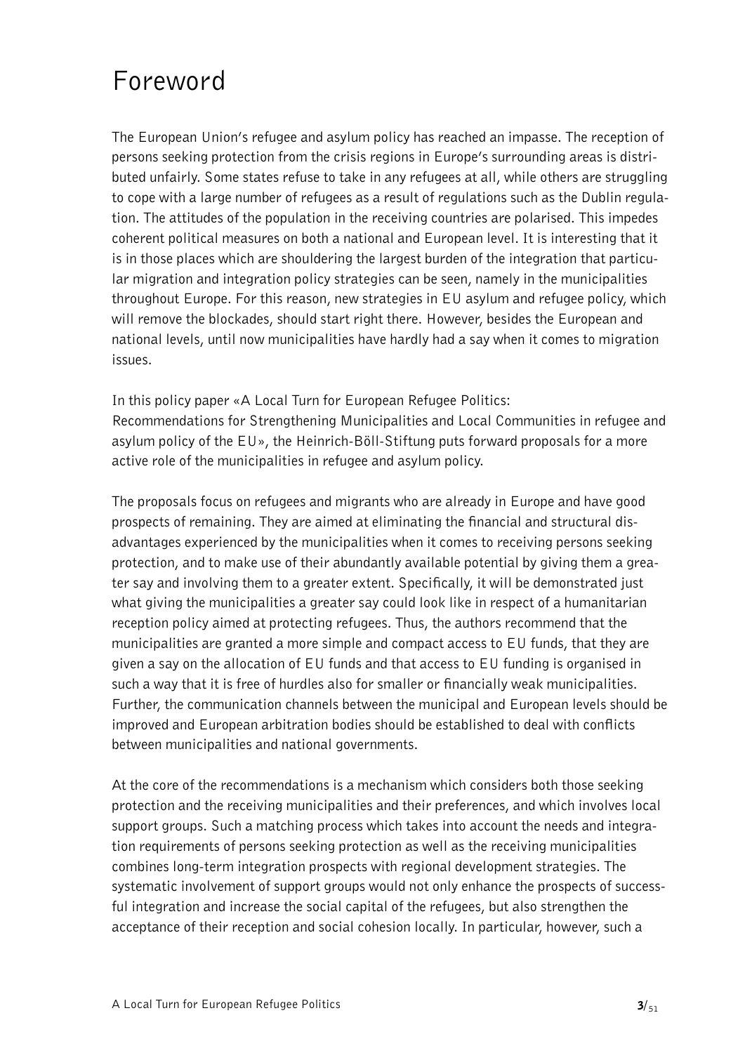# Foreword

The European Union's refugee and asylum policy has reached an impasse. The reception of persons seeking protection from the crisis regions in Europe's surrounding areas is distributed unfairly. Some states refuse to take in any refugees at all, while others are struggling to cope with a large number of refugees as a result of regulations such as the Dublin regulation. The attitudes of the population in the receiving countries are polarised. This impedes coherent political measures on both a national and European level. It is interesting that it is in those places which are shouldering the largest burden of the integration that particular migration and integration policy strategies can be seen, namely in the municipalities throughout Europe. For this reason, new strategies in EU asylum and refugee policy, which will remove the blockades, should start right there. However, besides the European and national levels, until now municipalities have hardly had a say when it comes to migration issues.

In this policy paper «A Local Turn for European Refugee Politics: Recommendations for Strengthening Municipalities and Local Communities in refugee and asylum policy of the EU», the Heinrich-Böll-Stiftung puts forward proposals for a more active role of the municipalities in refugee and asylum policy.

The proposals focus on refugees and migrants who are already in Europe and have good prospects of remaining. They are aimed at eliminating the financial and structural disadvantages experienced by the municipalities when it comes to receiving persons seeking protection, and to make use of their abundantly available potential by giving them a greater say and involving them to a greater extent. Specifically, it will be demonstrated just what giving the municipalities a greater say could look like in respect of a humanitarian reception policy aimed at protecting refugees. Thus, the authors recommend that the municipalities are granted a more simple and compact access to EU funds, that they are given a say on the allocation of EU funds and that access to EU funding is organised in such a way that it is free of hurdles also for smaller or financially weak municipalities. Further, the communication channels between the municipal and European levels should be improved and European arbitration bodies should be established to deal with conflicts between municipalities and national governments.

At the core of the recommendations is a mechanism which considers both those seeking protection and the receiving municipalities and their preferences, and which involves local support groups. Such a matching process which takes into account the needs and integration requirements of persons seeking protection as well as the receiving municipalities combines long-term integration prospects with regional development strategies. The systematic involvement of support groups would not only enhance the prospects of successful integration and increase the social capital of the refugees, but also strengthen the acceptance of their reception and social cohesion locally. In particular, however, such a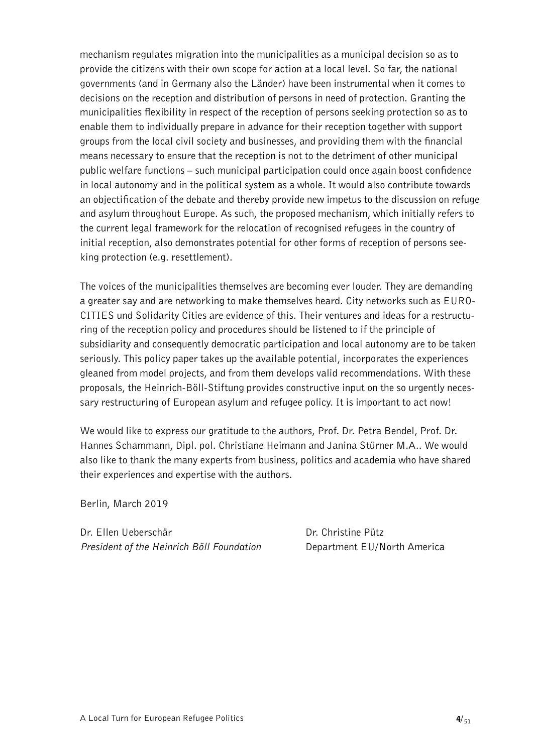mechanism regulates migration into the municipalities as a municipal decision so as to provide the citizens with their own scope for action at a local level. So far, the national governments (and in Germany also the Länder) have been instrumental when it comes to decisions on the reception and distribution of persons in need of protection. Granting the municipalities flexibility in respect of the reception of persons seeking protection so as to enable them to individually prepare in advance for their reception together with support groups from the local civil society and businesses, and providing them with the financial means necessary to ensure that the reception is not to the detriment of other municipal public welfare functions – such municipal participation could once again boost confidence in local autonomy and in the political system as a whole. It would also contribute towards an objectification of the debate and thereby provide new impetus to the discussion on refuge and asylum throughout Europe. As such, the proposed mechanism, which initially refers to the current legal framework for the relocation of recognised refugees in the country of initial reception, also demonstrates potential for other forms of reception of persons seeking protection (e.g. resettlement).

The voices of the municipalities themselves are becoming ever louder. They are demanding a greater say and are networking to make themselves heard. City networks such as EUROCITIES und Solidarity Cities are evidence of this. Their ventures and ideas for a restructuring of the reception policy and procedures should be listened to if the principle of subsidiarity and consequently democratic participation and local autonomy are to be taken seriously. This policy paper takes up the available potential, incorporates the experiences gleaned from model projects, and from them develops valid recommendations. With these proposals, the Heinrich-Böll-Stiftung provides constructive input on the so urgently necessary restructuring of European asylum and refugee policy. It is important to act now!

We would like to express our gratitude to the authors, Prof. Dr. Petra Bendel, Prof. Dr. Hannes Schammann, Dipl. pol. Christiane Heimann and Janina Stürner M.A.. We would also like to thank the many experts from business, politics and academia who have shared their experiences and expertise with the authors.

Berlin, March 2019

Dr. Ellen Ueberschär
*President of the Heinrich Böll Foundation*

Dr. Christine Pütz
Department EU/North America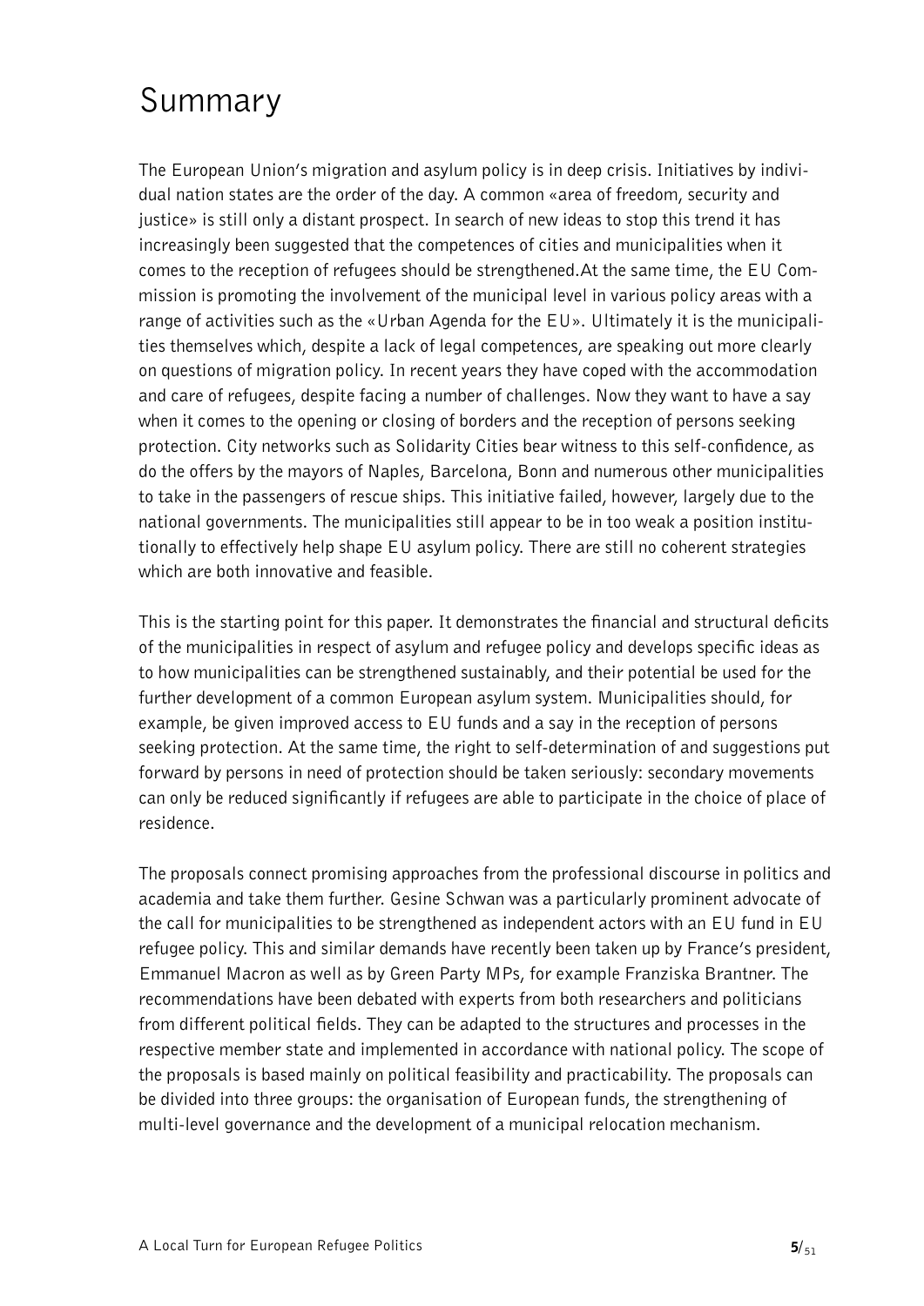# Summary

The European Union's migration and asylum policy is in deep crisis. Initiatives by individual nation states are the order of the day. A common «area of freedom, security and justice» is still only a distant prospect. In search of new ideas to stop this trend it has increasingly been suggested that the competences of cities and municipalities when it comes to the reception of refugees should be strengthened.At the same time, the EU Commission is promoting the involvement of the municipal level in various policy areas with a range of activities such as the «Urban Agenda for the EU». Ultimately it is the municipalities themselves which, despite a lack of legal competences, are speaking out more clearly on questions of migration policy. In recent years they have coped with the accommodation and care of refugees, despite facing a number of challenges. Now they want to have a say when it comes to the opening or closing of borders and the reception of persons seeking protection. City networks such as Solidarity Cities bear witness to this self-confidence, as do the offers by the mayors of Naples, Barcelona, Bonn and numerous other municipalities to take in the passengers of rescue ships. This initiative failed, however, largely due to the national governments. The municipalities still appear to be in too weak a position institutionally to effectively help shape EU asylum policy. There are still no coherent strategies which are both innovative and feasible.

This is the starting point for this paper. It demonstrates the financial and structural deficits of the municipalities in respect of asylum and refugee policy and develops specific ideas as to how municipalities can be strengthened sustainably, and their potential be used for the further development of a common European asylum system. Municipalities should, for example, be given improved access to EU funds and a say in the reception of persons seeking protection. At the same time, the right to self-determination of and suggestions put forward by persons in need of protection should be taken seriously: secondary movements can only be reduced significantly if refugees are able to participate in the choice of place of residence.

The proposals connect promising approaches from the professional discourse in politics and academia and take them further. Gesine Schwan was a particularly prominent advocate of the call for municipalities to be strengthened as independent actors with an EU fund in EU refugee policy. This and similar demands have recently been taken up by France's president, Emmanuel Macron as well as by Green Party MPs, for example Franziska Brantner. The recommendations have been debated with experts from both researchers and politicians from different political fields. They can be adapted to the structures and processes in the respective member state and implemented in accordance with national policy. The scope of the proposals is based mainly on political feasibility and practicability. The proposals can be divided into three groups: the organisation of European funds, the strengthening of multi-level governance and the development of a municipal relocation mechanism.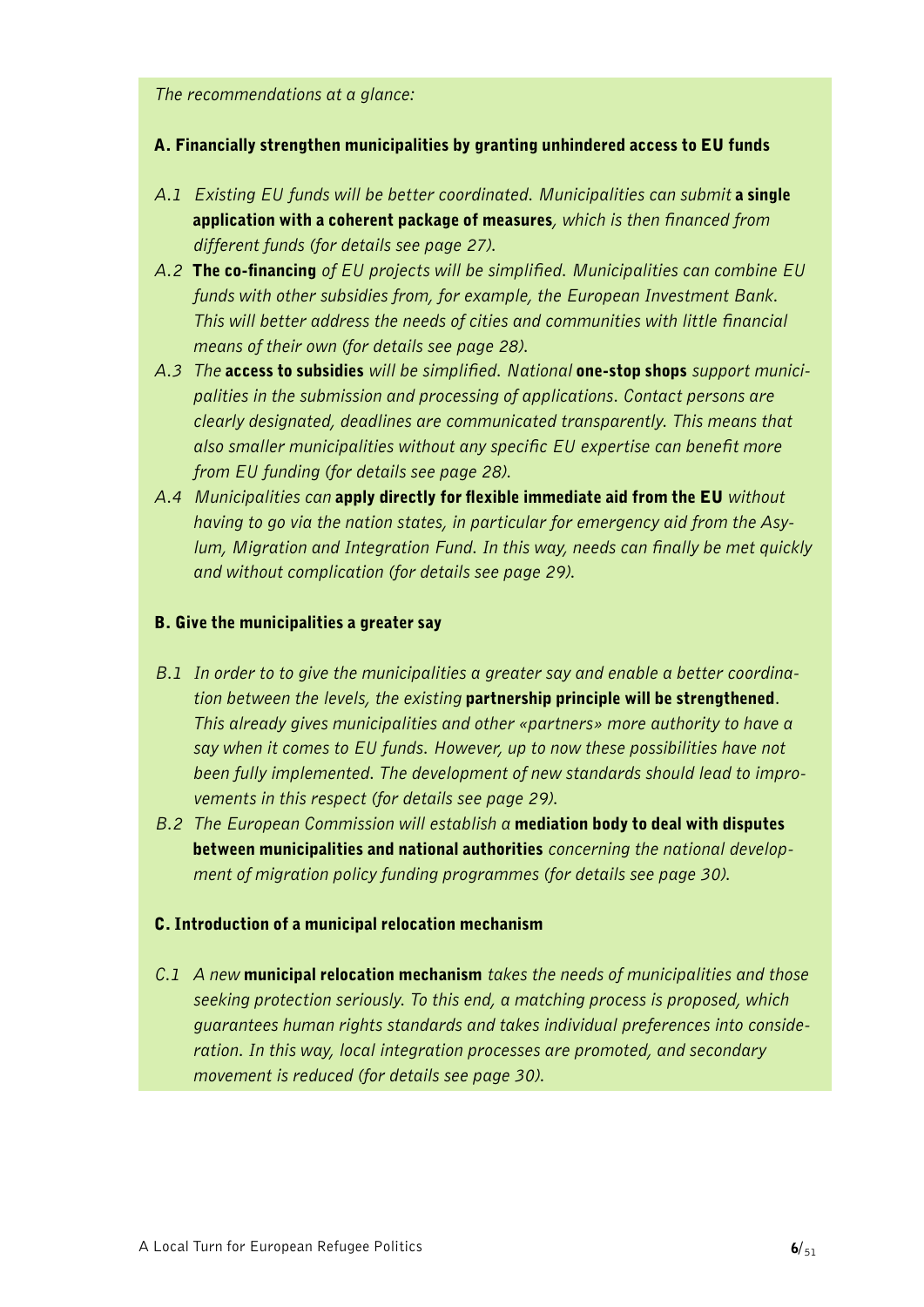*The recommendations at a glance:*

### A. Financially strengthen municipalities by granting unhindered access to EU funds

- *A.1 Existing EU funds will be better coordinated. Municipalities can submit* **a single application with a coherent package of measures***, which is then financed from different funds (for details see page 27).*
- *A.2* **The co-financing** *of EU projects will be simplified. Municipalities can combine EU funds with other subsidies from, for example, the European Investment Bank. This will better address the needs of cities and communities with little financial means of their own (for details see page 28).*
- *A.3 The* **access to subsidies** *will be simplified. National* **one-stop shops** *support municipalities in the submission and processing of applications. Contact persons are clearly designated, deadlines are communicated transparently. This means that also smaller municipalities without any specific EU expertise can benefit more from EU funding (for details see page 28).*
- *A.4 Municipalities can* **apply directly for flexible immediate aid from the EU** *without having to go via the nation states, in particular for emergency aid from the Asylum, Migration and Integration Fund. In this way, needs can finally be met quickly and without complication (for details see page 29).*

### B. Give the municipalities a greater say

- *B.1 In order to to give the municipalities a greater say and enable a better coordination between the levels, the existing* **partnership principle will be strengthened***. This already gives municipalities and other «partners» more authority to have a say when it comes to EU funds. However, up to now these possibilities have not been fully implemented. The development of new standards should lead to improvements in this respect (for details see page 29).*
- *B.2 The European Commission will establish a* **mediation body to deal with disputes between municipalities and national authorities** *concerning the national development of migration policy funding programmes (for details see page 30).*

### C. Introduction of a municipal relocation mechanism

- *C.1 A new* **municipal relocation mechanism** *takes the needs of municipalities and those seeking protection seriously. To this end, a matching process is proposed, which guarantees human rights standards and takes individual preferences into consideration. In this way, local integration processes are promoted, and secondary movement is reduced (for details see page 30).*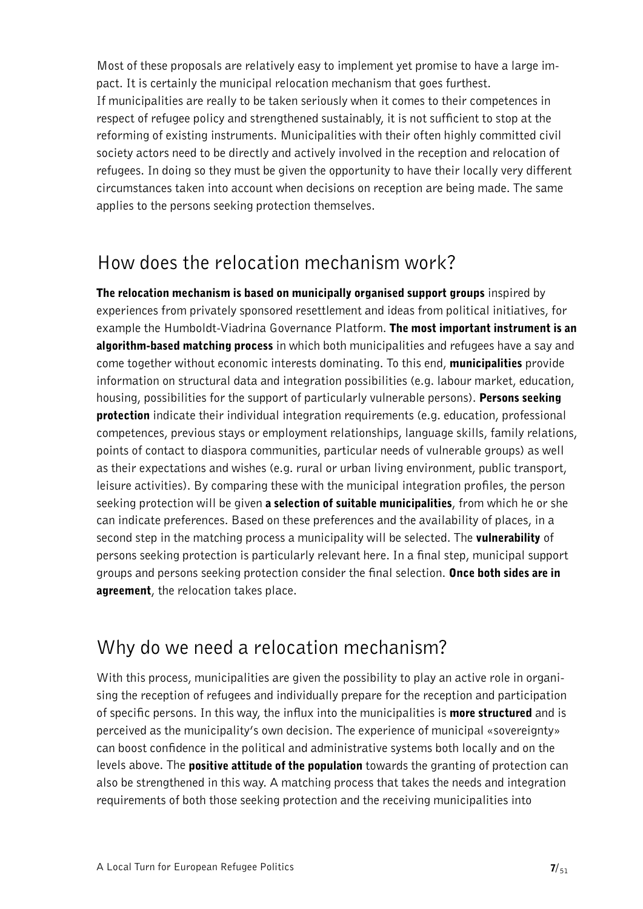Most of these proposals are relatively easy to implement yet promise to have a large impact. It is certainly the municipal relocation mechanism that goes furthest.
If municipalities are really to be taken seriously when it comes to their competences in respect of refugee policy and strengthened sustainably, it is not sufficient to stop at the reforming of existing instruments. Municipalities with their often highly committed civil society actors need to be directly and actively involved in the reception and relocation of refugees. In doing so they must be given the opportunity to have their locally very different circumstances taken into account when decisions on reception are being made. The same applies to the persons seeking protection themselves.

## How does the relocation mechanism work?

**The relocation mechanism is based on municipally organised support groups** inspired by experiences from privately sponsored resettlement and ideas from political initiatives, for example the Humboldt-Viadrina Governance Platform. **The most important instrument is an algorithm-based matching process** in which both municipalities and refugees have a say and come together without economic interests dominating. To this end, **municipalities** provide information on structural data and integration possibilities (e.g. labour market, education, housing, possibilities for the support of particularly vulnerable persons). **Persons seeking protection** indicate their individual integration requirements (e.g. education, professional competences, previous stays or employment relationships, language skills, family relations, points of contact to diaspora communities, particular needs of vulnerable groups) as well as their expectations and wishes (e.g. rural or urban living environment, public transport, leisure activities). By comparing these with the municipal integration profiles, the person seeking protection will be given **a selection of suitable municipalities**, from which he or she can indicate preferences. Based on these preferences and the availability of places, in a second step in the matching process a municipality will be selected. The **vulnerability** of persons seeking protection is particularly relevant here. In a final step, municipal support groups and persons seeking protection consider the final selection. **Once both sides are in agreement**, the relocation takes place.

## Why do we need a relocation mechanism?

With this process, municipalities are given the possibility to play an active role in organising the reception of refugees and individually prepare for the reception and participation of specific persons. In this way, the influx into the municipalities is **more structured** and is perceived as the municipality's own decision. The experience of municipal «sovereignty» can boost confidence in the political and administrative systems both locally and on the levels above. The **positive attitude of the population** towards the granting of protection can also be strengthened in this way. A matching process that takes the needs and integration requirements of both those seeking protection and the receiving municipalities into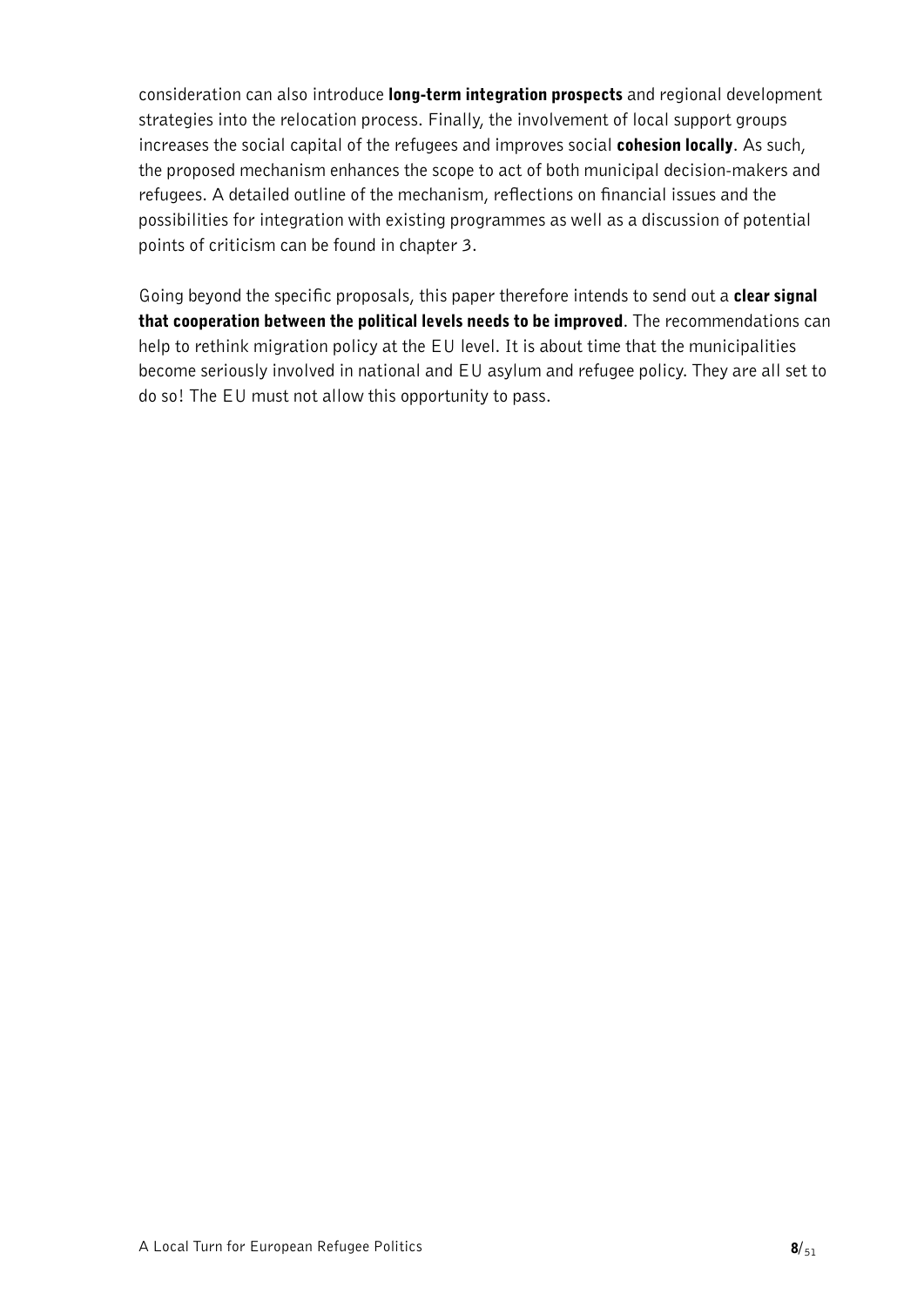consideration can also introduce **long-term integration prospects** and regional development strategies into the relocation process. Finally, the involvement of local support groups increases the social capital of the refugees and improves social **cohesion locally**. As such, the proposed mechanism enhances the scope to act of both municipal decision-makers and refugees. A detailed outline of the mechanism, reflections on financial issues and the possibilities for integration with existing programmes as well as a discussion of potential points of criticism can be found in chapter 3.

Going beyond the specific proposals, this paper therefore intends to send out a **clear signal that cooperation between the political levels needs to be improved**. The recommendations can help to rethink migration policy at the EU level. It is about time that the municipalities become seriously involved in national and EU asylum and refugee policy. They are all set to do so! The EU must not allow this opportunity to pass.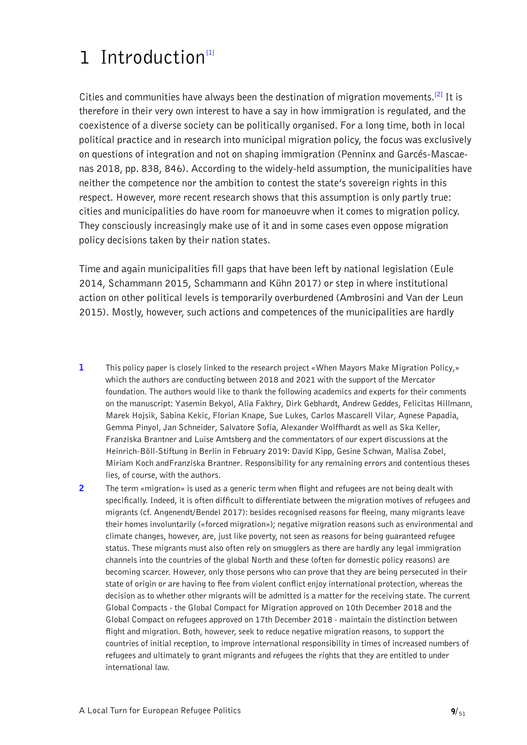# 1 Introduction[1]

Cities and communities have always been the destination of migration movements.[2] It is therefore in their very own interest to have a say in how immigration is regulated, and the coexistence of a diverse society can be politically organised. For a long time, both in local political practice and in research into municipal migration policy, the focus was exclusively on questions of integration and not on shaping immigration (Penninx and Garcés-Mascaenas 2018, pp. 838, 846). According to the widely-held assumption, the municipalities have neither the competence nor the ambition to contest the state's sovereign rights in this respect. However, more recent research shows that this assumption is only partly true: cities and municipalities do have room for manoeuvre when it comes to migration policy. They consciously increasingly make use of it and in some cases even oppose migration policy decisions taken by their nation states.

Time and again municipalities fill gaps that have been left by national legislation (Eule 2014, Schammann 2015, Schammann and Kühn 2017) or step in where institutional action on other political levels is temporarily overburdened (Ambrosini and Van der Leun 2015). Mostly, however, such actions and competences of the municipalities are hardly

1 This policy paper is closely linked to the research project «When Mayors Make Migration Policy,» which the authors are conducting between 2018 and 2021 with the support of the Mercator foundation. The authors would like to thank the following academics and experts for their comments on the manuscript: Yasemin Bekyol, Alia Fakhry, Dirk Gebhardt, Andrew Geddes, Felicitas Hillmann, Marek Hojsik, Sabina Kekic, Florian Knape, Sue Lukes, Carlos Mascarell Vilar, Agnese Papadia, Gemma Pinyol, Jan Schneider, Salvatore Sofia, Alexander Wolffhardt as well as Ska Keller, Franziska Brantner and Luise Amtsberg and the commentators of our expert discussions at the Heinrich-Böll-Stiftung in Berlin in February 2019: David Kipp, Gesine Schwan, Malisa Zobel, Miriam Koch andFranziska Brantner. Responsibility for any remaining errors and contentious theses lies, of course, with the authors.

2 The term «migration» is used as a generic term when flight and refugees are not being dealt with specifically. Indeed, it is often difficult to differentiate between the migration motives of refugees and migrants (cf. Angenendt/Bendel 2017): besides recognised reasons for fleeing, many migrants leave their homes involuntarily («forced migration»); negative migration reasons such as environmental and climate changes, however, are, just like poverty, not seen as reasons for being guaranteed refugee status. These migrants must also often rely on smugglers as there are hardly any legal immigration channels into the countries of the global North and these (often for domestic policy reasons) are becoming scarcer. However, only those persons who can prove that they are being persecuted in their state of origin or are having to flee from violent conflict enjoy international protection, whereas the decision as to whether other migrants will be admitted is a matter for the receiving state. The current Global Compacts - the Global Compact for Migration approved on 10th December 2018 and the Global Compact on refugees approved on 17th December 2018 - maintain the distinction between flight and migration. Both, however, seek to reduce negative migration reasons, to support the countries of initial reception, to improve international responsibility in times of increased numbers of refugees and ultimately to grant migrants and refugees the rights that they are entitled to under international law.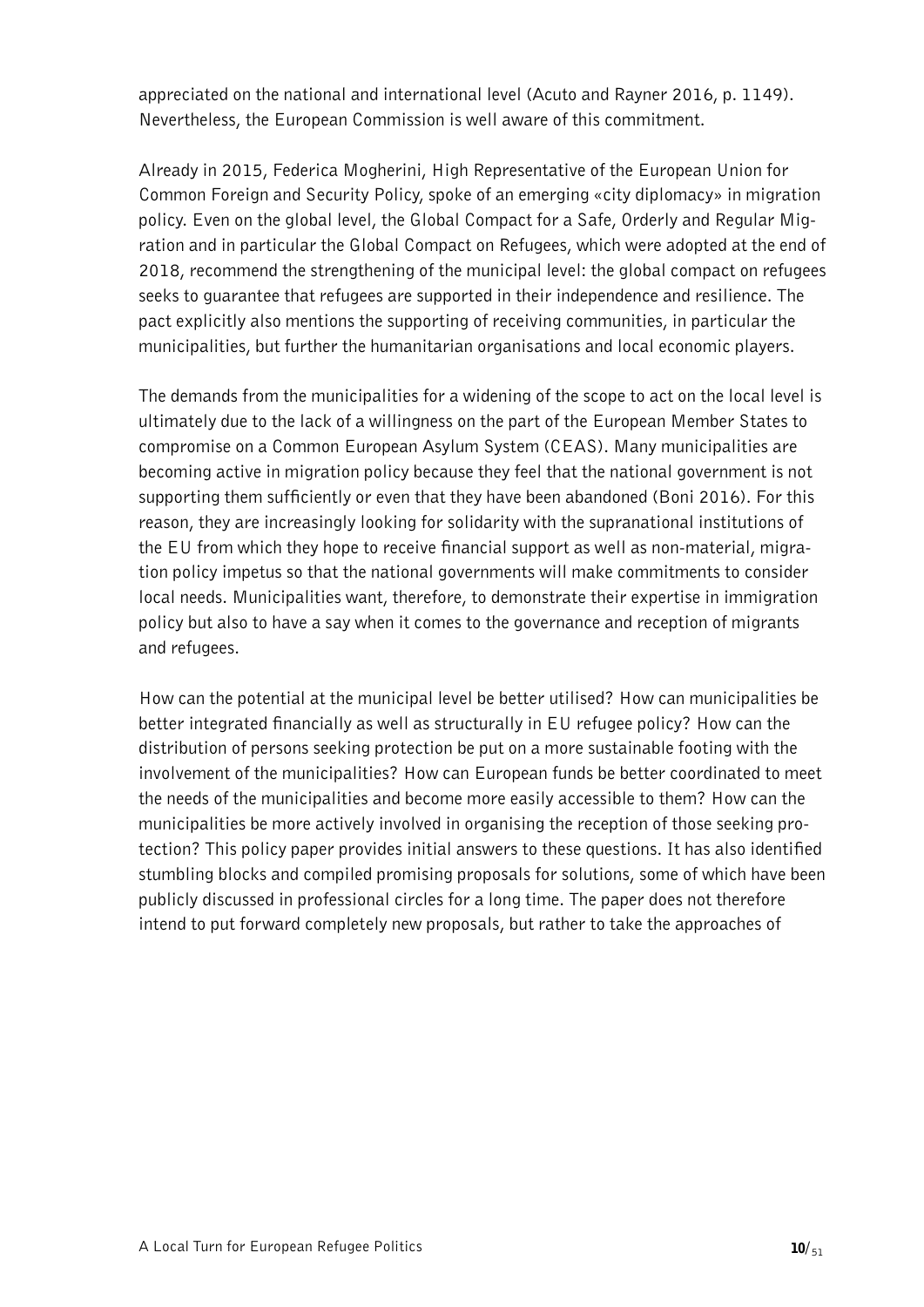appreciated on the national and international level (Acuto and Rayner 2016, p. 1149). Nevertheless, the European Commission is well aware of this commitment.

Already in 2015, Federica Mogherini, High Representative of the European Union for Common Foreign and Security Policy, spoke of an emerging «city diplomacy» in migration policy. Even on the global level, the Global Compact for a Safe, Orderly and Regular Migration and in particular the Global Compact on Refugees, which were adopted at the end of 2018, recommend the strengthening of the municipal level: the global compact on refugees seeks to guarantee that refugees are supported in their independence and resilience. The pact explicitly also mentions the supporting of receiving communities, in particular the municipalities, but further the humanitarian organisations and local economic players.

The demands from the municipalities for a widening of the scope to act on the local level is ultimately due to the lack of a willingness on the part of the European Member States to compromise on a Common European Asylum System (CEAS). Many municipalities are becoming active in migration policy because they feel that the national government is not supporting them sufficiently or even that they have been abandoned (Boni 2016). For this reason, they are increasingly looking for solidarity with the supranational institutions of the EU from which they hope to receive financial support as well as non-material, migration policy impetus so that the national governments will make commitments to consider local needs. Municipalities want, therefore, to demonstrate their expertise in immigration policy but also to have a say when it comes to the governance and reception of migrants and refugees.

How can the potential at the municipal level be better utilised? How can municipalities be better integrated financially as well as structurally in EU refugee policy? How can the distribution of persons seeking protection be put on a more sustainable footing with the involvement of the municipalities? How can European funds be better coordinated to meet the needs of the municipalities and become more easily accessible to them? How can the municipalities be more actively involved in organising the reception of those seeking protection? This policy paper provides initial answers to these questions. It has also identified stumbling blocks and compiled promising proposals for solutions, some of which have been publicly discussed in professional circles for a long time. The paper does not therefore intend to put forward completely new proposals, but rather to take the approaches of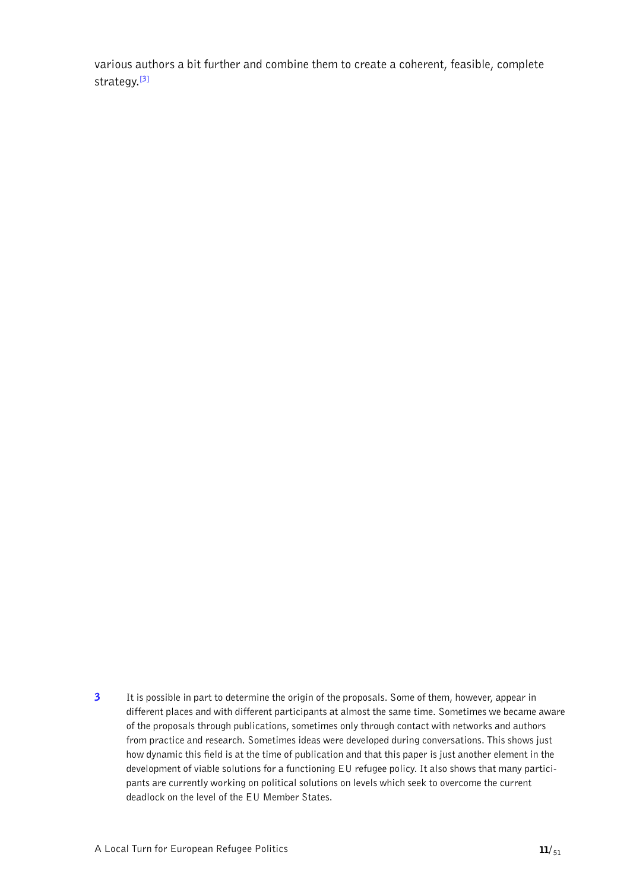various authors a bit further and combine them to create a coherent, feasible, complete strategy.[3]

[3] It is possible in part to determine the origin of the proposals. Some of them, however, appear in different places and with different participants at almost the same time. Sometimes we became aware of the proposals through publications, sometimes only through contact with networks and authors from practice and research. Sometimes ideas were developed during conversations. This shows just how dynamic this field is at the time of publication and that this paper is just another element in the development of viable solutions for a functioning EU refugee policy. It also shows that many participants are currently working on political solutions on levels which seek to overcome the current deadlock on the level of the EU Member States.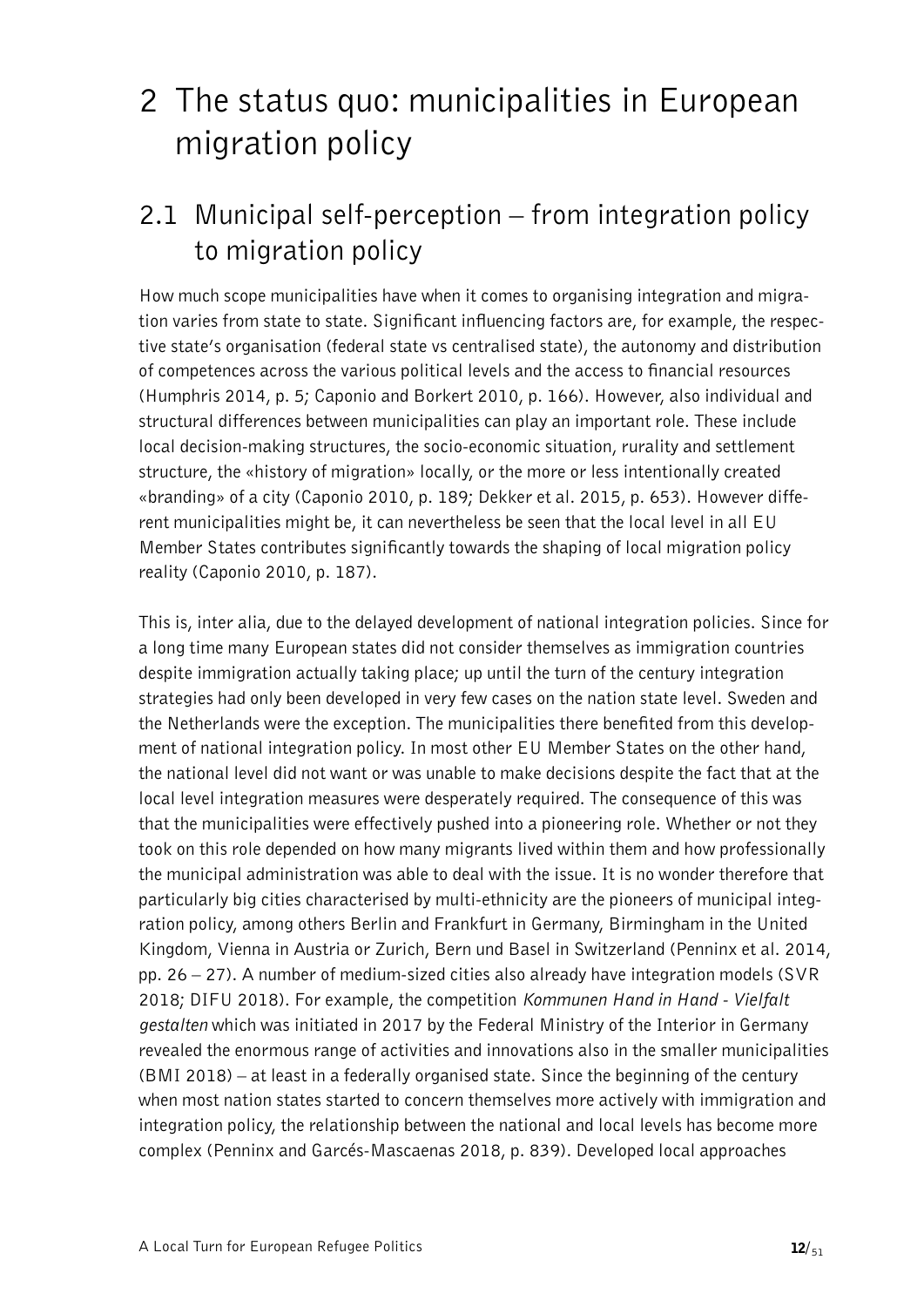# 2 The status quo: municipalities in European migration policy

## 2.1 Municipal self-perception – from integration policy to migration policy

How much scope municipalities have when it comes to organising integration and migration varies from state to state. Significant influencing factors are, for example, the respective state's organisation (federal state vs centralised state), the autonomy and distribution of competences across the various political levels and the access to financial resources (Humphris 2014, p. 5; Caponio and Borkert 2010, p. 166). However, also individual and structural differences between municipalities can play an important role. These include local decision-making structures, the socio-economic situation, rurality and settlement structure, the «history of migration» locally, or the more or less intentionally created «branding» of a city (Caponio 2010, p. 189; Dekker et al. 2015, p. 653). However different municipalities might be, it can nevertheless be seen that the local level in all EU Member States contributes significantly towards the shaping of local migration policy reality (Caponio 2010, p. 187).

This is, inter alia, due to the delayed development of national integration policies. Since for a long time many European states did not consider themselves as immigration countries despite immigration actually taking place; up until the turn of the century integration strategies had only been developed in very few cases on the nation state level. Sweden and the Netherlands were the exception. The municipalities there benefited from this development of national integration policy. In most other EU Member States on the other hand, the national level did not want or was unable to make decisions despite the fact that at the local level integration measures were desperately required. The consequence of this was that the municipalities were effectively pushed into a pioneering role. Whether or not they took on this role depended on how many migrants lived within them and how professionally the municipal administration was able to deal with the issue. It is no wonder therefore that particularly big cities characterised by multi-ethnicity are the pioneers of municipal integration policy, among others Berlin and Frankfurt in Germany, Birmingham in the United Kingdom, Vienna in Austria or Zurich, Bern und Basel in Switzerland (Penninx et al. 2014, pp. 26 – 27). A number of medium-sized cities also already have integration models (SVR 2018; DIFU 2018). For example, the competition *Kommunen Hand in Hand - Vielfalt gestalten* which was initiated in 2017 by the Federal Ministry of the Interior in Germany revealed the enormous range of activities and innovations also in the smaller municipalities (BMI 2018) – at least in a federally organised state. Since the beginning of the century when most nation states started to concern themselves more actively with immigration and integration policy, the relationship between the national and local levels has become more complex (Penninx and Garcés-Mascaenas 2018, p. 839). Developed local approaches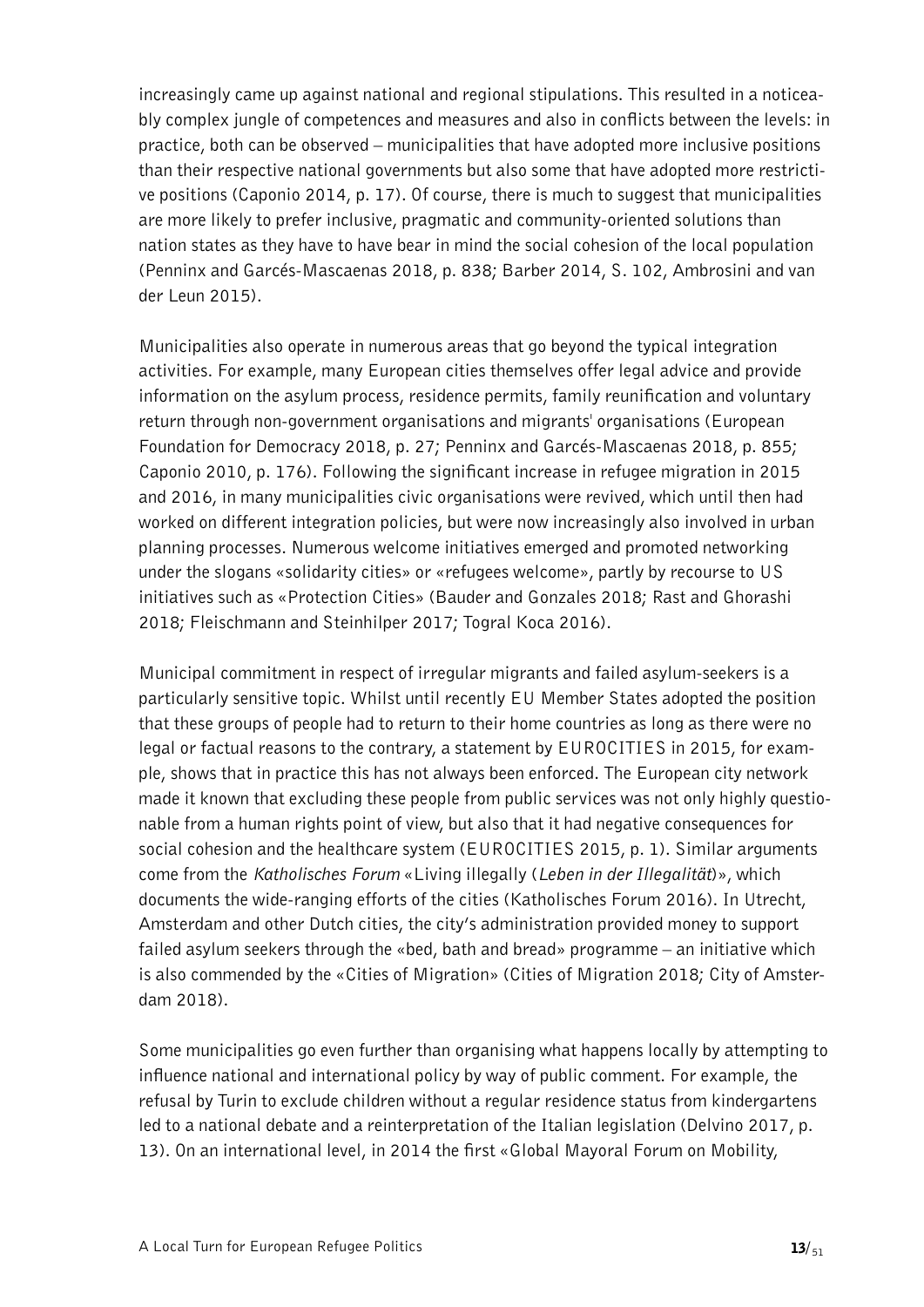increasingly came up against national and regional stipulations. This resulted in a noticeably complex jungle of competences and measures and also in conflicts between the levels: in practice, both can be observed – municipalities that have adopted more inclusive positions than their respective national governments but also some that have adopted more restrictive positions (Caponio 2014, p. 17). Of course, there is much to suggest that municipalities are more likely to prefer inclusive, pragmatic and community-oriented solutions than nation states as they have to have bear in mind the social cohesion of the local population (Penninx and Garcés-Mascaenas 2018, p. 838; Barber 2014, S. 102, Ambrosini and van der Leun 2015).

Municipalities also operate in numerous areas that go beyond the typical integration activities. For example, many European cities themselves offer legal advice and provide information on the asylum process, residence permits, family reunification and voluntary return through non-government organisations and migrants' organisations (European Foundation for Democracy 2018, p. 27; Penninx and Garcés-Mascaenas 2018, p. 855; Caponio 2010, p. 176). Following the significant increase in refugee migration in 2015 and 2016, in many municipalities civic organisations were revived, which until then had worked on different integration policies, but were now increasingly also involved in urban planning processes. Numerous welcome initiatives emerged and promoted networking under the slogans «solidarity cities» or «refugees welcome», partly by recourse to US initiatives such as «Protection Cities» (Bauder and Gonzales 2018; Rast and Ghorashi 2018; Fleischmann and Steinhilper 2017; Togral Koca 2016).

Municipal commitment in respect of irregular migrants and failed asylum-seekers is a particularly sensitive topic. Whilst until recently EU Member States adopted the position that these groups of people had to return to their home countries as long as there were no legal or factual reasons to the contrary, a statement by EUROCITIES in 2015, for example, shows that in practice this has not always been enforced. The European city network made it known that excluding these people from public services was not only highly questionable from a human rights point of view, but also that it had negative consequences for social cohesion and the healthcare system (EUROCITIES 2015, p. 1). Similar arguments come from the *Katholisches Forum* «Living illegally (*Leben in der Illegalität*)», which documents the wide-ranging efforts of the cities (Katholisches Forum 2016). In Utrecht, Amsterdam and other Dutch cities, the city's administration provided money to support failed asylum seekers through the «bed, bath and bread» programme – an initiative which is also commended by the «Cities of Migration» (Cities of Migration 2018; City of Amsterdam 2018).

Some municipalities go even further than organising what happens locally by attempting to influence national and international policy by way of public comment. For example, the refusal by Turin to exclude children without a regular residence status from kindergartens led to a national debate and a reinterpretation of the Italian legislation (Delvino 2017, p. 13). On an international level, in 2014 the first «Global Mayoral Forum on Mobility,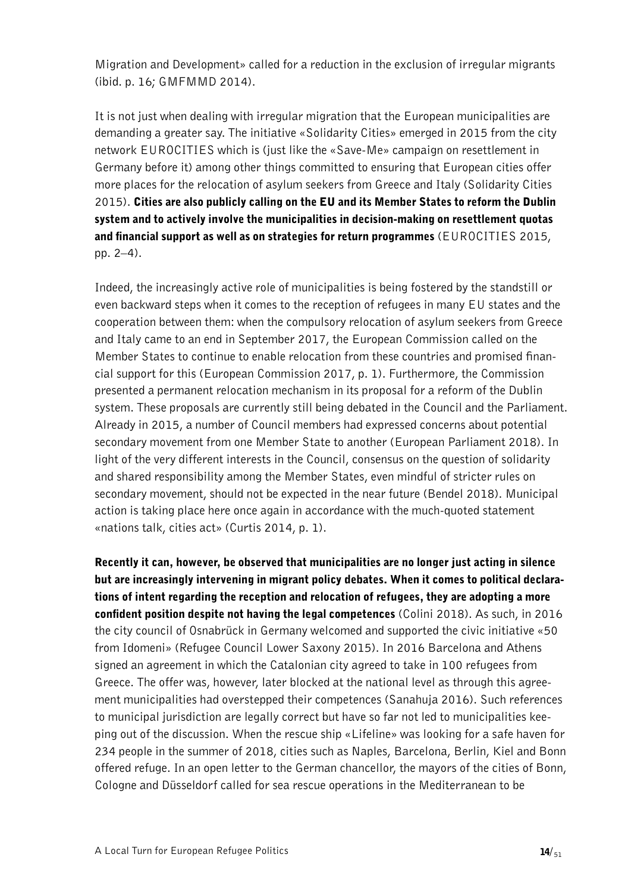Migration and Development» called for a reduction in the exclusion of irregular migrants (ibid. p. 16; GMFMMD 2014).

It is not just when dealing with irregular migration that the European municipalities are demanding a greater say. The initiative «Solidarity Cities» emerged in 2015 from the city network EUROCITIES which is (just like the «Save-Me» campaign on resettlement in Germany before it) among other things committed to ensuring that European cities offer more places for the relocation of asylum seekers from Greece and Italy (Solidarity Cities 2015). **Cities are also publicly calling on the EU and its Member States to reform the Dublin system and to actively involve the municipalities in decision-making on resettlement quotas and financial support as well as on strategies for return programmes** (EUROCITIES 2015, pp. 2–4).

Indeed, the increasingly active role of municipalities is being fostered by the standstill or even backward steps when it comes to the reception of refugees in many EU states and the cooperation between them: when the compulsory relocation of asylum seekers from Greece and Italy came to an end in September 2017, the European Commission called on the Member States to continue to enable relocation from these countries and promised financial support for this (European Commission 2017, p. 1). Furthermore, the Commission presented a permanent relocation mechanism in its proposal for a reform of the Dublin system. These proposals are currently still being debated in the Council and the Parliament. Already in 2015, a number of Council members had expressed concerns about potential secondary movement from one Member State to another (European Parliament 2018). In light of the very different interests in the Council, consensus on the question of solidarity and shared responsibility among the Member States, even mindful of stricter rules on secondary movement, should not be expected in the near future (Bendel 2018). Municipal action is taking place here once again in accordance with the much-quoted statement «nations talk, cities act» (Curtis 2014, p. 1).

**Recently it can, however, be observed that municipalities are no longer just acting in silence but are increasingly intervening in migrant policy debates. When it comes to political declarations of intent regarding the reception and relocation of refugees, they are adopting a more confident position despite not having the legal competences** (Colini 2018). As such, in 2016 the city council of Osnabrück in Germany welcomed and supported the civic initiative «50 from Idomeni» (Refugee Council Lower Saxony 2015). In 2016 Barcelona and Athens signed an agreement in which the Catalonian city agreed to take in 100 refugees from Greece. The offer was, however, later blocked at the national level as through this agreement municipalities had overstepped their competences (Sanahuja 2016). Such references to municipal jurisdiction are legally correct but have so far not led to municipalities keeping out of the discussion. When the rescue ship «Lifeline» was looking for a safe haven for 234 people in the summer of 2018, cities such as Naples, Barcelona, Berlin, Kiel and Bonn offered refuge. In an open letter to the German chancellor, the mayors of the cities of Bonn, Cologne and Düsseldorf called for sea rescue operations in the Mediterranean to be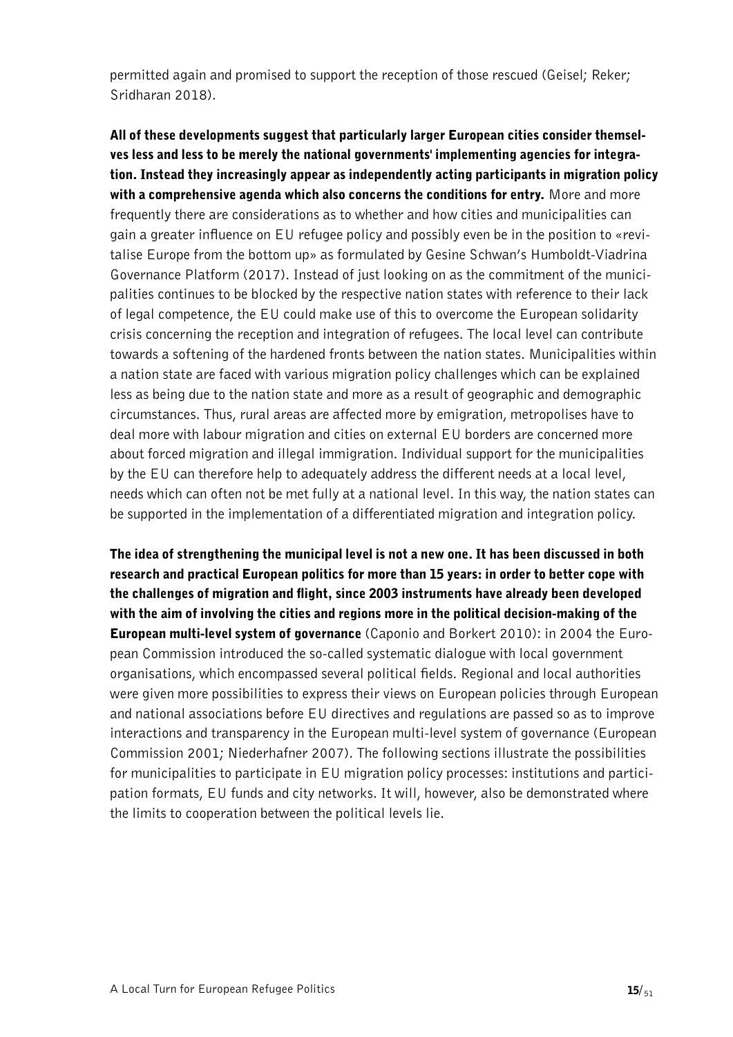permitted again and promised to support the reception of those rescued (Geisel; Reker; Sridharan 2018).

**All of these developments suggest that particularly larger European cities consider themselves less and less to be merely the national governments' implementing agencies for integration. Instead they increasingly appear as independently acting participants in migration policy with a comprehensive agenda which also concerns the conditions for entry.** More and more frequently there are considerations as to whether and how cities and municipalities can gain a greater influence on EU refugee policy and possibly even be in the position to «revitalise Europe from the bottom up» as formulated by Gesine Schwan's Humboldt-Viadrina Governance Platform (2017). Instead of just looking on as the commitment of the municipalities continues to be blocked by the respective nation states with reference to their lack of legal competence, the EU could make use of this to overcome the European solidarity crisis concerning the reception and integration of refugees. The local level can contribute towards a softening of the hardened fronts between the nation states. Municipalities within a nation state are faced with various migration policy challenges which can be explained less as being due to the nation state and more as a result of geographic and demographic circumstances. Thus, rural areas are affected more by emigration, metropolises have to deal more with labour migration and cities on external EU borders are concerned more about forced migration and illegal immigration. Individual support for the municipalities by the EU can therefore help to adequately address the different needs at a local level, needs which can often not be met fully at a national level. In this way, the nation states can be supported in the implementation of a differentiated migration and integration policy.

**The idea of strengthening the municipal level is not a new one. It has been discussed in both research and practical European politics for more than 15 years: in order to better cope with the challenges of migration and flight, since 2003 instruments have already been developed with the aim of involving the cities and regions more in the political decision-making of the European multi-level system of governance** (Caponio and Borkert 2010): in 2004 the European Commission introduced the so-called systematic dialogue with local government organisations, which encompassed several political fields. Regional and local authorities were given more possibilities to express their views on European policies through European and national associations before EU directives and regulations are passed so as to improve interactions and transparency in the European multi-level system of governance (European Commission 2001; Niederhafner 2007). The following sections illustrate the possibilities for municipalities to participate in EU migration policy processes: institutions and participation formats, EU funds and city networks. It will, however, also be demonstrated where the limits to cooperation between the political levels lie.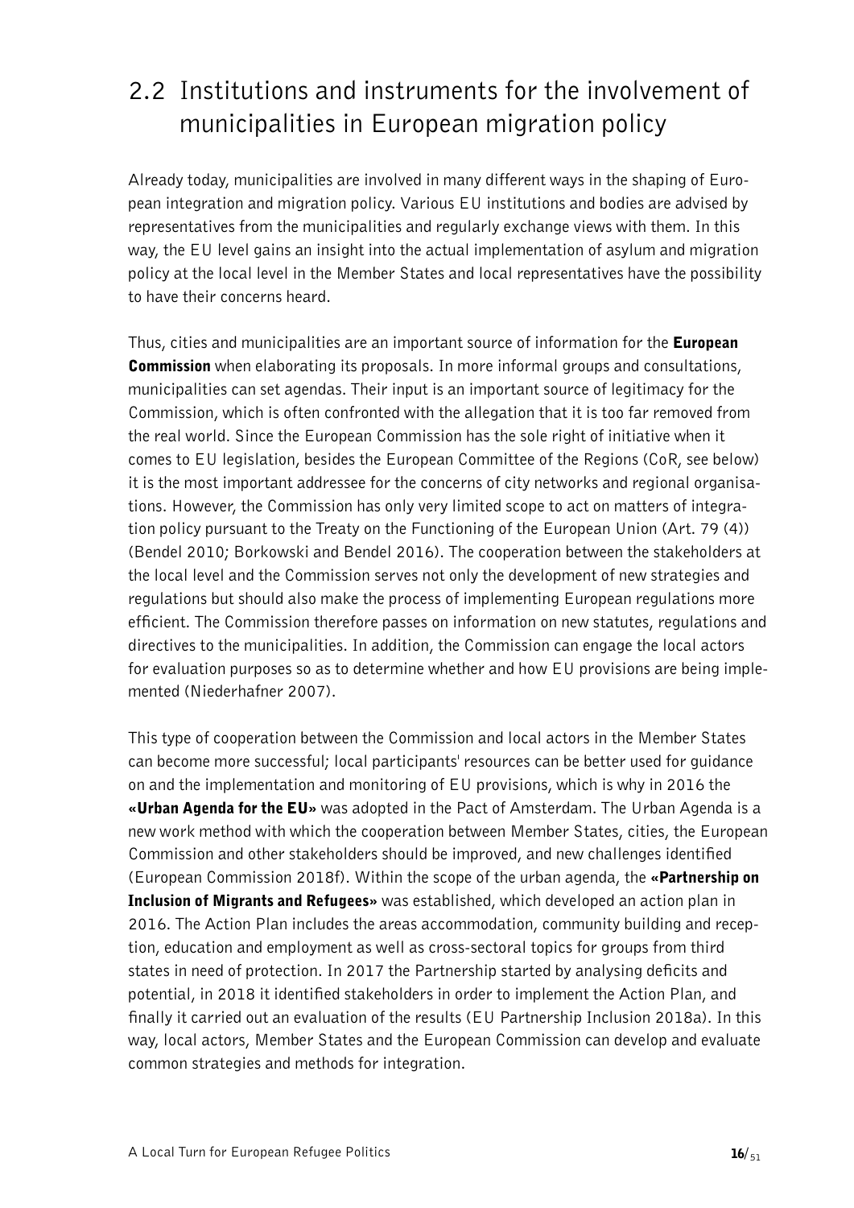## 2.2 Institutions and instruments for the involvement of municipalities in European migration policy

Already today, municipalities are involved in many different ways in the shaping of European integration and migration policy. Various EU institutions and bodies are advised by representatives from the municipalities and regularly exchange views with them. In this way, the EU level gains an insight into the actual implementation of asylum and migration policy at the local level in the Member States and local representatives have the possibility to have their concerns heard.

Thus, cities and municipalities are an important source of information for the **European Commission** when elaborating its proposals. In more informal groups and consultations, municipalities can set agendas. Their input is an important source of legitimacy for the Commission, which is often confronted with the allegation that it is too far removed from the real world. Since the European Commission has the sole right of initiative when it comes to EU legislation, besides the European Committee of the Regions (CoR, see below) it is the most important addressee for the concerns of city networks and regional organisations. However, the Commission has only very limited scope to act on matters of integration policy pursuant to the Treaty on the Functioning of the European Union (Art. 79 (4)) (Bendel 2010; Borkowski and Bendel 2016). The cooperation between the stakeholders at the local level and the Commission serves not only the development of new strategies and regulations but should also make the process of implementing European regulations more efficient. The Commission therefore passes on information on new statutes, regulations and directives to the municipalities. In addition, the Commission can engage the local actors for evaluation purposes so as to determine whether and how EU provisions are being implemented (Niederhafner 2007).

This type of cooperation between the Commission and local actors in the Member States can become more successful; local participants' resources can be better used for guidance on and the implementation and monitoring of EU provisions, which is why in 2016 the **«Urban Agenda for the EU»** was adopted in the Pact of Amsterdam. The Urban Agenda is a new work method with which the cooperation between Member States, cities, the European Commission and other stakeholders should be improved, and new challenges identified (European Commission 2018f). Within the scope of the urban agenda, the **«Partnership on Inclusion of Migrants and Refugees»** was established, which developed an action plan in 2016. The Action Plan includes the areas accommodation, community building and reception, education and employment as well as cross-sectoral topics for groups from third states in need of protection. In 2017 the Partnership started by analysing deficits and potential, in 2018 it identified stakeholders in order to implement the Action Plan, and finally it carried out an evaluation of the results (EU Partnership Inclusion 2018a). In this way, local actors, Member States and the European Commission can develop and evaluate common strategies and methods for integration.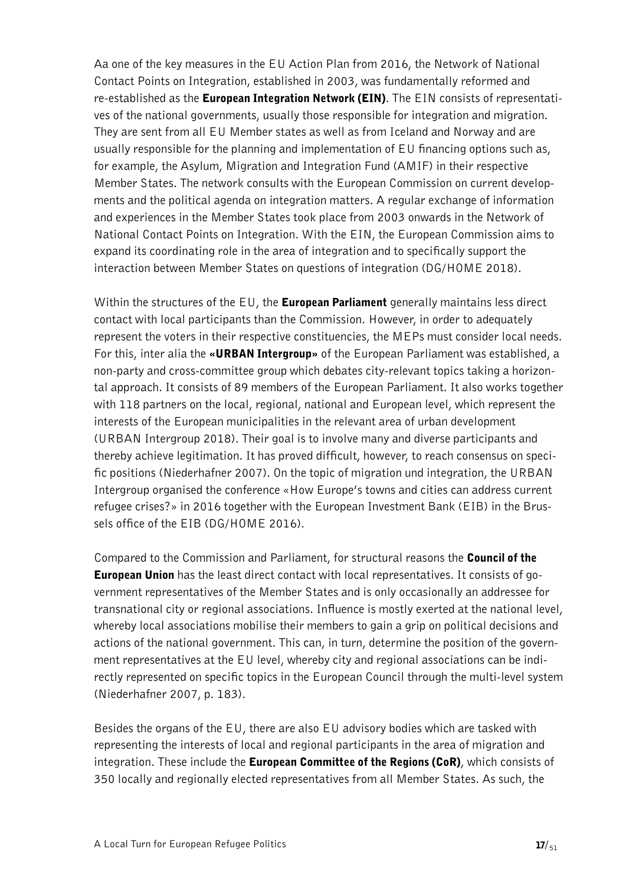Aa one of the key measures in the EU Action Plan from 2016, the Network of National Contact Points on Integration, established in 2003, was fundamentally reformed and re-established as the **European Integration Network (EIN)**. The EIN consists of representatives of the national governments, usually those responsible for integration and migration. They are sent from all EU Member states as well as from Iceland and Norway and are usually responsible for the planning and implementation of EU financing options such as, for example, the Asylum, Migration and Integration Fund (AMIF) in their respective Member States. The network consults with the European Commission on current developments and the political agenda on integration matters. A regular exchange of information and experiences in the Member States took place from 2003 onwards in the Network of National Contact Points on Integration. With the EIN, the European Commission aims to expand its coordinating role in the area of integration and to specifically support the interaction between Member States on questions of integration (DG/HOME 2018).

Within the structures of the EU, the **European Parliament** generally maintains less direct contact with local participants than the Commission. However, in order to adequately represent the voters in their respective constituencies, the MEPs must consider local needs. For this, inter alia the **«URBAN Intergroup»** of the European Parliament was established, a non-party and cross-committee group which debates city-relevant topics taking a horizontal approach. It consists of 89 members of the European Parliament. It also works together with 118 partners on the local, regional, national and European level, which represent the interests of the European municipalities in the relevant area of urban development (URBAN Intergroup 2018). Their goal is to involve many and diverse participants and thereby achieve legitimation. It has proved difficult, however, to reach consensus on specific positions (Niederhafner 2007). On the topic of migration und integration, the URBAN Intergroup organised the conference «How Europe's towns and cities can address current refugee crises?» in 2016 together with the European Investment Bank (EIB) in the Brussels office of the EIB (DG/HOME 2016).

Compared to the Commission and Parliament, for structural reasons the **Council of the European Union** has the least direct contact with local representatives. It consists of government representatives of the Member States and is only occasionally an addressee for transnational city or regional associations. Influence is mostly exerted at the national level, whereby local associations mobilise their members to gain a grip on political decisions and actions of the national government. This can, in turn, determine the position of the government representatives at the EU level, whereby city and regional associations can be indirectly represented on specific topics in the European Council through the multi-level system (Niederhafner 2007, p. 183).

Besides the organs of the EU, there are also EU advisory bodies which are tasked with representing the interests of local and regional participants in the area of migration and integration. These include the **European Committee of the Regions (CoR)**, which consists of 350 locally and regionally elected representatives from all Member States. As such, the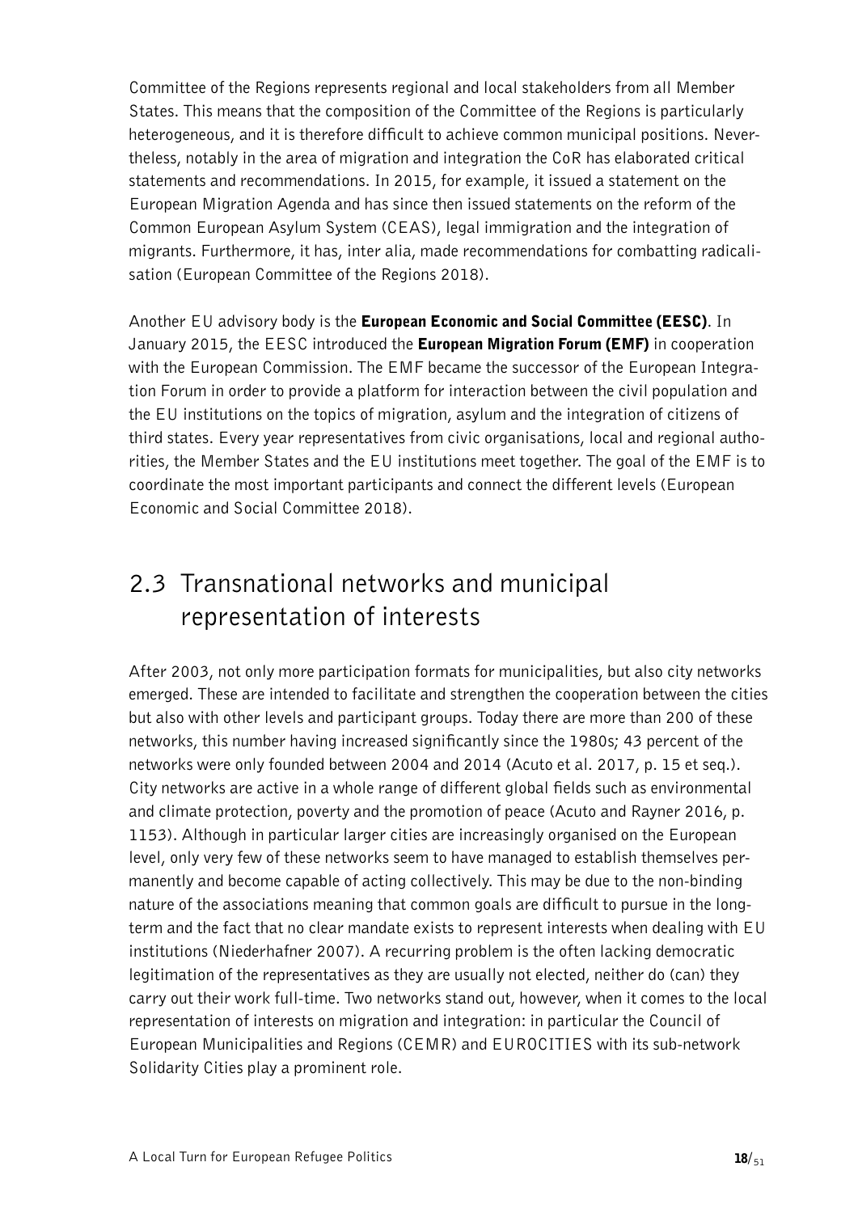Committee of the Regions represents regional and local stakeholders from all Member States. This means that the composition of the Committee of the Regions is particularly heterogeneous, and it is therefore difficult to achieve common municipal positions. Nevertheless, notably in the area of migration and integration the CoR has elaborated critical statements and recommendations. In 2015, for example, it issued a statement on the European Migration Agenda and has since then issued statements on the reform of the Common European Asylum System (CEAS), legal immigration and the integration of migrants. Furthermore, it has, inter alia, made recommendations for combatting radicalisation (European Committee of the Regions 2018).

Another EU advisory body is the **European Economic and Social Committee (EESC)**. In January 2015, the EESC introduced the **European Migration Forum (EMF)** in cooperation with the European Commission. The EMF became the successor of the European Integration Forum in order to provide a platform for interaction between the civil population and the EU institutions on the topics of migration, asylum and the integration of citizens of third states. Every year representatives from civic organisations, local and regional authorities, the Member States and the EU institutions meet together. The goal of the EMF is to coordinate the most important participants and connect the different levels (European Economic and Social Committee 2018).

## 2.3 Transnational networks and municipal representation of interests

After 2003, not only more participation formats for municipalities, but also city networks emerged. These are intended to facilitate and strengthen the cooperation between the cities but also with other levels and participant groups. Today there are more than 200 of these networks, this number having increased significantly since the 1980s; 43 percent of the networks were only founded between 2004 and 2014 (Acuto et al. 2017, p. 15 et seq.). City networks are active in a whole range of different global fields such as environmental and climate protection, poverty and the promotion of peace (Acuto and Rayner 2016, p. 1153). Although in particular larger cities are increasingly organised on the European level, only very few of these networks seem to have managed to establish themselves permanently and become capable of acting collectively. This may be due to the non-binding nature of the associations meaning that common goals are difficult to pursue in the long-term and the fact that no clear mandate exists to represent interests when dealing with EU institutions (Niederhafner 2007). A recurring problem is the often lacking democratic legitimation of the representatives as they are usually not elected, neither do (can) they carry out their work full-time. Two networks stand out, however, when it comes to the local representation of interests on migration and integration: in particular the Council of European Municipalities and Regions (CEMR) and EUROCITIES with its sub-network Solidarity Cities play a prominent role.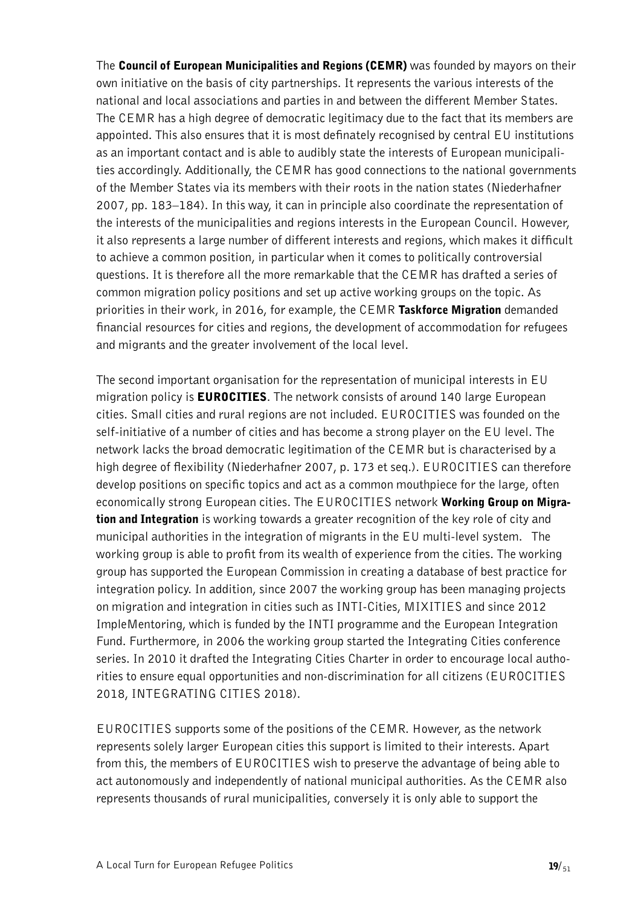The **Council of European Municipalities and Regions (CEMR)** was founded by mayors on their own initiative on the basis of city partnerships. It represents the various interests of the national and local associations and parties in and between the different Member States. The CEMR has a high degree of democratic legitimacy due to the fact that its members are appointed. This also ensures that it is most definately recognised by central EU institutions as an important contact and is able to audibly state the interests of European municipalities accordingly. Additionally, the CEMR has good connections to the national governments of the Member States via its members with their roots in the nation states (Niederhafner 2007, pp. 183–184). In this way, it can in principle also coordinate the representation of the interests of the municipalities and regions interests in the European Council. However, it also represents a large number of different interests and regions, which makes it difficult to achieve a common position, in particular when it comes to politically controversial questions. It is therefore all the more remarkable that the CEMR has drafted a series of common migration policy positions and set up active working groups on the topic. As priorities in their work, in 2016, for example, the CEMR **Taskforce Migration** demanded financial resources for cities and regions, the development of accommodation for refugees and migrants and the greater involvement of the local level.

The second important organisation for the representation of municipal interests in EU migration policy is **EUROCITIES**. The network consists of around 140 large European cities. Small cities and rural regions are not included. EUROCITIES was founded on the self-initiative of a number of cities and has become a strong player on the EU level. The network lacks the broad democratic legitimation of the CEMR but is characterised by a high degree of flexibility (Niederhafner 2007, p. 173 et seq.). EUROCITIES can therefore develop positions on specific topics and act as a common mouthpiece for the large, often economically strong European cities. The EUROCITIES network **Working Group on Migration and Integration** is working towards a greater recognition of the key role of city and municipal authorities in the integration of migrants in the EU multi-level system. The working group is able to profit from its wealth of experience from the cities. The working group has supported the European Commission in creating a database of best practice for integration policy. In addition, since 2007 the working group has been managing projects on migration and integration in cities such as INTI-Cities, MIXITIES and since 2012 ImpleMentoring, which is funded by the INTI programme and the European Integration Fund. Furthermore, in 2006 the working group started the Integrating Cities conference series. In 2010 it drafted the Integrating Cities Charter in order to encourage local authorities to ensure equal opportunities and non-discrimination for all citizens (EUROCITIES 2018, INTEGRATING CITIES 2018).

EUROCITIES supports some of the positions of the CEMR. However, as the network represents solely larger European cities this support is limited to their interests. Apart from this, the members of EUROCITIES wish to preserve the advantage of being able to act autonomously and independently of national municipal authorities. As the CEMR also represents thousands of rural municipalities, conversely it is only able to support the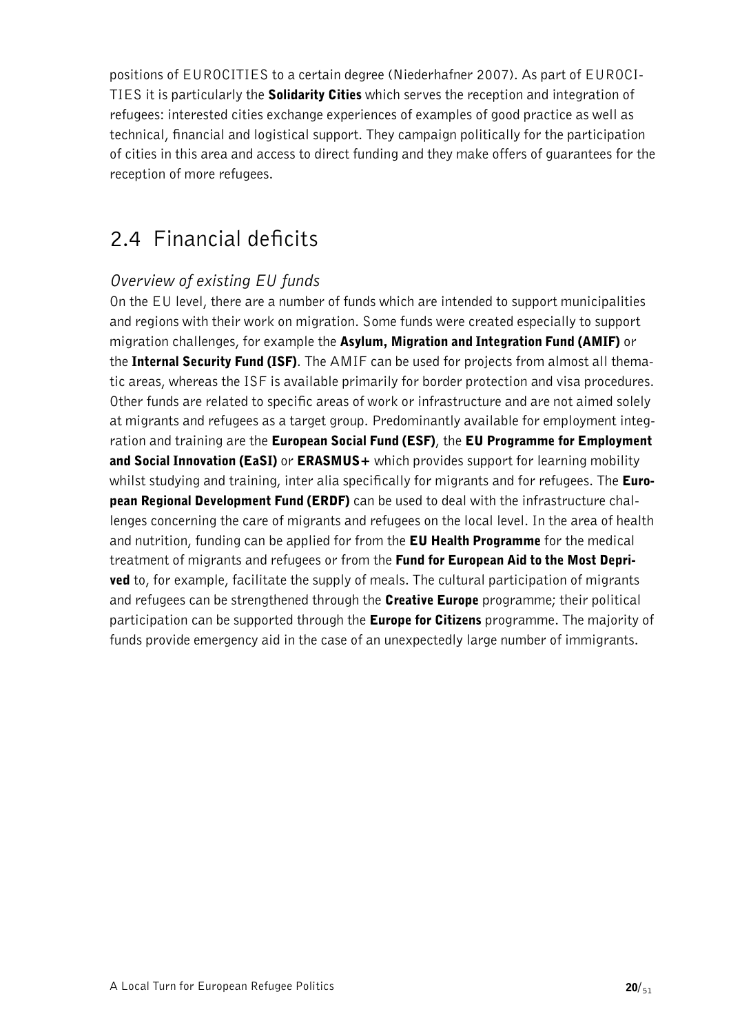positions of EUROCITIES to a certain degree (Niederhafner 2007). As part of EUROCITIES it is particularly the **Solidarity Cities** which serves the reception and integration of refugees: interested cities exchange experiences of examples of good practice as well as technical, financial and logistical support. They campaign politically for the participation of cities in this area and access to direct funding and they make offers of guarantees for the reception of more refugees.

## 2.4 Financial deficits

### *Overview of existing EU funds*

On the EU level, there are a number of funds which are intended to support municipalities and regions with their work on migration. Some funds were created especially to support migration challenges, for example the **Asylum, Migration and Integration Fund (AMIF)** or the **Internal Security Fund (ISF)**. The AMIF can be used for projects from almost all thematic areas, whereas the ISF is available primarily for border protection and visa procedures. Other funds are related to specific areas of work or infrastructure and are not aimed solely at migrants and refugees as a target group. Predominantly available for employment integration and training are the **European Social Fund (ESF)**, the **EU Programme for Employment and Social Innovation (EaSI)** or **ERASMUS+** which provides support for learning mobility whilst studying and training, inter alia specifically for migrants and for refugees. The **European Regional Development Fund (ERDF)** can be used to deal with the infrastructure challenges concerning the care of migrants and refugees on the local level. In the area of health and nutrition, funding can be applied for from the **EU Health Programme** for the medical treatment of migrants and refugees or from the **Fund for European Aid to the Most Deprived** to, for example, facilitate the supply of meals. The cultural participation of migrants and refugees can be strengthened through the **Creative Europe** programme; their political participation can be supported through the **Europe for Citizens** programme. The majority of funds provide emergency aid in the case of an unexpectedly large number of immigrants.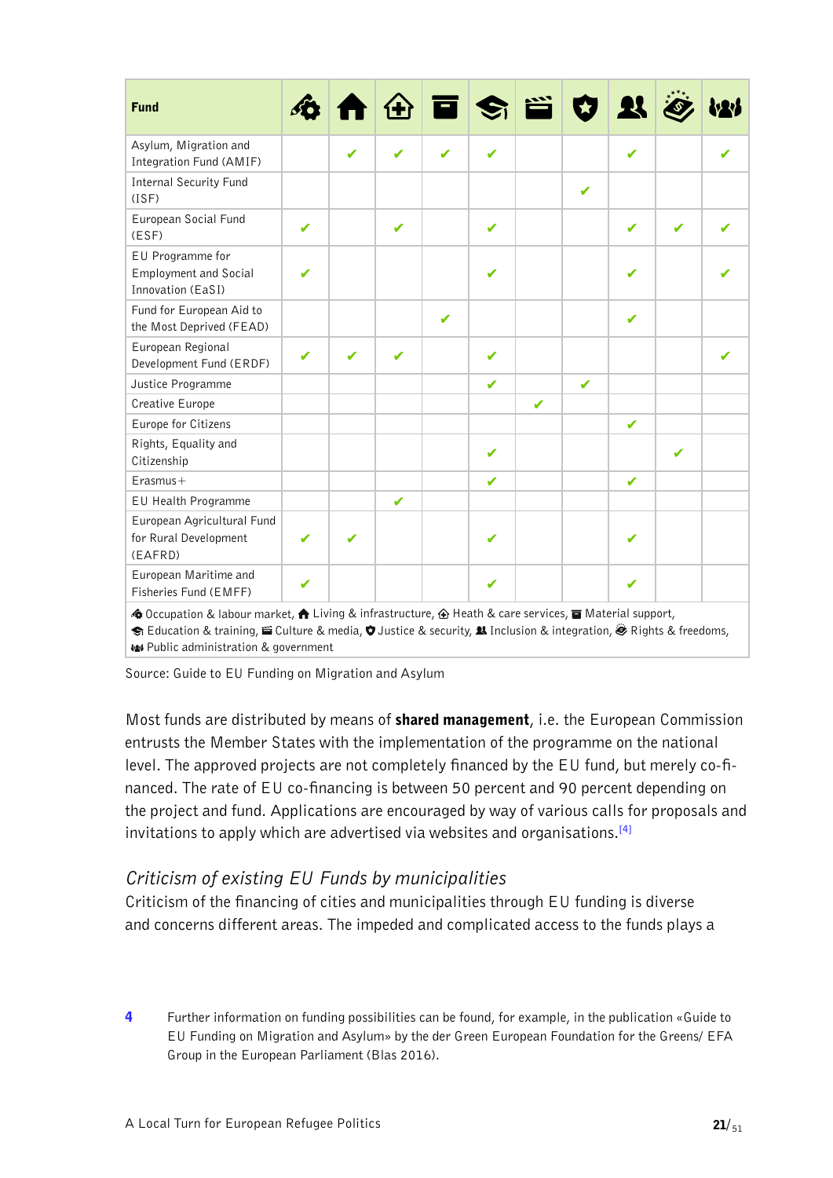| Fund | Occupation & labour market | Living & infrastructure | Heath & care services | Material support | Education & training | Culture & media | Justice & security | Inclusion & integration | Rights & freedoms | Public administration & government |
|---|---|---|---|---|---|---|---|---|---|---|
| Asylum, Migration and Integration Fund (AMIF) | | ✔ | ✔ | ✔ | ✔ | | | ✔ | | ✔ |
| Internal Security Fund (ISF) | | | | | | | ✔ | | | |
| European Social Fund (ESF) | ✔ | | ✔ | | ✔ | | | ✔ | ✔ | ✔ |
| EU Programme for Employment and Social Innovation (EaSI) | ✔ | | | | ✔ | | | ✔ | | ✔ |
| Fund for European Aid to the Most Deprived (FEAD) | | | | ✔ | | | | ✔ | | |
| European Regional Development Fund (ERDF) | ✔ | ✔ | ✔ | | ✔ | | | | | ✔ |
| Justice Programme | | | | | ✔ | | ✔ | | | |
| Creative Europe | | | | | | ✔ | | | | |
| Europe for Citizens | | | | | | | | ✔ | | |
| Rights, Equality and Citizenship | | | | | ✔ | | | | ✔ | |
| Erasmus+ | | | | | ✔ | | | ✔ | | |
| EU Health Programme | | | ✔ | | | | | | | |
| European Agricultural Fund for Rural Development (EAFRD) | ✔ | ✔ | | | ✔ | | | ✔ | | |
| European Maritime and Fisheries Fund (EMFF) | ✔ | | | | ✔ | | | ✔ | | |

Occupation & labour market, Living & infrastructure, Heath & care services, Material support, Education & training, Culture & media, Justice & security, Inclusion & integration, Rights & freedoms, Public administration & government

Source: Guide to EU Funding on Migration and Asylum

Most funds are distributed by means of **shared management**, i.e. the European Commission entrusts the Member States with the implementation of the programme on the national level. The approved projects are not completely financed by the EU fund, but merely co-financed. The rate of EU co-financing is between 50 percent and 90 percent depending on the project and fund. Applications are encouraged by way of various calls for proposals and invitations to apply which are advertised via websites and organisations.[4]

### *Criticism of existing EU Funds by municipalities*

Criticism of the financing of cities and municipalities through EU funding is diverse and concerns different areas. The impeded and complicated access to the funds plays a

4 Further information on funding possibilities can be found, for example, in the publication «Guide to EU Funding on Migration and Asylum» by the der Green European Foundation for the Greens/ EFA Group in the European Parliament (Blas 2016).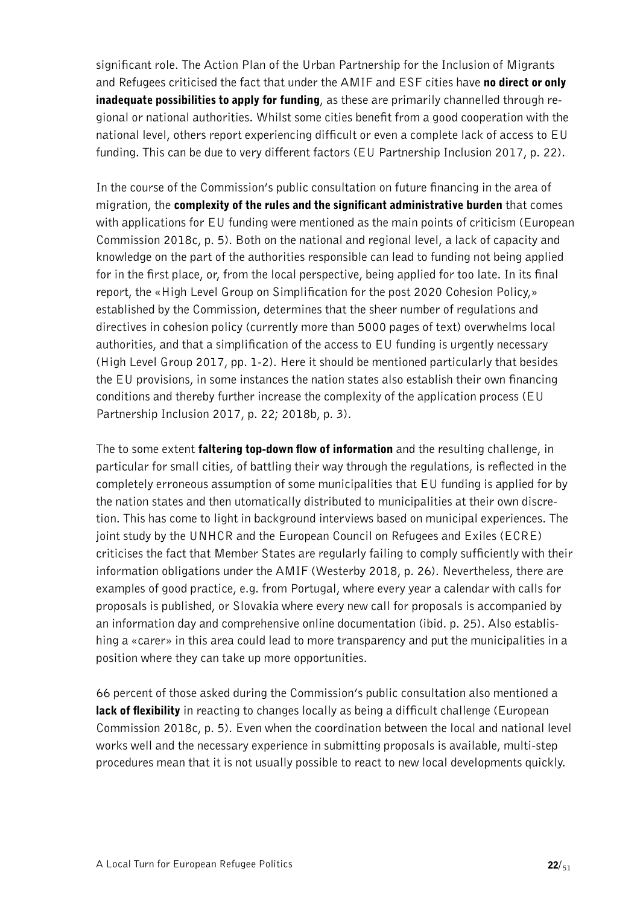significant role. The Action Plan of the Urban Partnership for the Inclusion of Migrants and Refugees criticised the fact that under the AMIF and ESF cities have **no direct or only inadequate possibilities to apply for funding**, as these are primarily channelled through regional or national authorities. Whilst some cities benefit from a good cooperation with the national level, others report experiencing difficult or even a complete lack of access to EU funding. This can be due to very different factors (EU Partnership Inclusion 2017, p. 22).

In the course of the Commission's public consultation on future financing in the area of migration, the **complexity of the rules and the significant administrative burden** that comes with applications for EU funding were mentioned as the main points of criticism (European Commission 2018c, p. 5). Both on the national and regional level, a lack of capacity and knowledge on the part of the authorities responsible can lead to funding not being applied for in the first place, or, from the local perspective, being applied for too late. In its final report, the «High Level Group on Simplification for the post 2020 Cohesion Policy,» established by the Commission, determines that the sheer number of regulations and directives in cohesion policy (currently more than 5000 pages of text) overwhelms local authorities, and that a simplification of the access to EU funding is urgently necessary (High Level Group 2017, pp. 1-2). Here it should be mentioned particularly that besides the EU provisions, in some instances the nation states also establish their own financing conditions and thereby further increase the complexity of the application process (EU Partnership Inclusion 2017, p. 22; 2018b, p. 3).

The to some extent **faltering top-down flow of information** and the resulting challenge, in particular for small cities, of battling their way through the regulations, is reflected in the completely erroneous assumption of some municipalities that EU funding is applied for by the nation states and then utomatically distributed to municipalities at their own discretion. This has come to light in background interviews based on municipal experiences. The joint study by the UNHCR and the European Council on Refugees and Exiles (ECRE) criticises the fact that Member States are regularly failing to comply sufficiently with their information obligations under the AMIF (Westerby 2018, p. 26). Nevertheless, there are examples of good practice, e.g. from Portugal, where every year a calendar with calls for proposals is published, or Slovakia where every new call for proposals is accompanied by an information day and comprehensive online documentation (ibid. p. 25). Also establishing a «carer» in this area could lead to more transparency and put the municipalities in a position where they can take up more opportunities.

66 percent of those asked during the Commission's public consultation also mentioned a **lack of flexibility** in reacting to changes locally as being a difficult challenge (European Commission 2018c, p. 5). Even when the coordination between the local and national level works well and the necessary experience in submitting proposals is available, multi-step procedures mean that it is not usually possible to react to new local developments quickly.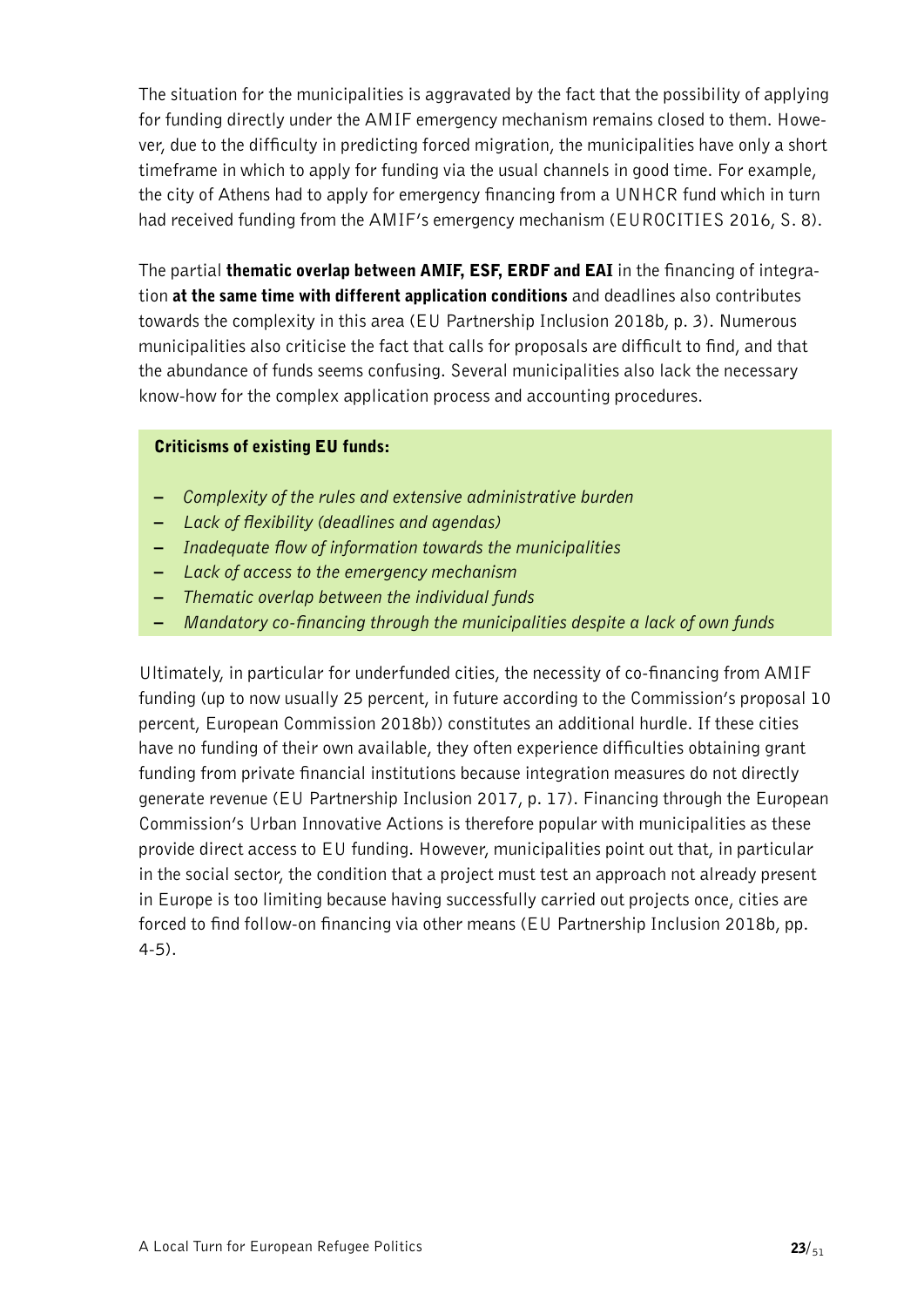The situation for the municipalities is aggravated by the fact that the possibility of applying for funding directly under the AMIF emergency mechanism remains closed to them. However, due to the difficulty in predicting forced migration, the municipalities have only a short timeframe in which to apply for funding via the usual channels in good time. For example, the city of Athens had to apply for emergency financing from a UNHCR fund which in turn had received funding from the AMIF's emergency mechanism (EUROCITIES 2016, S. 8).

The partial **thematic overlap between AMIF, ESF, ERDF and EAI** in the financing of integration **at the same time with different application conditions** and deadlines also contributes towards the complexity in this area (EU Partnership Inclusion 2018b, p. 3). Numerous municipalities also criticise the fact that calls for proposals are difficult to find, and that the abundance of funds seems confusing. Several municipalities also lack the necessary know-how for the complex application process and accounting procedures.

**Criticisms of existing EU funds:**

- *Complexity of the rules and extensive administrative burden*
- *Lack of flexibility (deadlines and agendas)*
- *Inadequate flow of information towards the municipalities*
- *Lack of access to the emergency mechanism*
- *Thematic overlap between the individual funds*
- *Mandatory co-financing through the municipalities despite a lack of own funds*

Ultimately, in particular for underfunded cities, the necessity of co-financing from AMIF funding (up to now usually 25 percent, in future according to the Commission's proposal 10 percent, European Commission 2018b)) constitutes an additional hurdle. If these cities have no funding of their own available, they often experience difficulties obtaining grant funding from private financial institutions because integration measures do not directly generate revenue (EU Partnership Inclusion 2017, p. 17). Financing through the European Commission's Urban Innovative Actions is therefore popular with municipalities as these provide direct access to EU funding. However, municipalities point out that, in particular in the social sector, the condition that a project must test an approach not already present in Europe is too limiting because having successfully carried out projects once, cities are forced to find follow-on financing via other means (EU Partnership Inclusion 2018b, pp. 4-5).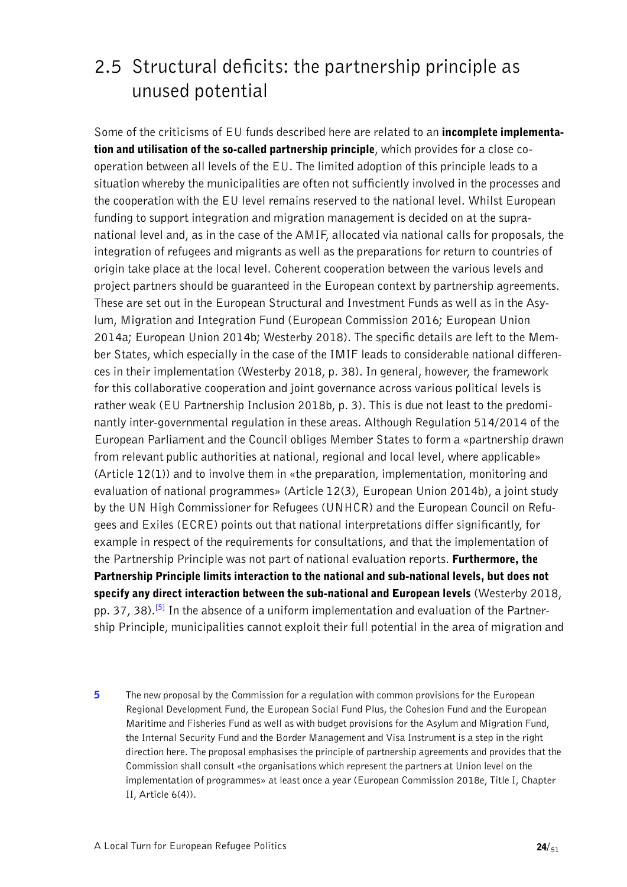## 2.5 Structural deficits: the partnership principle as unused potential

Some of the criticisms of EU funds described here are related to an **incomplete implementation and utilisation of the so-called partnership principle**, which provides for a close cooperation between all levels of the EU. The limited adoption of this principle leads to a situation whereby the municipalities are often not sufficiently involved in the processes and the cooperation with the EU level remains reserved to the national level. Whilst European funding to support integration and migration management is decided on at the supranational level and, as in the case of the AMIF, allocated via national calls for proposals, the integration of refugees and migrants as well as the preparations for return to countries of origin take place at the local level. Coherent cooperation between the various levels and project partners should be guaranteed in the European context by partnership agreements. These are set out in the European Structural and Investment Funds as well as in the Asylum, Migration and Integration Fund (European Commission 2016; European Union 2014a; European Union 2014b; Westerby 2018). The specific details are left to the Member States, which especially in the case of the IMIF leads to considerable national differences in their implementation (Westerby 2018, p. 38). In general, however, the framework for this collaborative cooperation and joint governance across various political levels is rather weak (EU Partnership Inclusion 2018b, p. 3). This is due not least to the predominantly inter-governmental regulation in these areas. Although Regulation 514/2014 of the European Parliament and the Council obliges Member States to form a «partnership drawn from relevant public authorities at national, regional and local level, where applicable» (Article 12(1)) and to involve them in «the preparation, implementation, monitoring and evaluation of national programmes» (Article 12(3), European Union 2014b), a joint study by the UN High Commissioner for Refugees (UNHCR) and the European Council on Refugees and Exiles (ECRE) points out that national interpretations differ significantly, for example in respect of the requirements for consultations, and that the implementation of the Partnership Principle was not part of national evaluation reports. **Furthermore, the Partnership Principle limits interaction to the national and sub-national levels, but does not specify any direct interaction between the sub-national and European levels** (Westerby 2018, pp. 37, 38).[5] In the absence of a uniform implementation and evaluation of the Partnership Principle, municipalities cannot exploit their full potential in the area of migration and

5 The new proposal by the Commission for a regulation with common provisions for the European Regional Development Fund, the European Social Fund Plus, the Cohesion Fund and the European Maritime and Fisheries Fund as well as with budget provisions for the Asylum and Migration Fund, the Internal Security Fund and the Border Management and Visa Instrument is a step in the right direction here. The proposal emphasises the principle of partnership agreements and provides that the Commission shall consult «the organisations which represent the partners at Union level on the implementation of programmes» at least once a year (European Commission 2018e, Title I, Chapter II, Article 6(4)).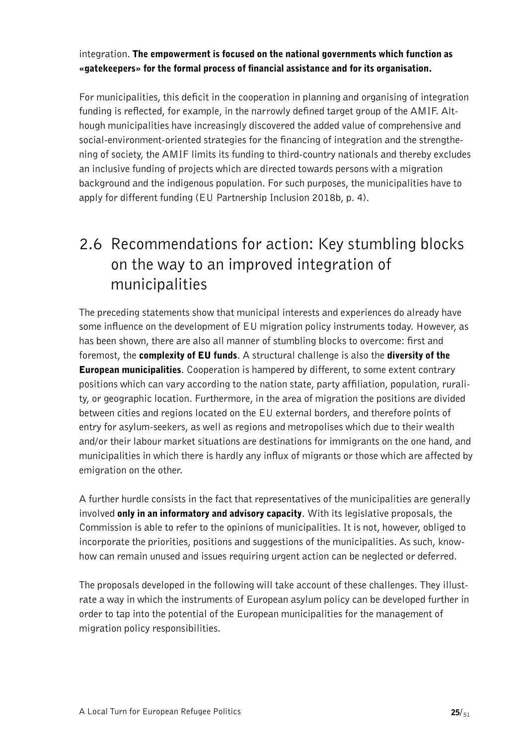integration. **The empowerment is focused on the national governments which function as «gatekeepers» for the formal process of financial assistance and for its organisation.**

For municipalities, this deficit in the cooperation in planning and organising of integration funding is reflected, for example, in the narrowly defined target group of the AMIF. Although municipalities have increasingly discovered the added value of comprehensive and social-environment-oriented strategies for the financing of integration and the strengthening of society, the AMIF limits its funding to third-country nationals and thereby excludes an inclusive funding of projects which are directed towards persons with a migration background and the indigenous population. For such purposes, the municipalities have to apply for different funding (EU Partnership Inclusion 2018b, p. 4).

## 2.6 Recommendations for action: Key stumbling blocks on the way to an improved integration of municipalities

The preceding statements show that municipal interests and experiences do already have some influence on the development of EU migration policy instruments today. However, as has been shown, there are also all manner of stumbling blocks to overcome: first and foremost, the **complexity of EU funds**. A structural challenge is also the **diversity of the European municipalities**. Cooperation is hampered by different, to some extent contrary positions which can vary according to the nation state, party affiliation, population, rurality, or geographic location. Furthermore, in the area of migration the positions are divided between cities and regions located on the EU external borders, and therefore points of entry for asylum-seekers, as well as regions and metropolises which due to their wealth and/or their labour market situations are destinations for immigrants on the one hand, and municipalities in which there is hardly any influx of migrants or those which are affected by emigration on the other.

A further hurdle consists in the fact that representatives of the municipalities are generally involved **only in an informatory and advisory capacity**. With its legislative proposals, the Commission is able to refer to the opinions of municipalities. It is not, however, obliged to incorporate the priorities, positions and suggestions of the municipalities. As such, know-how can remain unused and issues requiring urgent action can be neglected or deferred.

The proposals developed in the following will take account of these challenges. They illustrate a way in which the instruments of European asylum policy can be developed further in order to tap into the potential of the European municipalities for the management of migration policy responsibilities.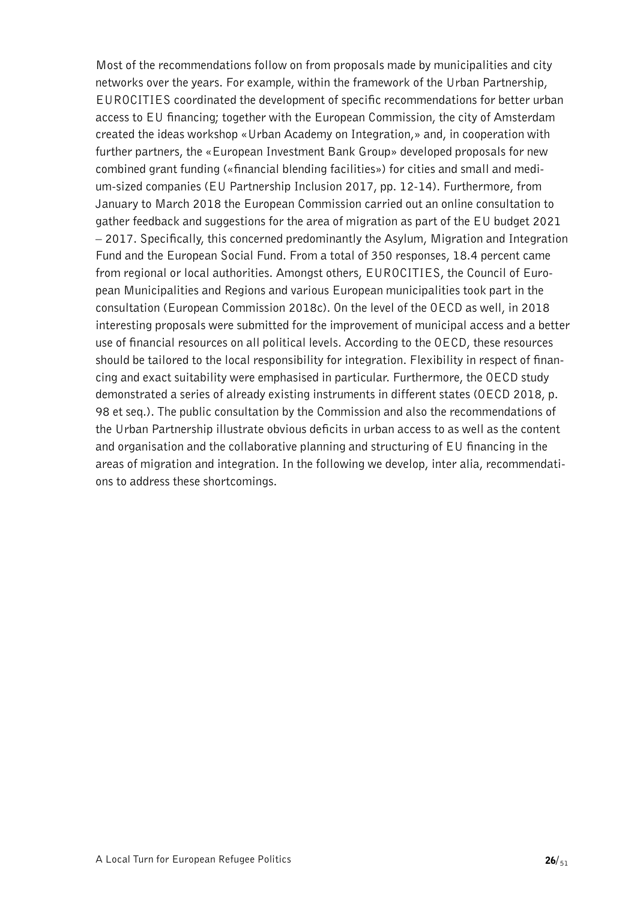Most of the recommendations follow on from proposals made by municipalities and city networks over the years. For example, within the framework of the Urban Partnership, EUROCITIES coordinated the development of specific recommendations for better urban access to EU financing; together with the European Commission, the city of Amsterdam created the ideas workshop «Urban Academy on Integration,» and, in cooperation with further partners, the «European Investment Bank Group» developed proposals for new combined grant funding («financial blending facilities») for cities and small and medium-sized companies (EU Partnership Inclusion 2017, pp. 12-14). Furthermore, from January to March 2018 the European Commission carried out an online consultation to gather feedback and suggestions for the area of migration as part of the EU budget 2021 – 2017. Specifically, this concerned predominantly the Asylum, Migration and Integration Fund and the European Social Fund. From a total of 350 responses, 18.4 percent came from regional or local authorities. Amongst others, EUROCITIES, the Council of European Municipalities and Regions and various European municipalities took part in the consultation (European Commission 2018c). On the level of the OECD as well, in 2018 interesting proposals were submitted for the improvement of municipal access and a better use of financial resources on all political levels. According to the OECD, these resources should be tailored to the local responsibility for integration. Flexibility in respect of financing and exact suitability were emphasised in particular. Furthermore, the OECD study demonstrated a series of already existing instruments in different states (OECD 2018, p. 98 et seq.). The public consultation by the Commission and also the recommendations of the Urban Partnership illustrate obvious deficits in urban access to as well as the content and organisation and the collaborative planning and structuring of EU financing in the areas of migration and integration. In the following we develop, inter alia, recommendations to address these shortcomings.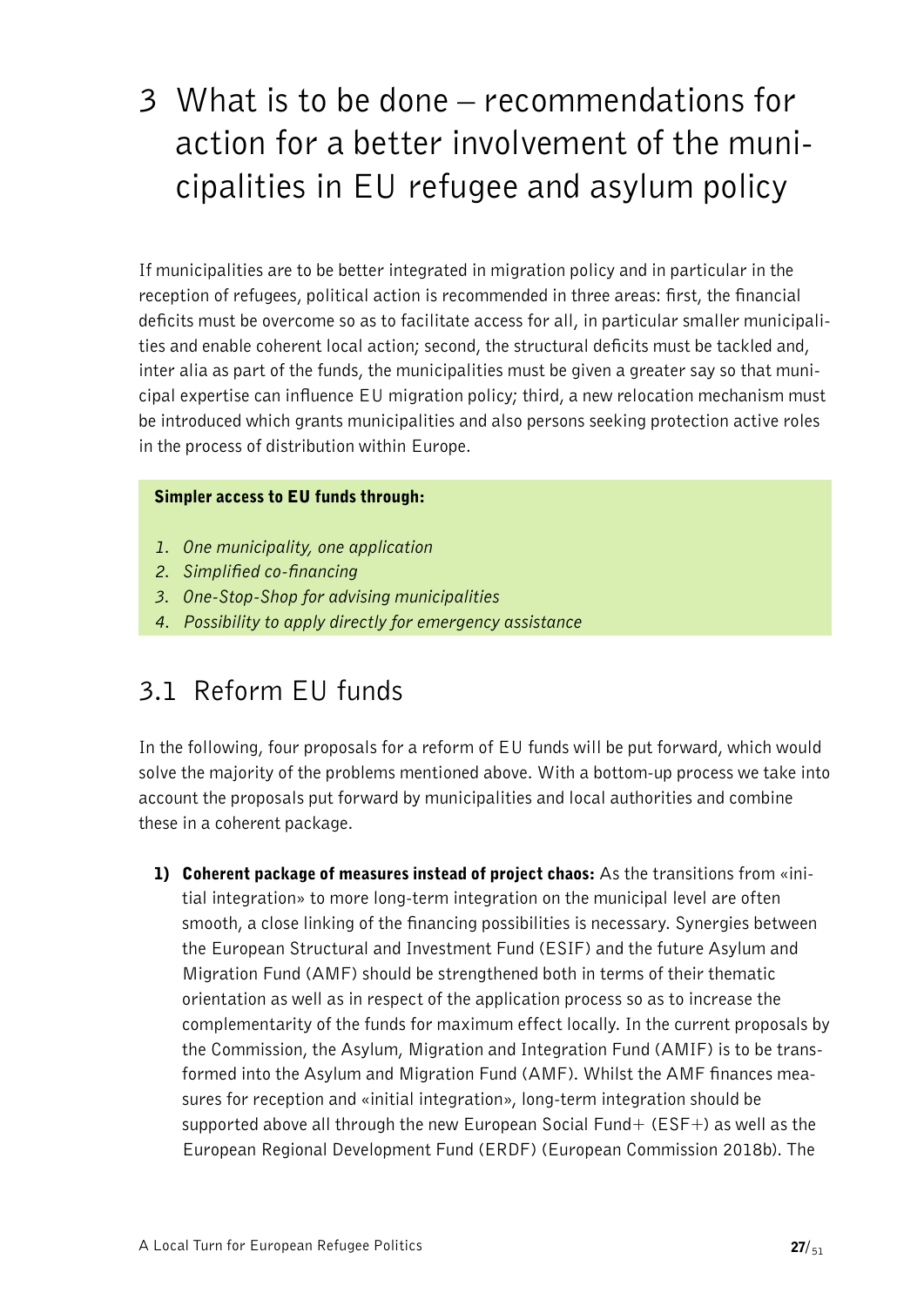# 3 What is to be done – recommendations for action for a better involvement of the municipalities in EU refugee and asylum policy

If municipalities are to be better integrated in migration policy and in particular in the reception of refugees, political action is recommended in three areas: first, the financial deficits must be overcome so as to facilitate access for all, in particular smaller municipalities and enable coherent local action; second, the structural deficits must be tackled and, inter alia as part of the funds, the municipalities must be given a greater say so that municipal expertise can influence EU migration policy; third, a new relocation mechanism must be introduced which grants municipalities and also persons seeking protection active roles in the process of distribution within Europe.

**Simpler access to EU funds through:**

1. *One municipality, one application*
2. *Simplified co-financing*
3. *One-Stop-Shop for advising municipalities*
4. *Possibility to apply directly for emergency assistance*

## 3.1 Reform EU funds

In the following, four proposals for a reform of EU funds will be put forward, which would solve the majority of the problems mentioned above. With a bottom-up process we take into account the proposals put forward by municipalities and local authorities and combine these in a coherent package.

1) **Coherent package of measures instead of project chaos:** As the transitions from «initial integration» to more long-term integration on the municipal level are often smooth, a close linking of the financing possibilities is necessary. Synergies between the European Structural and Investment Fund (ESIF) and the future Asylum and Migration Fund (AMF) should be strengthened both in terms of their thematic orientation as well as in respect of the application process so as to increase the complementarity of the funds for maximum effect locally. In the current proposals by the Commission, the Asylum, Migration and Integration Fund (AMIF) is to be transformed into the Asylum and Migration Fund (AMF). Whilst the AMF finances measures for reception and «initial integration», long-term integration should be supported above all through the new European Social Fund+ (ESF+) as well as the European Regional Development Fund (ERDF) (European Commission 2018b). The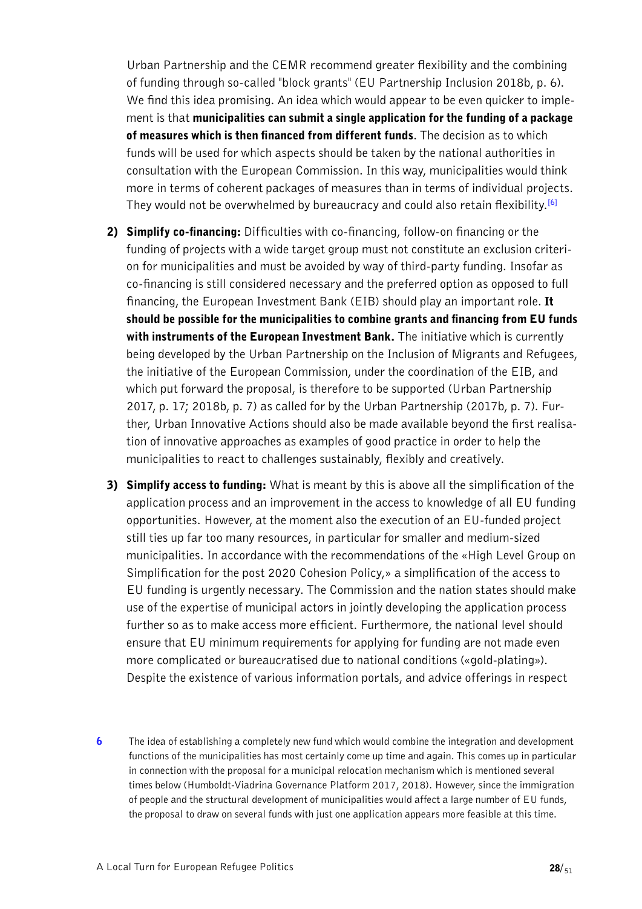Urban Partnership and the CEMR recommend greater flexibility and the combining of funding through so-called "block grants" (EU Partnership Inclusion 2018b, p. 6). We find this idea promising. An idea which would appear to be even quicker to implement is that **municipalities can submit a single application for the funding of a package of measures which is then financed from different funds**. The decision as to which funds will be used for which aspects should be taken by the national authorities in consultation with the European Commission. In this way, municipalities would think more in terms of coherent packages of measures than in terms of individual projects. They would not be overwhelmed by bureaucracy and could also retain flexibility.[6]

2) **Simplify co-financing:** Difficulties with co-financing, follow-on financing or the funding of projects with a wide target group must not constitute an exclusion criterion for municipalities and must be avoided by way of third-party funding. Insofar as co-financing is still considered necessary and the preferred option as opposed to full financing, the European Investment Bank (EIB) should play an important role. **It should be possible for the municipalities to combine grants and financing from EU funds with instruments of the European Investment Bank.** The initiative which is currently being developed by the Urban Partnership on the Inclusion of Migrants and Refugees, the initiative of the European Commission, under the coordination of the EIB, and which put forward the proposal, is therefore to be supported (Urban Partnership 2017, p. 17; 2018b, p. 7) as called for by the Urban Partnership (2017b, p. 7). Further, Urban Innovative Actions should also be made available beyond the first realisation of innovative approaches as examples of good practice in order to help the municipalities to react to challenges sustainably, flexibly and creatively.

3) **Simplify access to funding:** What is meant by this is above all the simplification of the application process and an improvement in the access to knowledge of all EU funding opportunities. However, at the moment also the execution of an EU-funded project still ties up far too many resources, in particular for smaller and medium-sized municipalities. In accordance with the recommendations of the «High Level Group on Simplification for the post 2020 Cohesion Policy,» a simplification of the access to EU funding is urgently necessary. The Commission and the nation states should make use of the expertise of municipal actors in jointly developing the application process further so as to make access more efficient. Furthermore, the national level should ensure that EU minimum requirements for applying for funding are not made even more complicated or bureaucratised due to national conditions («gold-plating»). Despite the existence of various information portals, and advice offerings in respect

[6] The idea of establishing a completely new fund which would combine the integration and development functions of the municipalities has most certainly come up time and again. This comes up in particular in connection with the proposal for a municipal relocation mechanism which is mentioned several times below (Humboldt-Viadrina Governance Platform 2017, 2018). However, since the immigration of people and the structural development of municipalities would affect a large number of EU funds, the proposal to draw on several funds with just one application appears more feasible at this time.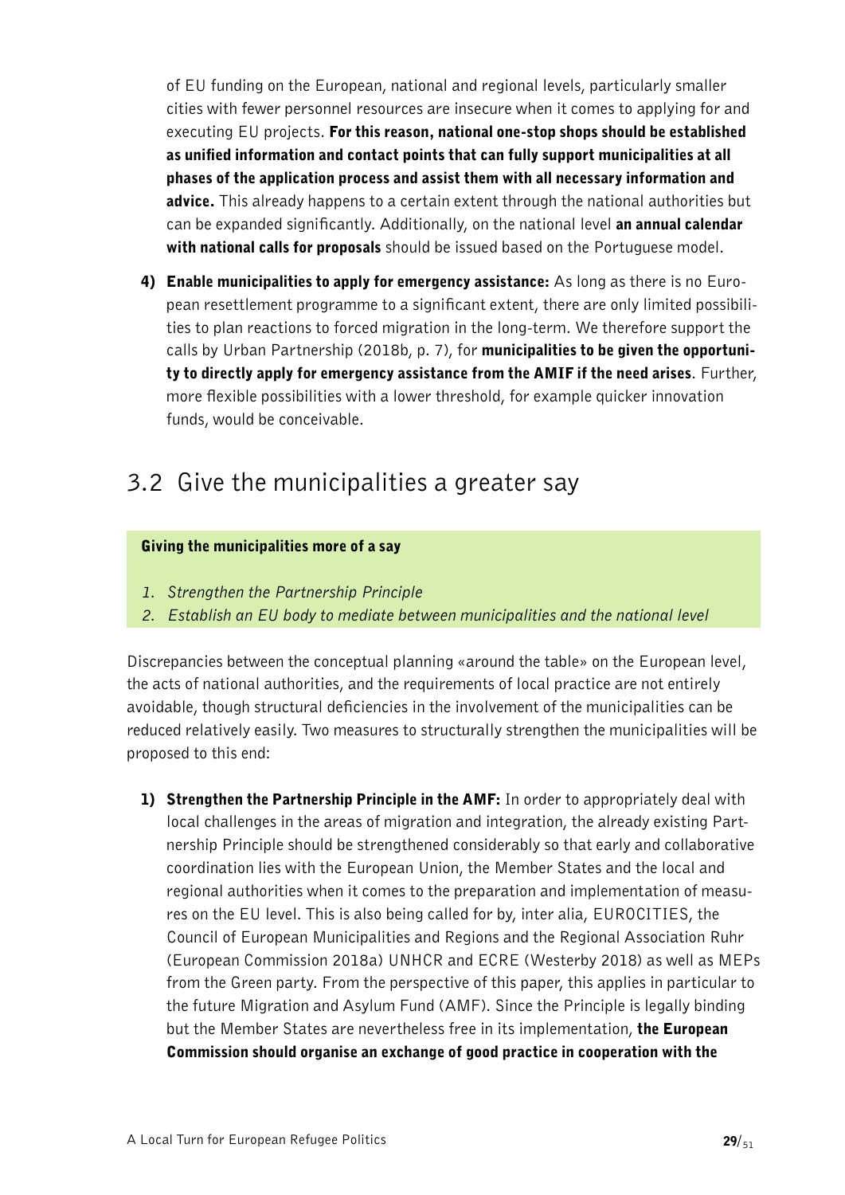of EU funding on the European, national and regional levels, particularly smaller cities with fewer personnel resources are insecure when it comes to applying for and executing EU projects. **For this reason, national one-stop shops should be established as unified information and contact points that can fully support municipalities at all phases of the application process and assist them with all necessary information and advice.** This already happens to a certain extent through the national authorities but can be expanded significantly. Additionally, on the national level **an annual calendar with national calls for proposals** should be issued based on the Portuguese model.

4) **Enable municipalities to apply for emergency assistance:** As long as there is no European resettlement programme to a significant extent, there are only limited possibilities to plan reactions to forced migration in the long-term. We therefore support the calls by Urban Partnership (2018b, p. 7), for **municipalities to be given the opportunity to directly apply for emergency assistance from the AMIF if the need arises**. Further, more flexible possibilities with a lower threshold, for example quicker innovation funds, would be conceivable.

## 3.2 Give the municipalities a greater say

**Giving the municipalities more of a say**

1. *Strengthen the Partnership Principle*
2. *Establish an EU body to mediate between municipalities and the national level*

Discrepancies between the conceptual planning «around the table» on the European level, the acts of national authorities, and the requirements of local practice are not entirely avoidable, though structural deficiencies in the involvement of the municipalities can be reduced relatively easily. Two measures to structurally strengthen the municipalities will be proposed to this end:

1) **Strengthen the Partnership Principle in the AMF:** In order to appropriately deal with local challenges in the areas of migration and integration, the already existing Partnership Principle should be strengthened considerably so that early and collaborative coordination lies with the European Union, the Member States and the local and regional authorities when it comes to the preparation and implementation of measures on the EU level. This is also being called for by, inter alia, EUROCITIES, the Council of European Municipalities and Regions and the Regional Association Ruhr (European Commission 2018a) UNHCR and ECRE (Westerby 2018) as well as MEPs from the Green party. From the perspective of this paper, this applies in particular to the future Migration and Asylum Fund (AMF). Since the Principle is legally binding but the Member States are nevertheless free in its implementation, **the European Commission should organise an exchange of good practice in cooperation with the**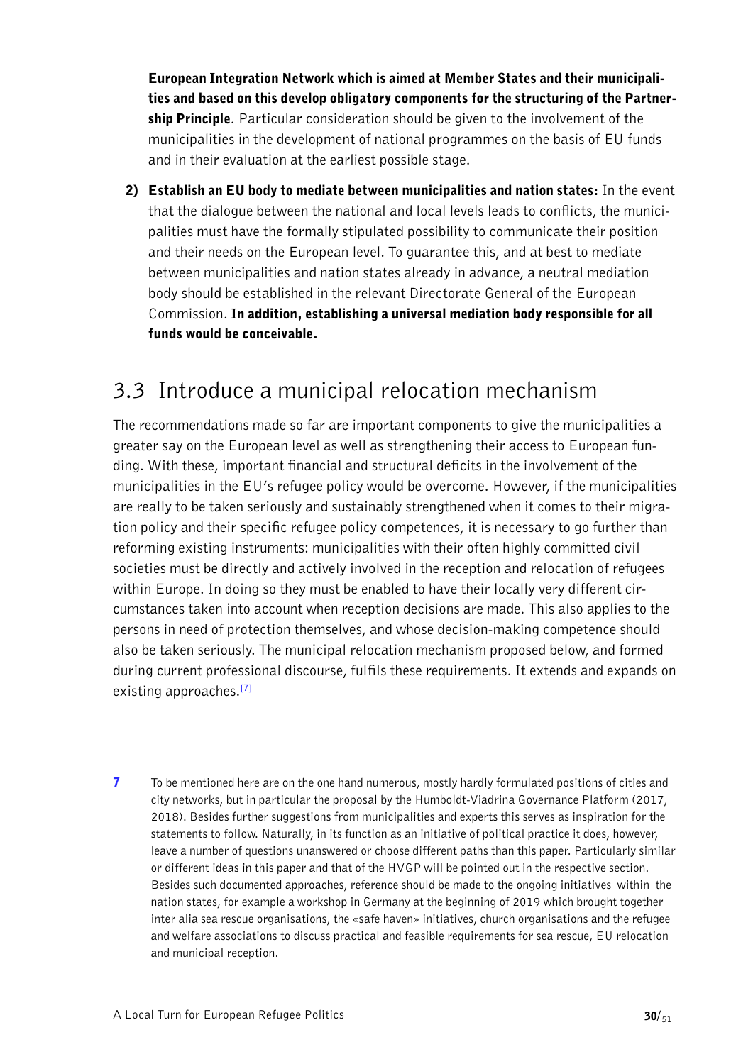**European Integration Network which is aimed at Member States and their municipalities and based on this develop obligatory components for the structuring of the Partnership Principle**. Particular consideration should be given to the involvement of the municipalities in the development of national programmes on the basis of EU funds and in their evaluation at the earliest possible stage.

2) **Establish an EU body to mediate between municipalities and nation states:** In the event that the dialogue between the national and local levels leads to conflicts, the municipalities must have the formally stipulated possibility to communicate their position and their needs on the European level. To guarantee this, and at best to mediate between municipalities and nation states already in advance, a neutral mediation body should be established in the relevant Directorate General of the European Commission. **In addition, establishing a universal mediation body responsible for all funds would be conceivable.**

## 3.3 Introduce a municipal relocation mechanism

The recommendations made so far are important components to give the municipalities a greater say on the European level as well as strengthening their access to European funding. With these, important financial and structural deficits in the involvement of the municipalities in the EU's refugee policy would be overcome. However, if the municipalities are really to be taken seriously and sustainably strengthened when it comes to their migration policy and their specific refugee policy competences, it is necessary to go further than reforming existing instruments: municipalities with their often highly committed civil societies must be directly and actively involved in the reception and relocation of refugees within Europe. In doing so they must be enabled to have their locally very different circumstances taken into account when reception decisions are made. This also applies to the persons in need of protection themselves, and whose decision-making competence should also be taken seriously. The municipal relocation mechanism proposed below, and formed during current professional discourse, fulfils these requirements. It extends and expands on existing approaches.[7]

7 To be mentioned here are on the one hand numerous, mostly hardly formulated positions of cities and city networks, but in particular the proposal by the Humboldt-Viadrina Governance Platform (2017, 2018). Besides further suggestions from municipalities and experts this serves as inspiration for the statements to follow. Naturally, in its function as an initiative of political practice it does, however, leave a number of questions unanswered or choose different paths than this paper. Particularly similar or different ideas in this paper and that of the HVGP will be pointed out in the respective section. Besides such documented approaches, reference should be made to the ongoing initiatives within the nation states, for example a workshop in Germany at the beginning of 2019 which brought together inter alia sea rescue organisations, the «safe haven» initiatives, church organisations and the refugee and welfare associations to discuss practical and feasible requirements for sea rescue, EU relocation and municipal reception.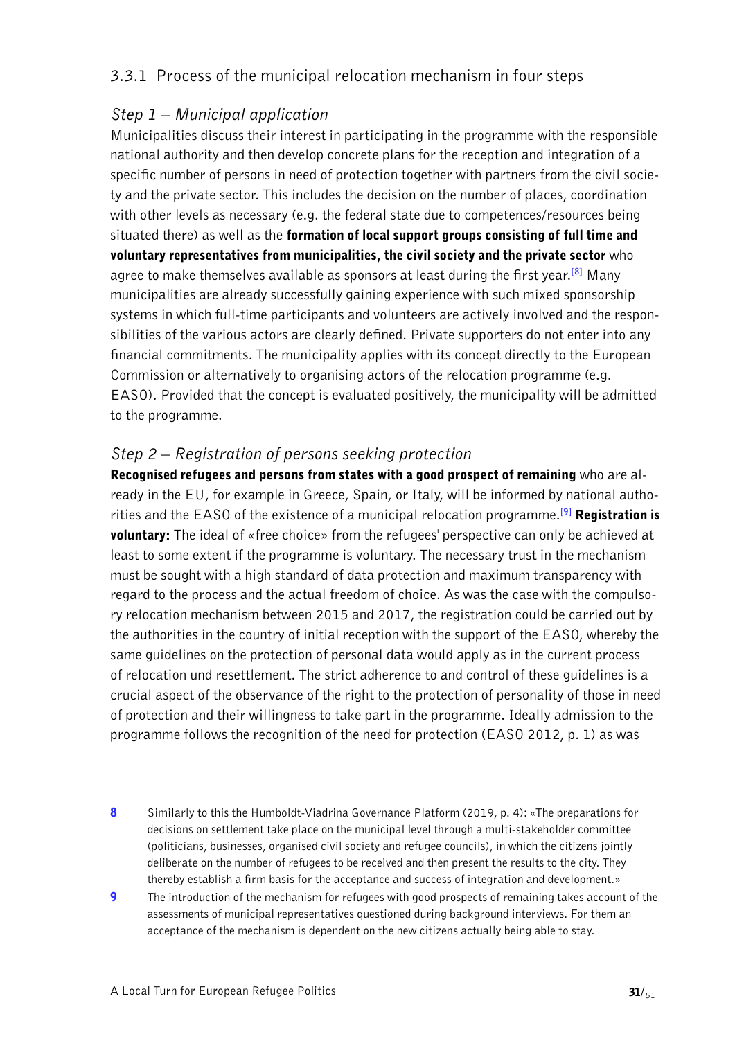### 3.3.1 Process of the municipal relocation mechanism in four steps

#### *Step 1 – Municipal application*

Municipalities discuss their interest in participating in the programme with the responsible national authority and then develop concrete plans for the reception and integration of a specific number of persons in need of protection together with partners from the civil society and the private sector. This includes the decision on the number of places, coordination with other levels as necessary (e.g. the federal state due to competences/resources being situated there) as well as the **formation of local support groups consisting of full time and voluntary representatives from municipalities, the civil society and the private sector** who agree to make themselves available as sponsors at least during the first year.[8] Many municipalities are already successfully gaining experience with such mixed sponsorship systems in which full-time participants and volunteers are actively involved and the responsibilities of the various actors are clearly defined. Private supporters do not enter into any financial commitments. The municipality applies with its concept directly to the European Commission or alternatively to organising actors of the relocation programme (e.g. EASO). Provided that the concept is evaluated positively, the municipality will be admitted to the programme.

#### *Step 2 – Registration of persons seeking protection*

**Recognised refugees and persons from states with a good prospect of remaining** who are already in the EU, for example in Greece, Spain, or Italy, will be informed by national authorities and the EASO of the existence of a municipal relocation programme.[9] **Registration is voluntary:** The ideal of «free choice» from the refugees' perspective can only be achieved at least to some extent if the programme is voluntary. The necessary trust in the mechanism must be sought with a high standard of data protection and maximum transparency with regard to the process and the actual freedom of choice. As was the case with the compulsory relocation mechanism between 2015 and 2017, the registration could be carried out by the authorities in the country of initial reception with the support of the EASO, whereby the same guidelines on the protection of personal data would apply as in the current process of relocation und resettlement. The strict adherence to and control of these guidelines is a crucial aspect of the observance of the right to the protection of personality of those in need of protection and their willingness to take part in the programme. Ideally admission to the programme follows the recognition of the need for protection (EASO 2012, p. 1) as was

---

8 Similarly to this the Humboldt-Viadrina Governance Platform (2019, p. 4): «The preparations for decisions on settlement take place on the municipal level through a multi-stakeholder committee (politicians, businesses, organised civil society and refugee councils), in which the citizens jointly deliberate on the number of refugees to be received and then present the results to the city. They thereby establish a firm basis for the acceptance and success of integration and development.»

9 The introduction of the mechanism for refugees with good prospects of remaining takes account of the assessments of municipal representatives questioned during background interviews. For them an acceptance of the mechanism is dependent on the new citizens actually being able to stay.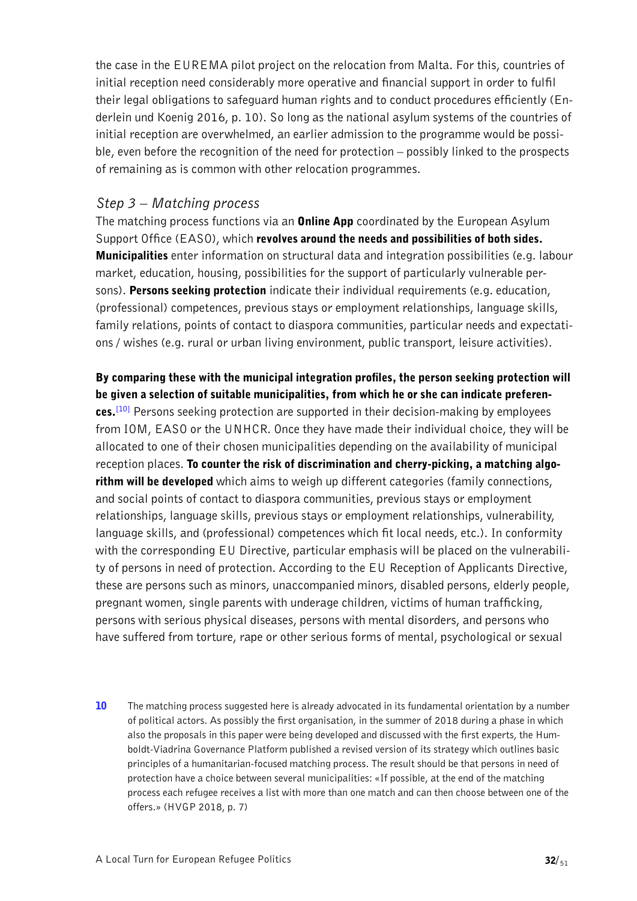the case in the EUREMA pilot project on the relocation from Malta. For this, countries of initial reception need considerably more operative and financial support in order to fulfil their legal obligations to safeguard human rights and to conduct procedures efficiently (Enderlein und Koenig 2016, p. 10). So long as the national asylum systems of the countries of initial reception are overwhelmed, an earlier admission to the programme would be possible, even before the recognition of the need for protection – possibly linked to the prospects of remaining as is common with other relocation programmes.

### *Step 3 – Matching process*

The matching process functions via an **Online App** coordinated by the European Asylum Support Office (EASO), which **revolves around the needs and possibilities of both sides. Municipalities** enter information on structural data and integration possibilities (e.g. labour market, education, housing, possibilities for the support of particularly vulnerable persons). **Persons seeking protection** indicate their individual requirements (e.g. education, (professional) competences, previous stays or employment relationships, language skills, family relations, points of contact to diaspora communities, particular needs and expectations / wishes (e.g. rural or urban living environment, public transport, leisure activities).

**By comparing these with the municipal integration profiles, the person seeking protection will be given a selection of suitable municipalities, from which he or she can indicate preferences.**[10] Persons seeking protection are supported in their decision-making by employees from IOM, EASO or the UNHCR. Once they have made their individual choice, they will be allocated to one of their chosen municipalities depending on the availability of municipal reception places. **To counter the risk of discrimination and cherry-picking, a matching algorithm will be developed** which aims to weigh up different categories (family connections, and social points of contact to diaspora communities, previous stays or employment relationships, language skills, previous stays or employment relationships, vulnerability, language skills, and (professional) competences which fit local needs, etc.). In conformity with the corresponding EU Directive, particular emphasis will be placed on the vulnerability of persons in need of protection. According to the EU Reception of Applicants Directive, these are persons such as minors, unaccompanied minors, disabled persons, elderly people, pregnant women, single parents with underage children, victims of human trafficking, persons with serious physical diseases, persons with mental disorders, and persons who have suffered from torture, rape or other serious forms of mental, psychological or sexual

**10** The matching process suggested here is already advocated in its fundamental orientation by a number of political actors. As possibly the first organisation, in the summer of 2018 during a phase in which also the proposals in this paper were being developed and discussed with the first experts, the Humboldt-Viadrina Governance Platform published a revised version of its strategy which outlines basic principles of a humanitarian-focused matching process. The result should be that persons in need of protection have a choice between several municipalities: «If possible, at the end of the matching process each refugee receives a list with more than one match and can then choose between one of the offers.» (HVGP 2018, p. 7)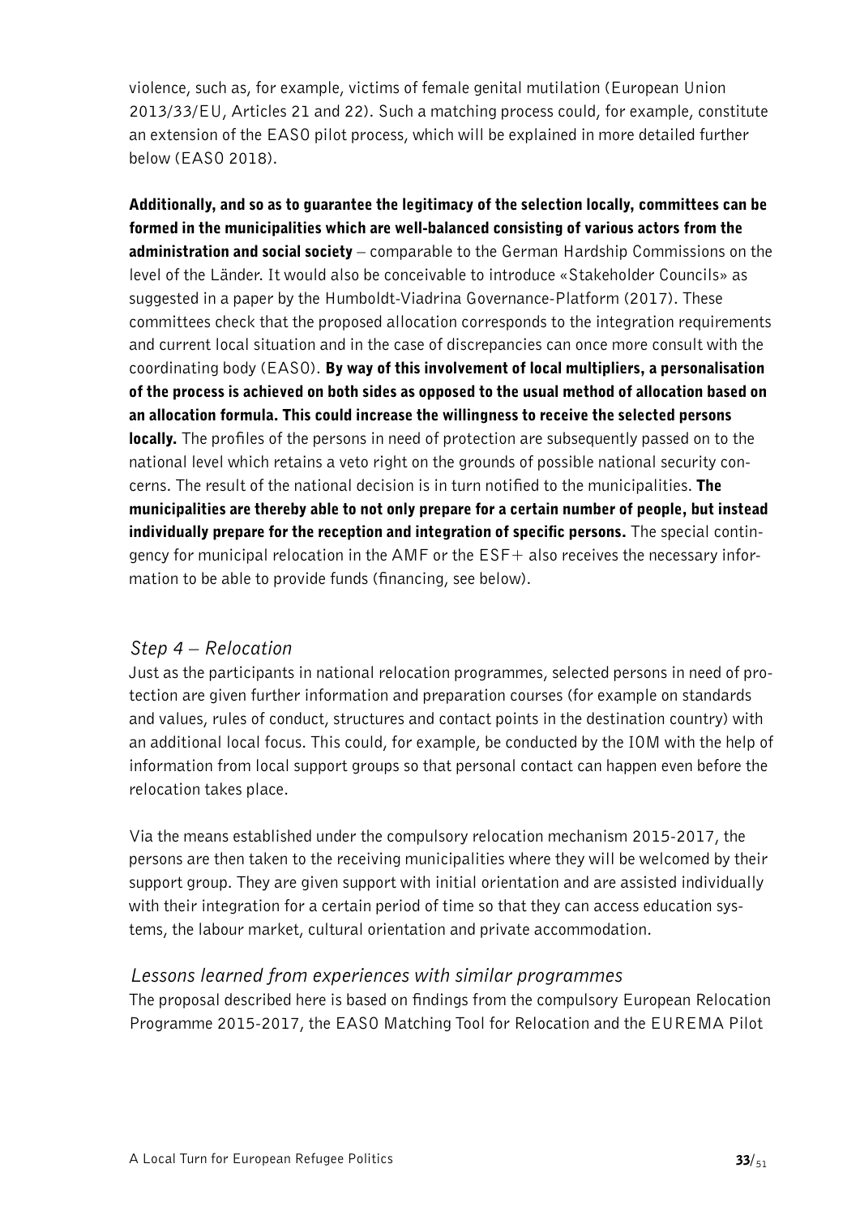violence, such as, for example, victims of female genital mutilation (European Union 2013/33/EU, Articles 21 and 22). Such a matching process could, for example, constitute an extension of the EASO pilot process, which will be explained in more detailed further below (EASO 2018).

**Additionally, and so as to guarantee the legitimacy of the selection locally, committees can be formed in the municipalities which are well-balanced consisting of various actors from the administration and social society** – comparable to the German Hardship Commissions on the level of the Länder. It would also be conceivable to introduce «Stakeholder Councils» as suggested in a paper by the Humboldt-Viadrina Governance-Platform (2017). These committees check that the proposed allocation corresponds to the integration requirements and current local situation and in the case of discrepancies can once more consult with the coordinating body (EASO). **By way of this involvement of local multipliers, a personalisation of the process is achieved on both sides as opposed to the usual method of allocation based on an allocation formula. This could increase the willingness to receive the selected persons locally.** The profiles of the persons in need of protection are subsequently passed on to the national level which retains a veto right on the grounds of possible national security concerns. The result of the national decision is in turn notified to the municipalities. **The municipalities are thereby able to not only prepare for a certain number of people, but instead individually prepare for the reception and integration of specific persons.** The special contingency for municipal relocation in the AMF or the ESF+ also receives the necessary information to be able to provide funds (financing, see below).

### *Step 4 – Relocation*

Just as the participants in national relocation programmes, selected persons in need of protection are given further information and preparation courses (for example on standards and values, rules of conduct, structures and contact points in the destination country) with an additional local focus. This could, for example, be conducted by the IOM with the help of information from local support groups so that personal contact can happen even before the relocation takes place.

Via the means established under the compulsory relocation mechanism 2015-2017, the persons are then taken to the receiving municipalities where they will be welcomed by their support group. They are given support with initial orientation and are assisted individually with their integration for a certain period of time so that they can access education systems, the labour market, cultural orientation and private accommodation.

### *Lessons learned from experiences with similar programmes*

The proposal described here is based on findings from the compulsory European Relocation Programme 2015-2017, the EASO Matching Tool for Relocation and the EUREMA Pilot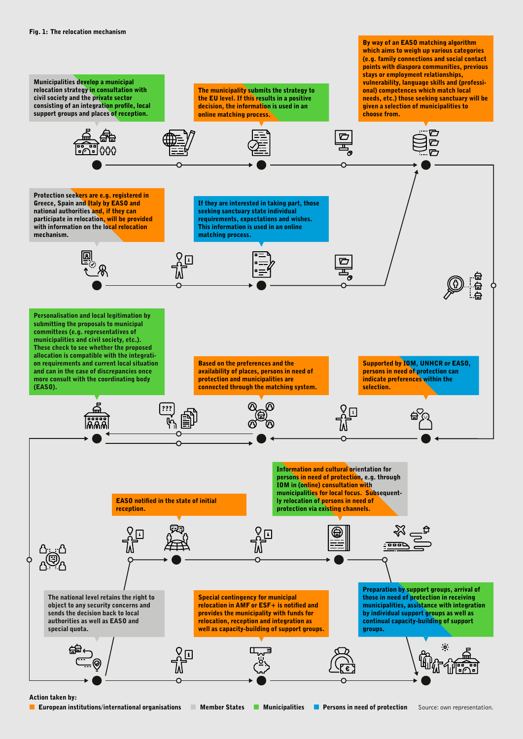**Fig. 1: The relocation mechanism**

Municipalities develop a municipal relocation strategy in consultation with civil society and the private sector consisting of an integration profile, local support groups and places of reception.

The municipality submits the strategy to the EU level. If this results in a positive decision, the information is used in an online matching process.

By way of an EASO matching algorithm which aims to weigh up various categories (e.g. family connections and social contact points with diaspora communities, previous stays or employment relationships, vulnerability, language skills and (professional) competences which match local needs, etc.) those seeking sanctuary will be given a selection of municipalities to choose from.

Protection seekers are e.g. registered in Greece, Spain and Italy by EASO and national authorities and, if they can participate in relocation, will be provided with information on the local relocation mechanism.

If they are interested in taking part, those seeking sanctuary state individual requirements, expectations and wishes. This information is used in an online matching process.

Personalisation and local legitimation by submitting the proposals to municipal committees (e.g. representatives of municipalities and civil society, etc.). These check to see whether the proposed allocation is compatible with the integration requirements and current local situation and can in the case of discrepancies once more consult with the coordinating body (EASO).

Based on the preferences and the availability of places, persons in need of protection and municipalities are connected through the matching system.

Supported by IOM, UNHCR or EASO, persons in need of protection can indicate preferences within the selection.

EASO notified in the state of initial reception.

Information and cultural orientation for persons in need of protection, e.g. through IOM in (online) consultation with municipalities for local focus. Subsequently relocation of persons in need of protection via existing channels.

The national level retains the right to object to any security concerns and sends the decision back to local authorities as well as EASO and special quota.

Special contingency for municipal relocation in AMF or ESF+ is notified and provides the municipality with funds for relocation, reception and integration as well as capacity-building of support groups.

Preparation by support groups, arrival of those in need of protection in receiving municipalities, assistance with integration by individual support groups as well as continual capacity-building of support groups.

Action taken by:
- European institutions/international organisations
- Member States
- Municipalities
- Persons in need of protection

Source: own representation.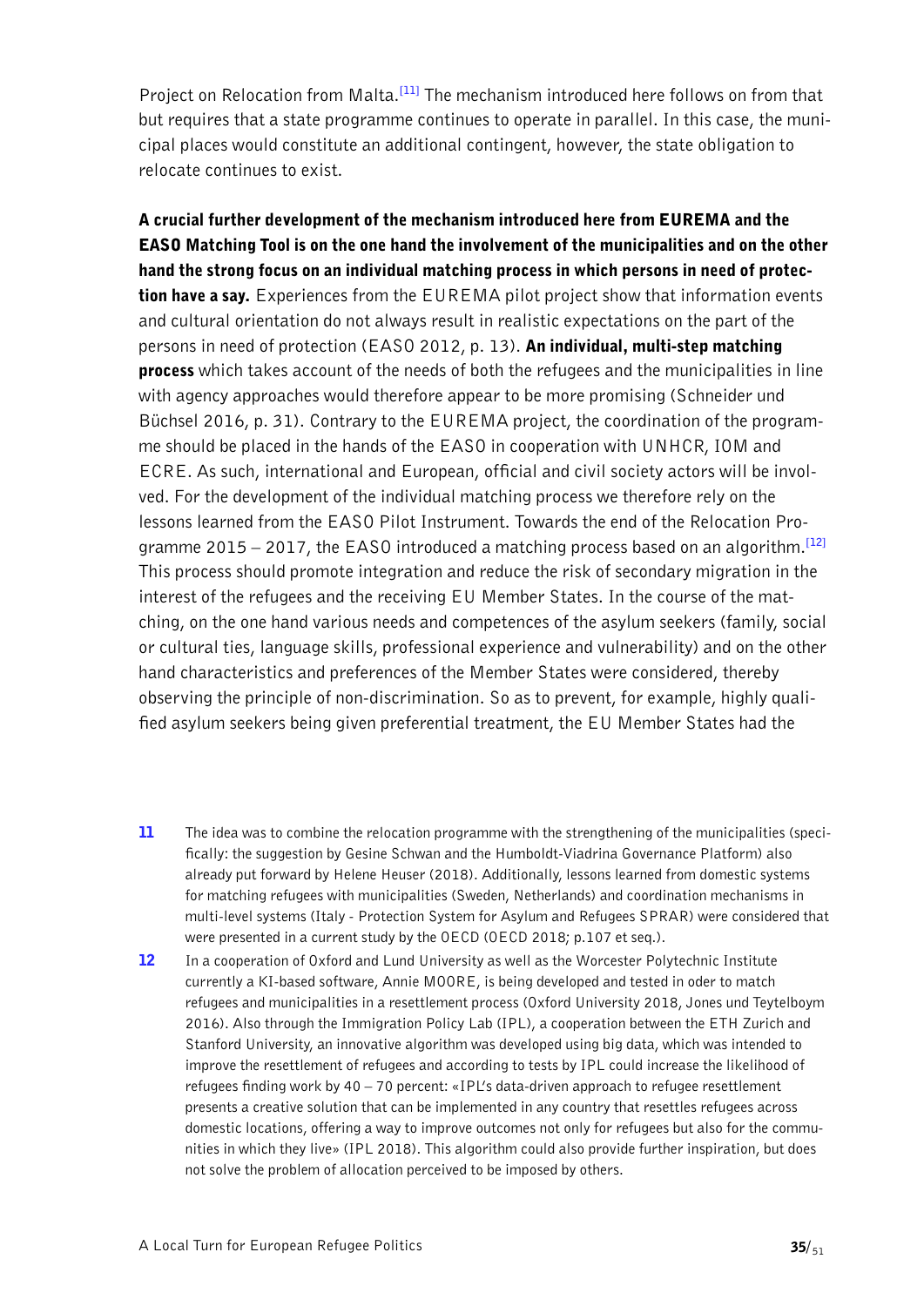Project on Relocation from Malta.[11] The mechanism introduced here follows on from that but requires that a state programme continues to operate in parallel. In this case, the municipal places would constitute an additional contingent, however, the state obligation to relocate continues to exist.

**A crucial further development of the mechanism introduced here from EUREMA and the EASO Matching Tool is on the one hand the involvement of the municipalities and on the other hand the strong focus on an individual matching process in which persons in need of protection have a say.** Experiences from the EUREMA pilot project show that information events and cultural orientation do not always result in realistic expectations on the part of the persons in need of protection (EASO 2012, p. 13). **An individual, multi-step matching process** which takes account of the needs of both the refugees and the municipalities in line with agency approaches would therefore appear to be more promising (Schneider und Büchsel 2016, p. 31). Contrary to the EUREMA project, the coordination of the programme should be placed in the hands of the EASO in cooperation with UNHCR, IOM and ECRE. As such, international and European, official and civil society actors will be involved. For the development of the individual matching process we therefore rely on the lessons learned from the EASO Pilot Instrument. Towards the end of the Relocation Programme 2015 – 2017, the EASO introduced a matching process based on an algorithm.[12] This process should promote integration and reduce the risk of secondary migration in the interest of the refugees and the receiving EU Member States. In the course of the matching, on the one hand various needs and competences of the asylum seekers (family, social or cultural ties, language skills, professional experience and vulnerability) and on the other hand characteristics and preferences of the Member States were considered, thereby observing the principle of non-discrimination. So as to prevent, for example, highly qualified asylum seekers being given preferential treatment, the EU Member States had the

---

**11** The idea was to combine the relocation programme with the strengthening of the municipalities (specifically: the suggestion by Gesine Schwan and the Humboldt-Viadrina Governance Platform) also already put forward by Helene Heuser (2018). Additionally, lessons learned from domestic systems for matching refugees with municipalities (Sweden, Netherlands) and coordination mechanisms in multi-level systems (Italy - Protection System for Asylum and Refugees SPRAR) were considered that were presented in a current study by the OECD (OECD 2018; p.107 et seq.).

**12** In a cooperation of Oxford and Lund University as well as the Worcester Polytechnic Institute currently a KI-based software, Annie MOORE, is being developed and tested in oder to match refugees and municipalities in a resettlement process (Oxford University 2018, Jones und Teytelboym 2016). Also through the Immigration Policy Lab (IPL), a cooperation between the ETH Zurich and Stanford University, an innovative algorithm was developed using big data, which was intended to improve the resettlement of refugees and according to tests by IPL could increase the likelihood of refugees finding work by 40 – 70 percent: «IPL's data-driven approach to refugee resettlement presents a creative solution that can be implemented in any country that resettles refugees across domestic locations, offering a way to improve outcomes not only for refugees but also for the communities in which they live» (IPL 2018). This algorithm could also provide further inspiration, but does not solve the problem of allocation perceived to be imposed by others.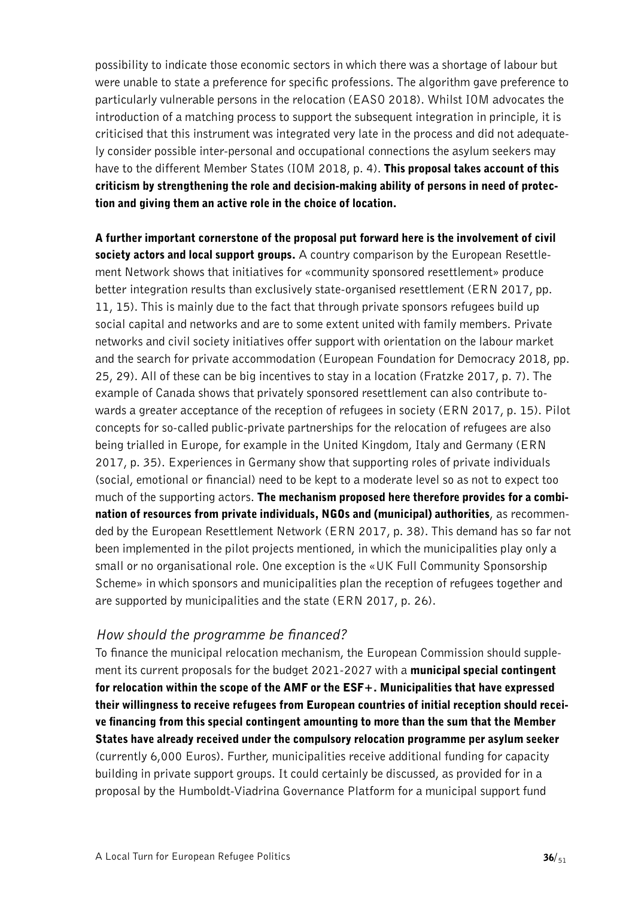possibility to indicate those economic sectors in which there was a shortage of labour but were unable to state a preference for specific professions. The algorithm gave preference to particularly vulnerable persons in the relocation (EASO 2018). Whilst IOM advocates the introduction of a matching process to support the subsequent integration in principle, it is criticised that this instrument was integrated very late in the process and did not adequately consider possible inter-personal and occupational connections the asylum seekers may have to the different Member States (IOM 2018, p. 4). **This proposal takes account of this criticism by strengthening the role and decision-making ability of persons in need of protection and giving them an active role in the choice of location.**

**A further important cornerstone of the proposal put forward here is the involvement of civil society actors and local support groups.** A country comparison by the European Resettlement Network shows that initiatives for «community sponsored resettlement» produce better integration results than exclusively state-organised resettlement (ERN 2017, pp. 11, 15). This is mainly due to the fact that through private sponsors refugees build up social capital and networks and are to some extent united with family members. Private networks and civil society initiatives offer support with orientation on the labour market and the search for private accommodation (European Foundation for Democracy 2018, pp. 25, 29). All of these can be big incentives to stay in a location (Fratzke 2017, p. 7). The example of Canada shows that privately sponsored resettlement can also contribute towards a greater acceptance of the reception of refugees in society (ERN 2017, p. 15). Pilot concepts for so-called public-private partnerships for the relocation of refugees are also being trialled in Europe, for example in the United Kingdom, Italy and Germany (ERN 2017, p. 35). Experiences in Germany show that supporting roles of private individuals (social, emotional or financial) need to be kept to a moderate level so as not to expect too much of the supporting actors. **The mechanism proposed here therefore provides for a combination of resources from private individuals, NGOs and (municipal) authorities**, as recommended by the European Resettlement Network (ERN 2017, p. 38). This demand has so far not been implemented in the pilot projects mentioned, in which the municipalities play only a small or no organisational role. One exception is the «UK Full Community Sponsorship Scheme» in which sponsors and municipalities plan the reception of refugees together and are supported by municipalities and the state (ERN 2017, p. 26).

### *How should the programme be financed?*

To finance the municipal relocation mechanism, the European Commission should supplement its current proposals for the budget 2021-2027 with a **municipal special contingent for relocation within the scope of the AMF or the ESF+. Municipalities that have expressed their willingness to receive refugees from European countries of initial reception should receive financing from this special contingent amounting to more than the sum that the Member States have already received under the compulsory relocation programme per asylum seeker** (currently 6,000 Euros). Further, municipalities receive additional funding for capacity building in private support groups. It could certainly be discussed, as provided for in a proposal by the Humboldt-Viadrina Governance Platform for a municipal support fund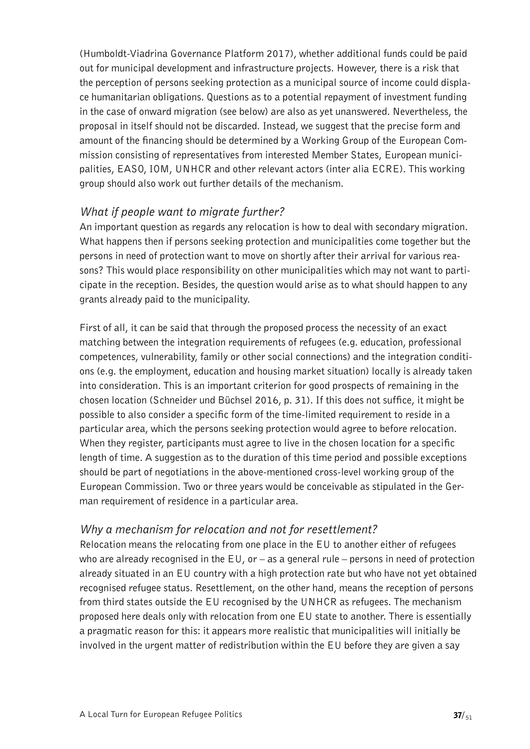(Humboldt-Viadrina Governance Platform 2017), whether additional funds could be paid out for municipal development and infrastructure projects. However, there is a risk that the perception of persons seeking protection as a municipal source of income could displace humanitarian obligations. Questions as to a potential repayment of investment funding in the case of onward migration (see below) are also as yet unanswered. Nevertheless, the proposal in itself should not be discarded. Instead, we suggest that the precise form and amount of the financing should be determined by a Working Group of the European Commission consisting of representatives from interested Member States, European municipalities, EASO, IOM, UNHCR and other relevant actors (inter alia ECRE). This working group should also work out further details of the mechanism.

### *What if people want to migrate further?*

An important question as regards any relocation is how to deal with secondary migration. What happens then if persons seeking protection and municipalities come together but the persons in need of protection want to move on shortly after their arrival for various reasons? This would place responsibility on other municipalities which may not want to participate in the reception. Besides, the question would arise as to what should happen to any grants already paid to the municipality.

First of all, it can be said that through the proposed process the necessity of an exact matching between the integration requirements of refugees (e.g. education, professional competences, vulnerability, family or other social connections) and the integration conditions (e.g. the employment, education and housing market situation) locally is already taken into consideration. This is an important criterion for good prospects of remaining in the chosen location (Schneider und Büchsel 2016, p. 31). If this does not suffice, it might be possible to also consider a specific form of the time-limited requirement to reside in a particular area, which the persons seeking protection would agree to before relocation. When they register, participants must agree to live in the chosen location for a specific length of time. A suggestion as to the duration of this time period and possible exceptions should be part of negotiations in the above-mentioned cross-level working group of the European Commission. Two or three years would be conceivable as stipulated in the German requirement of residence in a particular area.

### *Why a mechanism for relocation and not for resettlement?*

Relocation means the relocating from one place in the EU to another either of refugees who are already recognised in the EU, or – as a general rule – persons in need of protection already situated in an EU country with a high protection rate but who have not yet obtained recognised refugee status. Resettlement, on the other hand, means the reception of persons from third states outside the EU recognised by the UNHCR as refugees. The mechanism proposed here deals only with relocation from one EU state to another. There is essentially a pragmatic reason for this: it appears more realistic that municipalities will initially be involved in the urgent matter of redistribution within the EU before they are given a say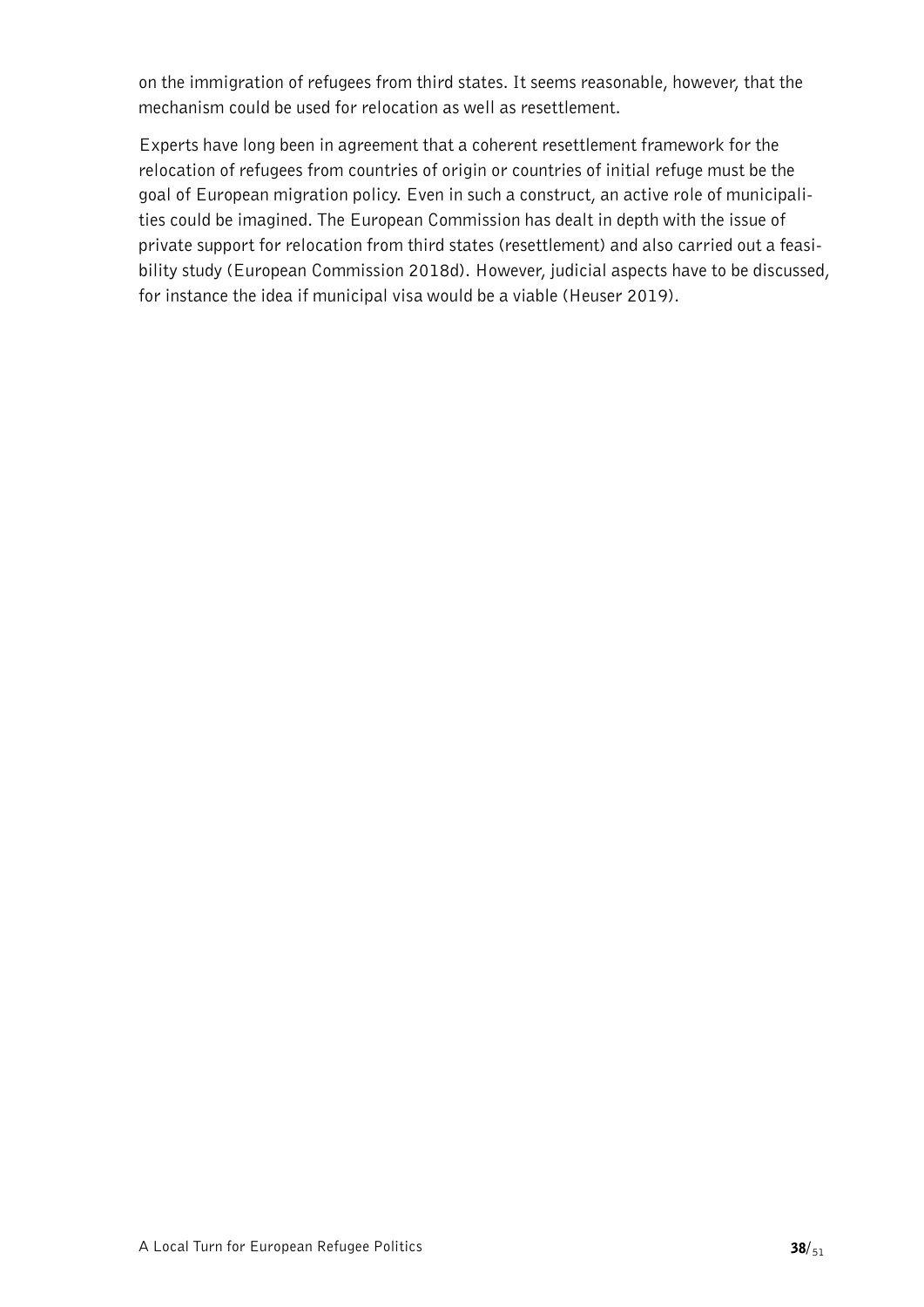on the immigration of refugees from third states. It seems reasonable, however, that the mechanism could be used for relocation as well as resettlement.

Experts have long been in agreement that a coherent resettlement framework for the relocation of refugees from countries of origin or countries of initial refuge must be the goal of European migration policy. Even in such a construct, an active role of municipalities could be imagined. The European Commission has dealt in depth with the issue of private support for relocation from third states (resettlement) and also carried out a feasibility study (European Commission 2018d). However, judicial aspects have to be discussed, for instance the idea if municipal visa would be a viable (Heuser 2019).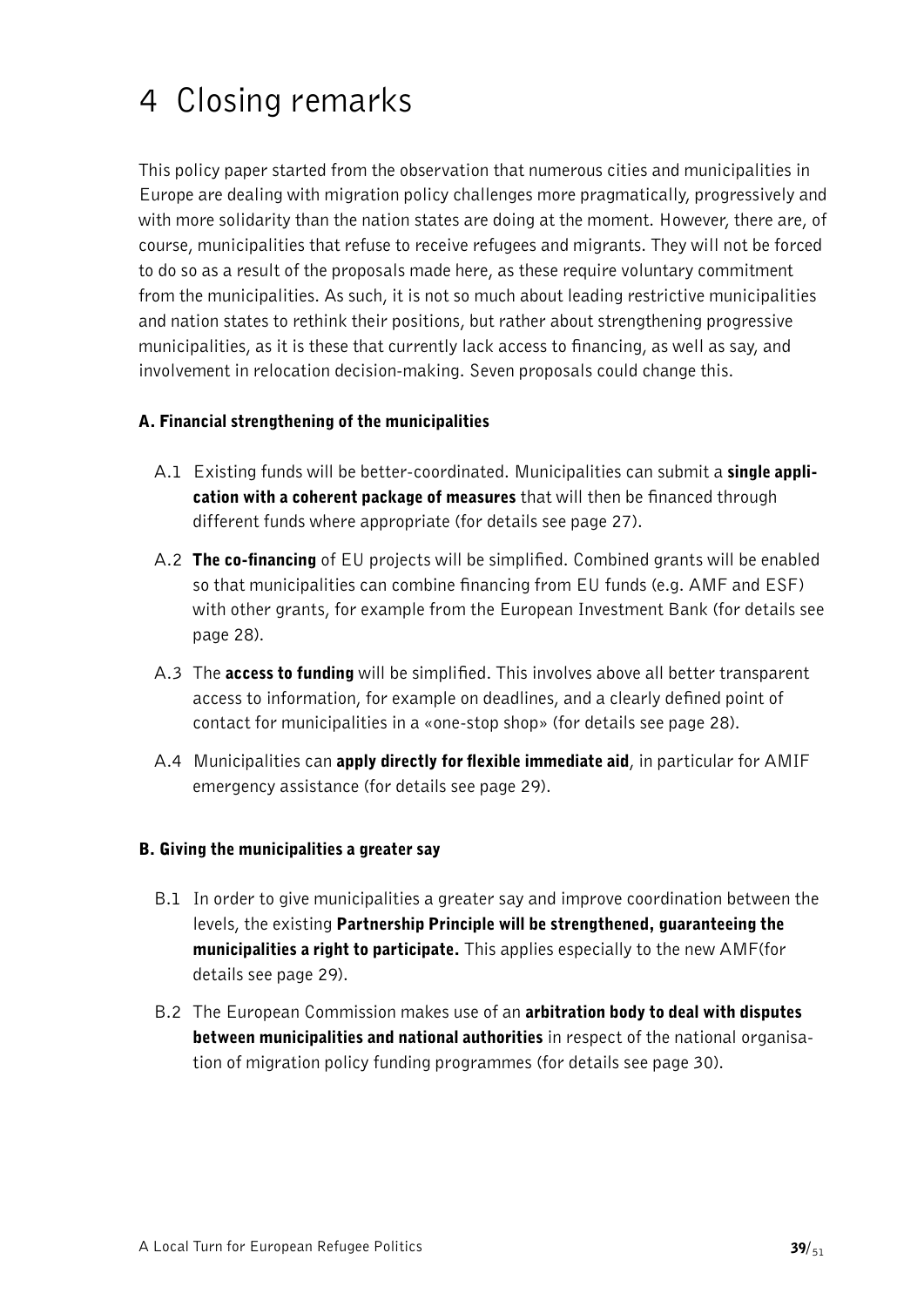# 4 Closing remarks

This policy paper started from the observation that numerous cities and municipalities in Europe are dealing with migration policy challenges more pragmatically, progressively and with more solidarity than the nation states are doing at the moment. However, there are, of course, municipalities that refuse to receive refugees and migrants. They will not be forced to do so as a result of the proposals made here, as these require voluntary commitment from the municipalities. As such, it is not so much about leading restrictive municipalities and nation states to rethink their positions, but rather about strengthening progressive municipalities, as it is these that currently lack access to financing, as well as say, and involvement in relocation decision-making. Seven proposals could change this.

### A. Financial strengthening of the municipalities

- A.1 Existing funds will be better-coordinated. Municipalities can submit a **single application with a coherent package of measures** that will then be financed through different funds where appropriate (for details see page 27).
- A.2 **The co-financing** of EU projects will be simplified. Combined grants will be enabled so that municipalities can combine financing from EU funds (e.g. AMF and ESF) with other grants, for example from the European Investment Bank (for details see page 28).
- A.3 The **access to funding** will be simplified. This involves above all better transparent access to information, for example on deadlines, and a clearly defined point of contact for municipalities in a «one-stop shop» (for details see page 28).
- A.4 Municipalities can **apply directly for flexible immediate aid**, in particular for AMIF emergency assistance (for details see page 29).

### B. Giving the municipalities a greater say

- B.1 In order to give municipalities a greater say and improve coordination between the levels, the existing **Partnership Principle will be strengthened, guaranteeing the municipalities a right to participate.** This applies especially to the new AMF(for details see page 29).
- B.2 The European Commission makes use of an **arbitration body to deal with disputes between municipalities and national authorities** in respect of the national organisation of migration policy funding programmes (for details see page 30).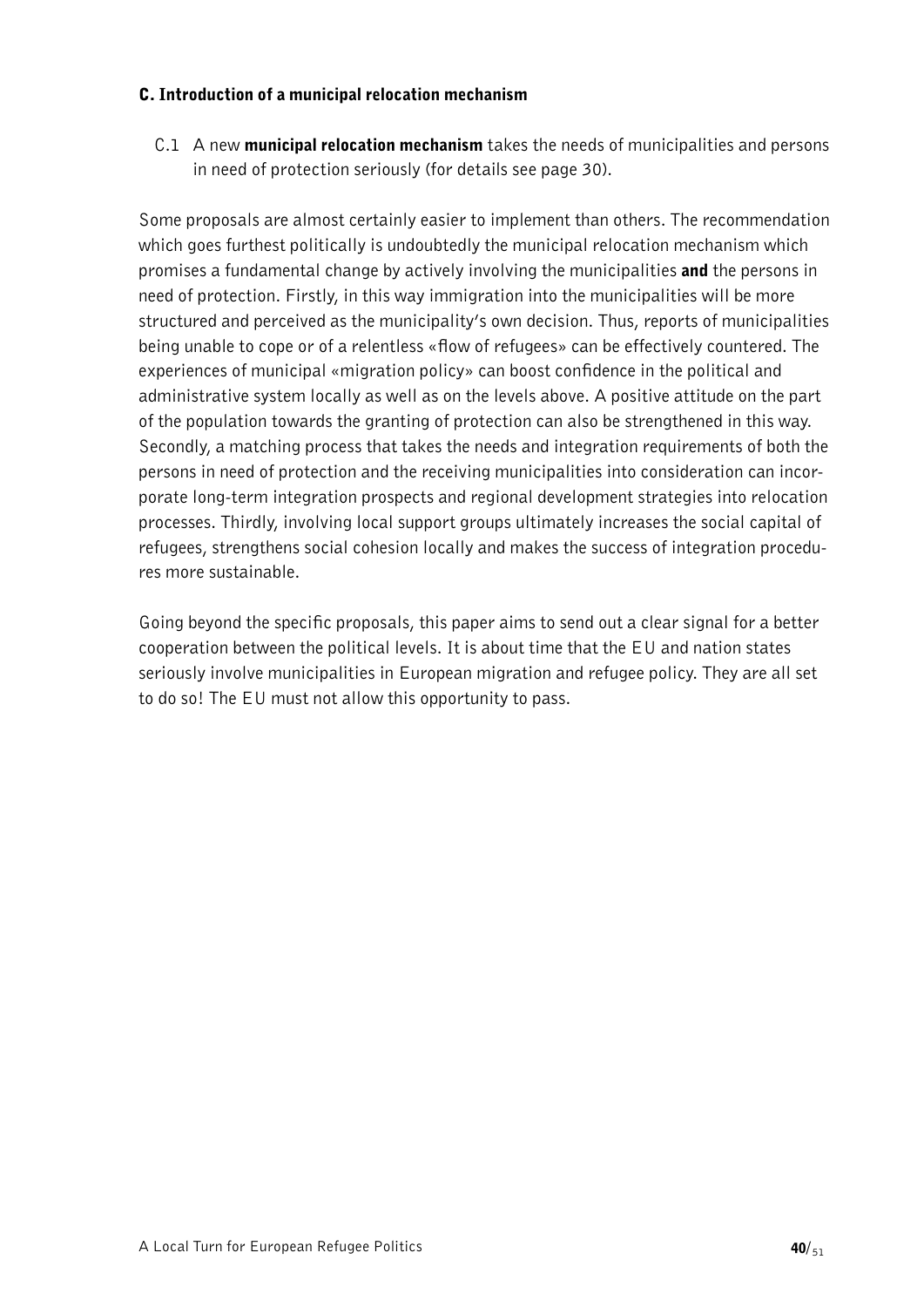### C. Introduction of a municipal relocation mechanism

C.1 A new **municipal relocation mechanism** takes the needs of municipalities and persons in need of protection seriously (for details see page 30).

Some proposals are almost certainly easier to implement than others. The recommendation which goes furthest politically is undoubtedly the municipal relocation mechanism which promises a fundamental change by actively involving the municipalities **and** the persons in need of protection. Firstly, in this way immigration into the municipalities will be more structured and perceived as the municipality's own decision. Thus, reports of municipalities being unable to cope or of a relentless «flow of refugees» can be effectively countered. The experiences of municipal «migration policy» can boost confidence in the political and administrative system locally as well as on the levels above. A positive attitude on the part of the population towards the granting of protection can also be strengthened in this way. Secondly, a matching process that takes the needs and integration requirements of both the persons in need of protection and the receiving municipalities into consideration can incorporate long-term integration prospects and regional development strategies into relocation processes. Thirdly, involving local support groups ultimately increases the social capital of refugees, strengthens social cohesion locally and makes the success of integration procedures more sustainable.

Going beyond the specific proposals, this paper aims to send out a clear signal for a better cooperation between the political levels. It is about time that the EU and nation states seriously involve municipalities in European migration and refugee policy. They are all set to do so! The EU must not allow this opportunity to pass.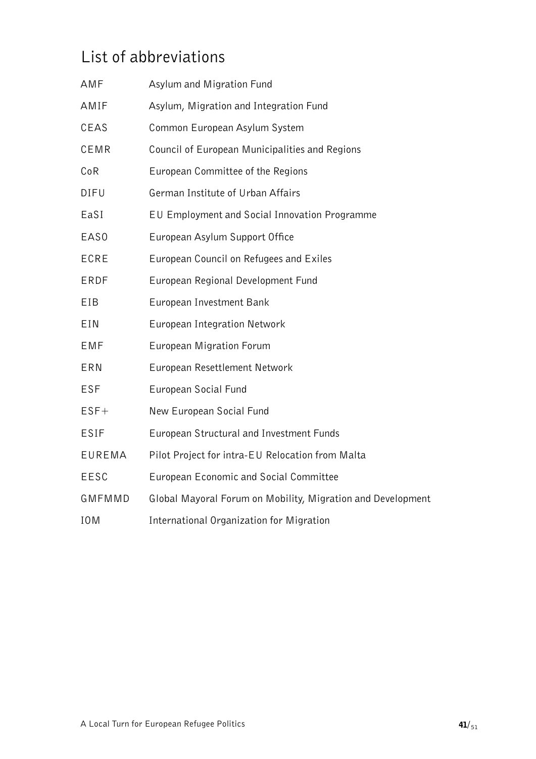## List of abbreviations

| | |
|---|---|
| AMF | Asylum and Migration Fund |
| AMIF | Asylum, Migration and Integration Fund |
| CEAS | Common European Asylum System |
| CEMR | Council of European Municipalities and Regions |
| CoR | European Committee of the Regions |
| DIFU | German Institute of Urban Affairs |
| EaSI | EU Employment and Social Innovation Programme |
| EASO | European Asylum Support Office |
| ECRE | European Council on Refugees and Exiles |
| ERDF | European Regional Development Fund |
| EIB | European Investment Bank |
| EIN | European Integration Network |
| EMF | European Migration Forum |
| ERN | European Resettlement Network |
| ESF | European Social Fund |
| ESF+ | New European Social Fund |
| ESIF | European Structural and Investment Funds |
| EUREMA | Pilot Project for intra-EU Relocation from Malta |
| EESC | European Economic and Social Committee |
| GMFMMD | Global Mayoral Forum on Mobility, Migration and Development |
| IOM | International Organization for Migration |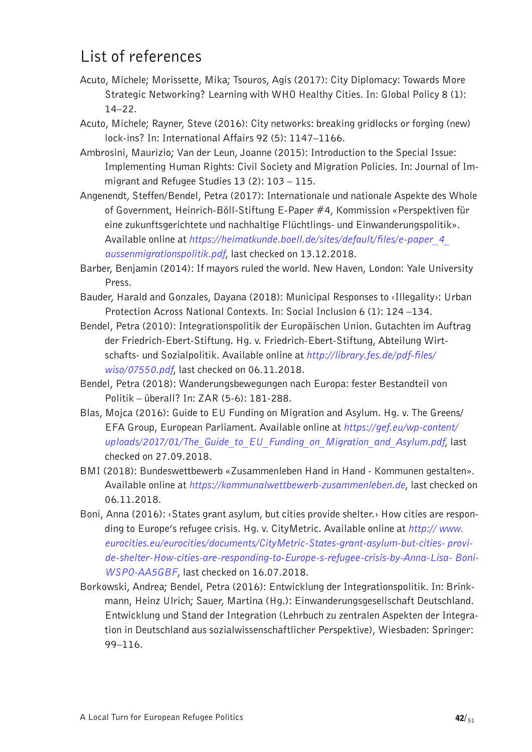## List of references

Acuto, Michele; Morissette, Mika; Tsouros, Agis (2017): City Diplomacy: Towards More Strategic Networking? Learning with WHO Healthy Cities. In: Global Policy 8 (1): 14–22.

Acuto, Michele; Rayner, Steve (2016): City networks: breaking gridlocks or forging (new) lock-ins? In: International Affairs 92 (5): 1147–1166.

Ambrosini, Maurizio; Van der Leun, Joanne (2015): Introduction to the Special Issue: Implementing Human Rights: Civil Society and Migration Policies. In: Journal of Immigrant and Refugee Studies 13 (2): 103 – 115.

Angenendt, Steffen/Bendel, Petra (2017): Internationale und nationale Aspekte des Whole of Government, Heinrich-Böll-Stiftung E-Paper #4, Kommission «Perspektiven für eine zukunftsgerichtete und nachhaltige Flüchtlings- und Einwanderungspolitik». Available online at *https://heimatkunde.boell.de/sites/default/files/e-paper_4_aussenmigrationspolitik.pdf*, last checked on 13.12.2018.

Barber, Benjamin (2014): If mayors ruled the world. New Haven, London: Yale University Press.

Bauder, Harald and Gonzales, Dayana (2018): Municipal Responses to ‹Illegality›: Urban Protection Across National Contexts. In: Social Inclusion 6 (1): 124 –134.

Bendel, Petra (2010): Integrationspolitik der Europäischen Union. Gutachten im Auftrag der Friedrich-Ebert-Stiftung. Hg. v. Friedrich-Ebert-Stiftung, Abteilung Wirtschafts- und Sozialpolitik. Available online at *http://library.fes.de/pdf-files/wiso/07550.pdf*, last checked on 06.11.2018.

Bendel, Petra (2018): Wanderungsbewegungen nach Europa: fester Bestandteil von Politik – überall? In: ZAR (5-6): 181-288.

Blas, Mojca (2016): Guide to EU Funding on Migration and Asylum. Hg. v. The Greens/EFA Group, European Parliament. Available online at *https://gef.eu/wp-content/uploads/2017/01/The_Guide_to_EU_Funding_on_Migration_and_Asylum.pdf*, last checked on 27.09.2018.

BMI (2018): Bundeswettbewerb «Zusammenleben Hand in Hand - Kommunen gestalten». Available online at *https://kommunalwettbewerb-zusammenleben.de*, last checked on 06.11.2018.

Boni, Anna (2016): ‹States grant asylum, but cities provide shelter.› How cities are responding to Europe's refugee crisis. Hg. v. CityMetric. Available online at *http:// www.eurocities.eu/eurocities/documents/CityMetric-States-grant-asylum-but-cities- provide-shelter-How-cities-are-responding-to-Europe-s-refugee-crisis-by-Anna-Lisa- Boni-WSPO-AA5GBF*, last checked on 16.07.2018.

Borkowski, Andrea; Bendel, Petra (2016): Entwicklung der Integrationspolitik. In: Brinkmann, Heinz Ulrich; Sauer, Martina (Hg.): Einwanderungsgesellschaft Deutschland. Entwicklung und Stand der Integration (Lehrbuch zu zentralen Aspekten der Integration in Deutschland aus sozialwissenschaftlicher Perspektive), Wiesbaden: Springer: 99–116.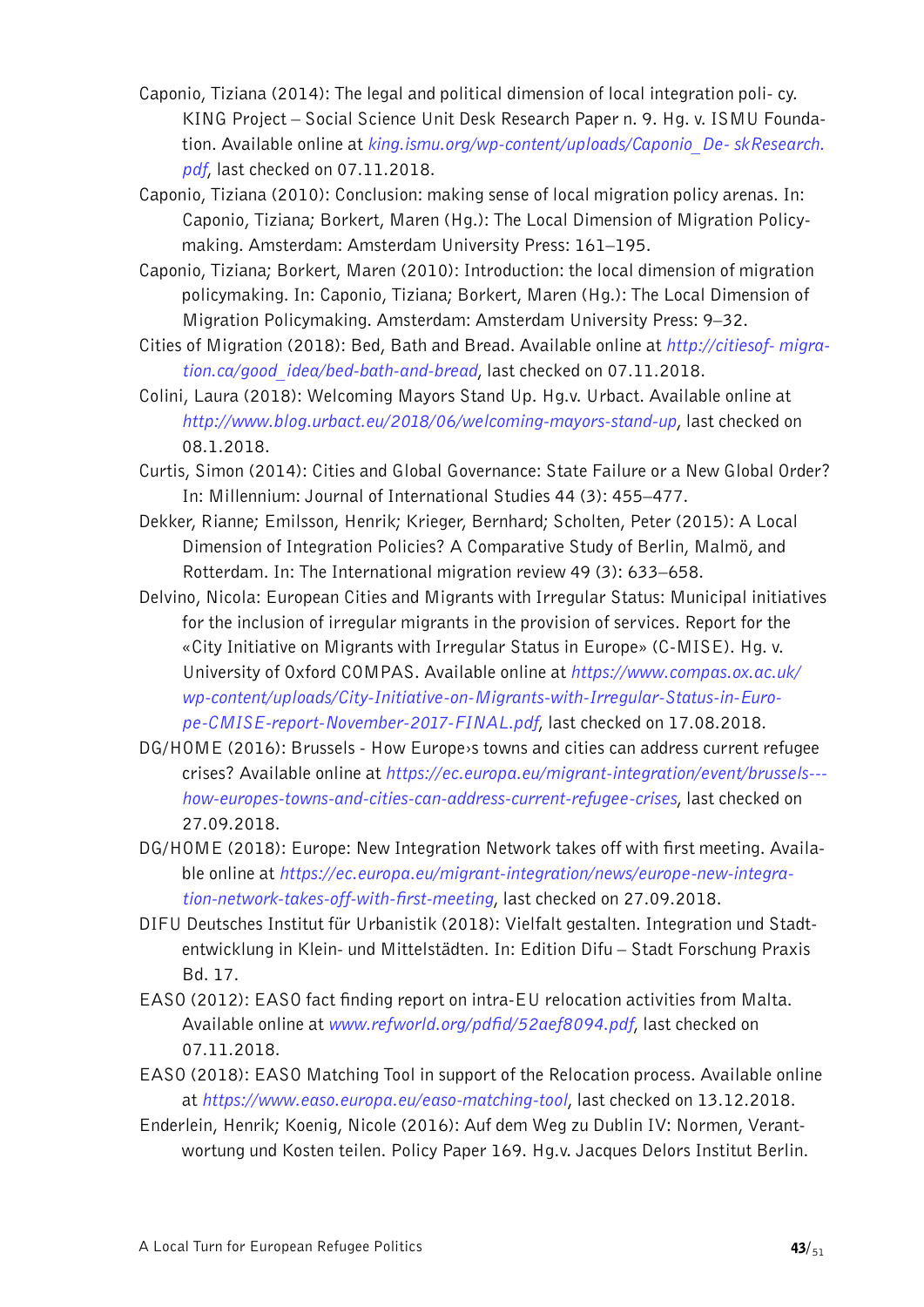Caponio, Tiziana (2014): The legal and political dimension of local integration poli- cy. KING Project – Social Science Unit Desk Research Paper n. 9. Hg. v. ISMU Foundation. Available online at *king.ismu.org/wp-content/uploads/Caponio_De- skResearch.pdf*, last checked on 07.11.2018.

Caponio, Tiziana (2010): Conclusion: making sense of local migration policy arenas. In: Caponio, Tiziana; Borkert, Maren (Hg.): The Local Dimension of Migration Policymaking. Amsterdam: Amsterdam University Press: 161–195.

Caponio, Tiziana; Borkert, Maren (2010): Introduction: the local dimension of migration policymaking. In: Caponio, Tiziana; Borkert, Maren (Hg.): The Local Dimension of Migration Policymaking. Amsterdam: Amsterdam University Press: 9–32.

Cities of Migration (2018): Bed, Bath and Bread. Available online at *http://citiesof- migration.ca/good_idea/bed-bath-and-bread*, last checked on 07.11.2018.

Colini, Laura (2018): Welcoming Mayors Stand Up. Hg.v. Urbact. Available online at *http://www.blog.urbact.eu/2018/06/welcoming-mayors-stand-up*, last checked on 08.1.2018.

Curtis, Simon (2014): Cities and Global Governance: State Failure or a New Global Order? In: Millennium: Journal of International Studies 44 (3): 455–477.

Dekker, Rianne; Emilsson, Henrik; Krieger, Bernhard; Scholten, Peter (2015): A Local Dimension of Integration Policies? A Comparative Study of Berlin, Malmö, and Rotterdam. In: The International migration review 49 (3): 633–658.

Delvino, Nicola: European Cities and Migrants with Irregular Status: Municipal initiatives for the inclusion of irregular migrants in the provision of services. Report for the «City Initiative on Migrants with Irregular Status in Europe» (C-MISE). Hg. v. University of Oxford COMPAS. Available online at *https://www.compas.ox.ac.uk/wp-content/uploads/City-Initiative-on-Migrants-with-Irregular-Status-in-Europe-CMISE-report-November-2017-FINAL.pdf*, last checked on 17.08.2018.

DG/HOME (2016): Brussels - How Europe›s towns and cities can address current refugee crises? Available online at *https://ec.europa.eu/migrant-integration/event/brussels---how-europes-towns-and-cities-can-address-current-refugee-crises*, last checked on 27.09.2018.

DG/HOME (2018): Europe: New Integration Network takes off with first meeting. Available online at *https://ec.europa.eu/migrant-integration/news/europe-new-integration-network-takes-off-with-first-meeting*, last checked on 27.09.2018.

DIFU Deutsches Institut für Urbanistik (2018): Vielfalt gestalten. Integration und Stadtentwicklung in Klein- und Mittelstädten. In: Edition Difu – Stadt Forschung Praxis Bd. 17.

EASO (2012): EASO fact finding report on intra-EU relocation activities from Malta. Available online at *www.refworld.org/pdfid/52aef8094.pdf*, last checked on 07.11.2018.

EASO (2018): EASO Matching Tool in support of the Relocation process. Available online at *https://www.easo.europa.eu/easo-matching-tool*, last checked on 13.12.2018.

Enderlein, Henrik; Koenig, Nicole (2016): Auf dem Weg zu Dublin IV: Normen, Verantwortung und Kosten teilen. Policy Paper 169. Hg.v. Jacques Delors Institut Berlin.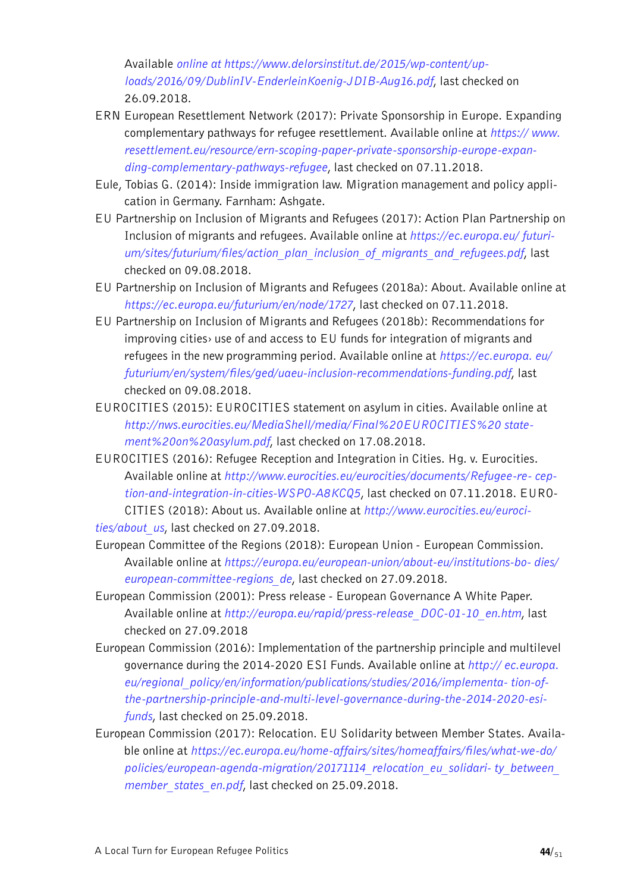Available *online at https://www.delorsinstitut.de/2015/wp-content/uploads/2016/09/DublinIV-EnderleinKoenig-JDIB-Aug16.pdf*, last checked on 26.09.2018.

ERN European Resettlement Network (2017): Private Sponsorship in Europe. Expanding complementary pathways for refugee resettlement. Available online at *https:// www.resettlement.eu/resource/ern-scoping-paper-private-sponsorship-europe-expanding-complementary-pathways-refugee*, last checked on 07.11.2018.

Eule, Tobias G. (2014): Inside immigration law. Migration management and policy application in Germany. Farnham: Ashgate.

EU Partnership on Inclusion of Migrants and Refugees (2017): Action Plan Partnership on Inclusion of migrants and refugees. Available online at *https://ec.europa.eu/ futurium/sites/futurium/files/action_plan_inclusion_of_migrants_and_refugees.pdf*, last checked on 09.08.2018.

EU Partnership on Inclusion of Migrants and Refugees (2018a): About. Available online at *https://ec.europa.eu/futurium/en/node/1727*, last checked on 07.11.2018.

EU Partnership on Inclusion of Migrants and Refugees (2018b): Recommendations for improving cities› use of and access to EU funds for integration of migrants and refugees in the new programming period. Available online at *https://ec.europa. eu/futurium/en/system/files/ged/uaeu-inclusion-recommendations-funding.pdf*, last checked on 09.08.2018.

EUROCITIES (2015): EUROCITIES statement on asylum in cities. Available online at *http://nws.eurocities.eu/MediaShell/media/Final%20EUROCITIES%20 statement%20on%20asylum.pdf*, last checked on 17.08.2018.

EUROCITIES (2016): Refugee Reception and Integration in Cities. Hg. v. Eurocities. Available online at *http://www.eurocities.eu/eurocities/documents/Refugee-re- ception-and-integration-in-cities-WSPO-A8KCQ5*, last checked on 07.11.2018. EUROCITIES (2018): About us. Available online at *http://www.eurocities.eu/eurocities/about_us*, last checked on 27.09.2018.

European Committee of the Regions (2018): European Union - European Commission. Available online at *https://europa.eu/european-union/about-eu/institutions-bo- dies/european-committee-regions_de*, last checked on 27.09.2018.

European Commission (2001): Press release - European Governance A White Paper. Available online at *http://europa.eu/rapid/press-release_DOC-01-10_en.htm*, last checked on 27.09.2018

European Commission (2016): Implementation of the partnership principle and multilevel governance during the 2014-2020 ESI Funds. Available online at *http:// ec.europa.eu/regional_policy/en/information/publications/studies/2016/implementa- tion-of-the-partnership-principle-and-multi-level-governance-during-the-2014-2020-esi-funds*, last checked on 25.09.2018.

European Commission (2017): Relocation. EU Solidarity between Member States. Available online at *https://ec.europa.eu/home-affairs/sites/homeaffairs/files/what-we-do/policies/european-agenda-migration/20171114_relocation_eu_solidari- ty_between_member_states_en.pdf*, last checked on 25.09.2018.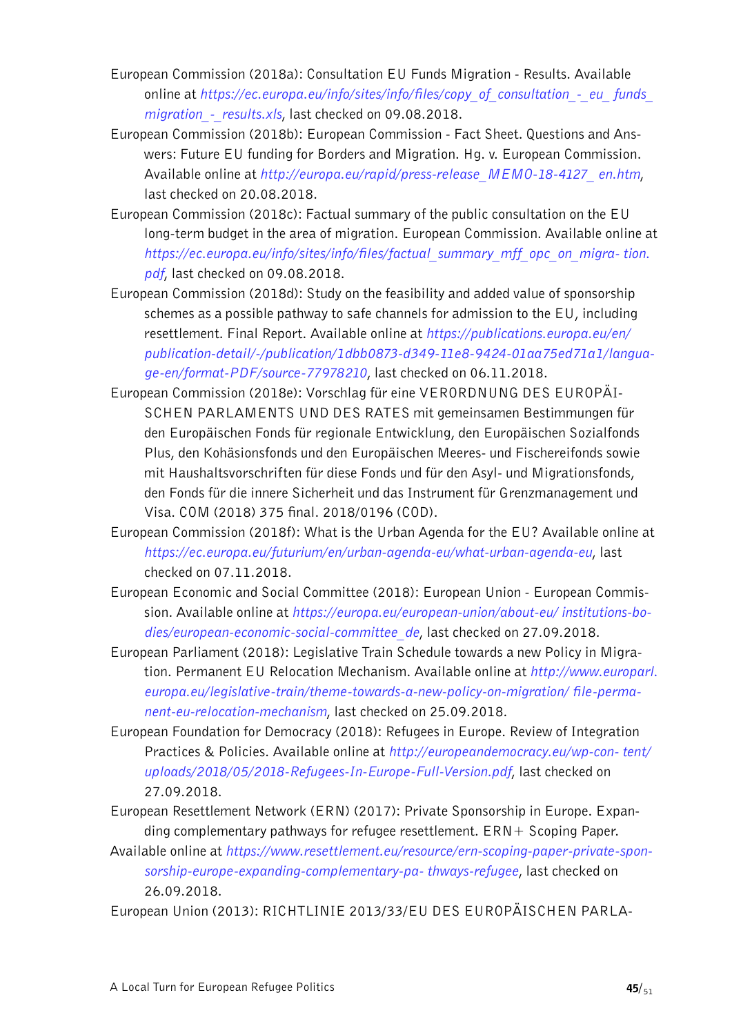European Commission (2018a): Consultation EU Funds Migration - Results. Available online at *https://ec.europa.eu/info/sites/info/files/copy_of_consultation_-_eu_funds_migration_-_results.xls*, last checked on 09.08.2018.

European Commission (2018b): European Commission - Fact Sheet. Questions and Answers: Future EU funding for Borders and Migration. Hg. v. European Commission. Available online at *http://europa.eu/rapid/press-release_MEMO-18-4127_en.htm*, last checked on 20.08.2018.

European Commission (2018c): Factual summary of the public consultation on the EU long-term budget in the area of migration. European Commission. Available online at *https://ec.europa.eu/info/sites/info/files/factual_summary_mff_opc_on_migra- tion.pdf*, last checked on 09.08.2018.

European Commission (2018d): Study on the feasibility and added value of sponsorship schemes as a possible pathway to safe channels for admission to the EU, including resettlement. Final Report. Available online at *https://publications.europa.eu/en/publication-detail/-/publication/1dbb0873-d349-11e8-9424-01aa75ed71a1/language-en/format-PDF/source-77978210*, last checked on 06.11.2018.

European Commission (2018e): Vorschlag für eine VERORDNUNG DES EUROPÄISCHEN PARLAMENTS UND DES RATES mit gemeinsamen Bestimmungen für den Europäischen Fonds für regionale Entwicklung, den Europäischen Sozialfonds Plus, den Kohäsionsfonds und den Europäischen Meeres- und Fischereifonds sowie mit Haushaltsvorschriften für diese Fonds und für den Asyl- und Migrationsfonds, den Fonds für die innere Sicherheit und das Instrument für Grenzmanagement und Visa. COM (2018) 375 final. 2018/0196 (COD).

European Commission (2018f): What is the Urban Agenda for the EU? Available online at *https://ec.europa.eu/futurium/en/urban-agenda-eu/what-urban-agenda-eu*, last checked on 07.11.2018.

European Economic and Social Committee (2018): European Union - European Commission. Available online at *https://europa.eu/european-union/about-eu/ institutions-bodies/european-economic-social-committee_de*, last checked on 27.09.2018.

European Parliament (2018): Legislative Train Schedule towards a new Policy in Migration. Permanent EU Relocation Mechanism. Available online at *http://www.europarl.europa.eu/legislative-train/theme-towards-a-new-policy-on-migration/ file-permanent-eu-relocation-mechanism*, last checked on 25.09.2018.

European Foundation for Democracy (2018): Refugees in Europe. Review of Integration Practices & Policies. Available online at *http://europeandemocracy.eu/wp-con- tent/uploads/2018/05/2018-Refugees-In-Europe-Full-Version.pdf*, last checked on 27.09.2018.

European Resettlement Network (ERN) (2017): Private Sponsorship in Europe. Expanding complementary pathways for refugee resettlement. ERN+ Scoping Paper.

Available online at *https://www.resettlement.eu/resource/ern-scoping-paper-private-sponsorship-europe-expanding-complementary-pa- thways-refugee*, last checked on 26.09.2018.

European Union (2013): RICHTLINIE 2013/33/EU DES EUROPÄISCHEN PARLA-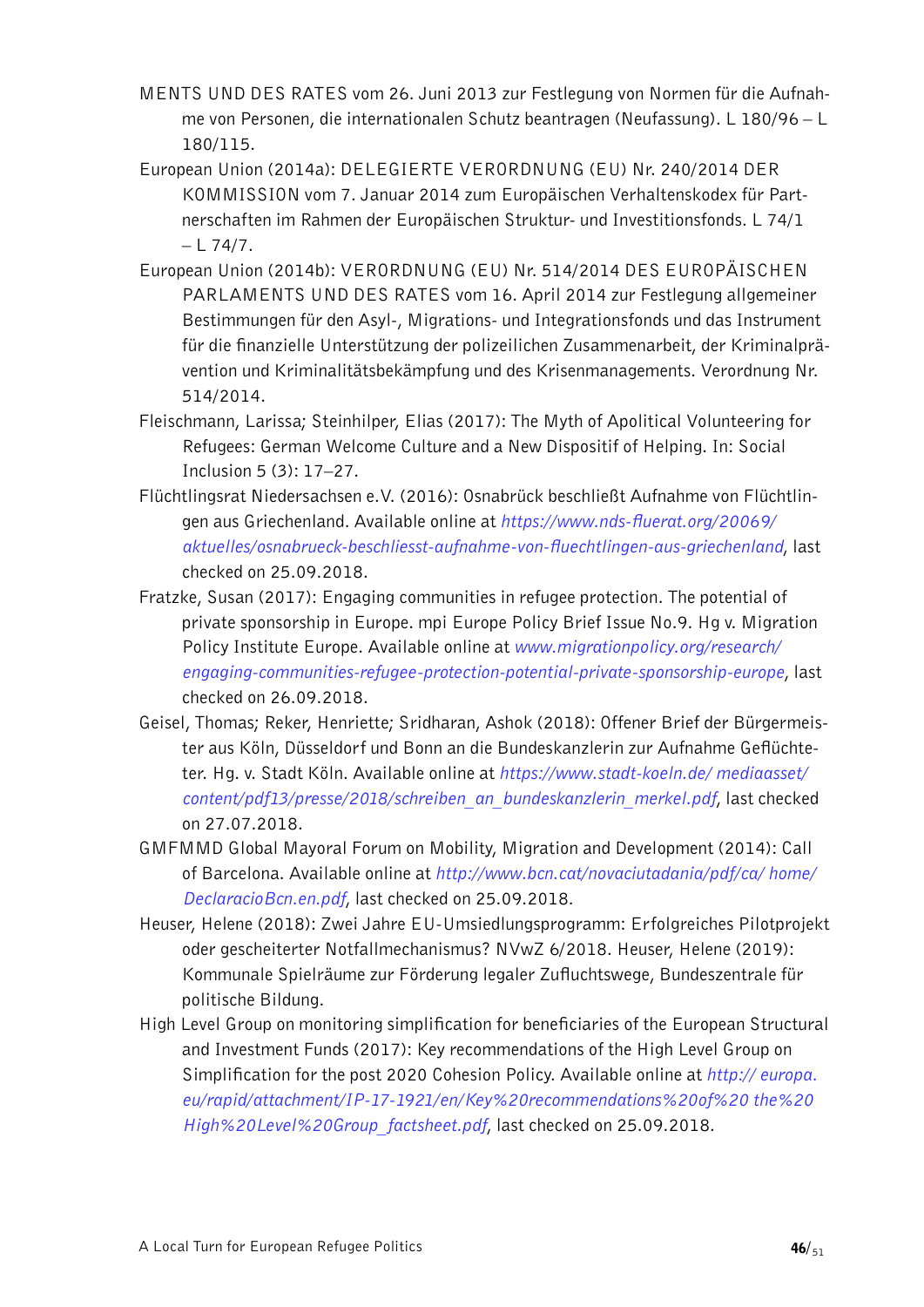MENTS UND DES RATES vom 26. Juni 2013 zur Festlegung von Normen für die Aufnahme von Personen, die internationalen Schutz beantragen (Neufassung). L 180/96 – L 180/115.

European Union (2014a): DELEGIERTE VERORDNUNG (EU) Nr. 240/2014 DER KOMMISSION vom 7. Januar 2014 zum Europäischen Verhaltenskodex für Partnerschaften im Rahmen der Europäischen Struktur- und Investitionsfonds. L 74/1 – L 74/7.

European Union (2014b): VERORDNUNG (EU) Nr. 514/2014 DES EUROPÄISCHEN PARLAMENTS UND DES RATES vom 16. April 2014 zur Festlegung allgemeiner Bestimmungen für den Asyl-, Migrations- und Integrationsfonds und das Instrument für die finanzielle Unterstützung der polizeilichen Zusammenarbeit, der Kriminalprävention und Kriminalitätsbekämpfung und des Krisenmanagements. Verordnung Nr. 514/2014.

Fleischmann, Larissa; Steinhilper, Elias (2017): The Myth of Apolitical Volunteering for Refugees: German Welcome Culture and a New Dispositif of Helping. In: Social Inclusion 5 (3): 17–27.

Flüchtlingsrat Niedersachsen e.V. (2016): Osnabrück beschließt Aufnahme von Flüchtlingen aus Griechenland. Available online at *https://www.nds-fluerat.org/20069/aktuelles/osnabrueck-beschliesst-aufnahme-von-fluechtlingen-aus-griechenland*, last checked on 25.09.2018.

Fratzke, Susan (2017): Engaging communities in refugee protection. The potential of private sponsorship in Europe. mpi Europe Policy Brief Issue No.9. Hg v. Migration Policy Institute Europe. Available online at *www.migrationpolicy.org/research/engaging-communities-refugee-protection-potential-private-sponsorship-europe*, last checked on 26.09.2018.

Geisel, Thomas; Reker, Henriette; Sridharan, Ashok (2018): Offener Brief der Bürgermeister aus Köln, Düsseldorf und Bonn an die Bundeskanzlerin zur Aufnahme Geflüchteter. Hg. v. Stadt Köln. Available online at *https://www.stadt-koeln.de/ mediaasset/content/pdf13/presse/2018/schreiben_an_bundeskanzlerin_merkel.pdf*, last checked on 27.07.2018.

GMFMMD Global Mayoral Forum on Mobility, Migration and Development (2014): Call of Barcelona. Available online at *http://www.bcn.cat/novaciutadania/pdf/ca/ home/DeclaracioBcn.en.pdf*, last checked on 25.09.2018.

Heuser, Helene (2018): Zwei Jahre EU-Umsiedlungsprogramm: Erfolgreiches Pilotprojekt oder gescheiterter Notfallmechanismus? NVwZ 6/2018. Heuser, Helene (2019): Kommunale Spielräume zur Förderung legaler Zufluchtswege, Bundeszentrale für politische Bildung.

High Level Group on monitoring simplification for beneficiaries of the European Structural and Investment Funds (2017): Key recommendations of the High Level Group on Simplification for the post 2020 Cohesion Policy. Available online at *http:// europa.eu/rapid/attachment/IP-17-1921/en/Key%20recommendations%20of%20 the%20High%20Level%20Group_factsheet.pdf*, last checked on 25.09.2018.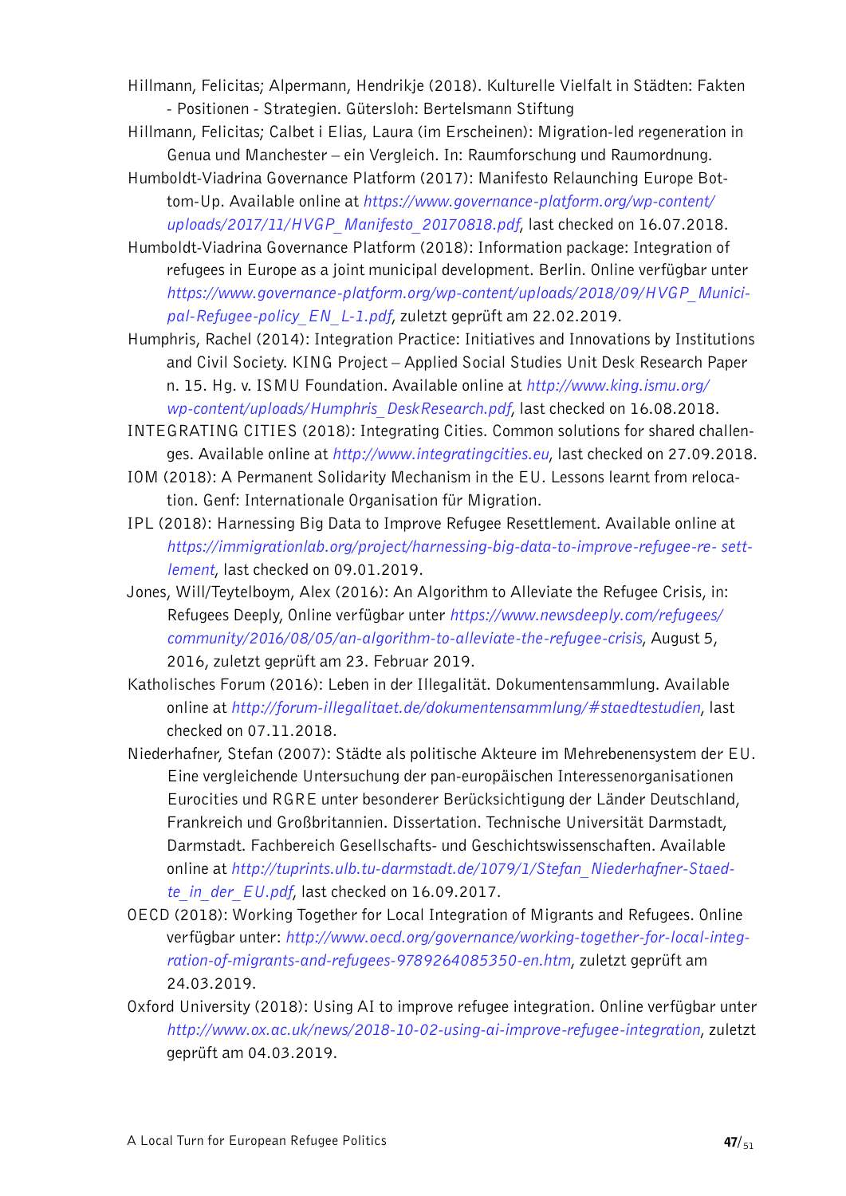Hillmann, Felicitas; Alpermann, Hendrikje (2018). Kulturelle Vielfalt in Städten: Fakten - Positionen - Strategien. Gütersloh: Bertelsmann Stiftung

Hillmann, Felicitas; Calbet i Elias, Laura (im Erscheinen): Migration-led regeneration in Genua und Manchester – ein Vergleich. In: Raumforschung und Raumordnung.

Humboldt-Viadrina Governance Platform (2017): Manifesto Relaunching Europe Bottom-Up. Available online at *https://www.governance-platform.org/wp-content/uploads/2017/11/HVGP_Manifesto_20170818.pdf*, last checked on 16.07.2018.

Humboldt-Viadrina Governance Platform (2018): Information package: Integration of refugees in Europe as a joint municipal development. Berlin. Online verfügbar unter *https://www.governance-platform.org/wp-content/uploads/2018/09/HVGP_Municipal-Refugee-policy_EN_L-1.pdf*, zuletzt geprüft am 22.02.2019.

Humphris, Rachel (2014): Integration Practice: Initiatives and Innovations by Institutions and Civil Society. KING Project – Applied Social Studies Unit Desk Research Paper n. 15. Hg. v. ISMU Foundation. Available online at *http://www.king.ismu.org/wp-content/uploads/Humphris_DeskResearch.pdf*, last checked on 16.08.2018.

INTEGRATING CITIES (2018): Integrating Cities. Common solutions for shared challenges. Available online at *http://www.integratingcities.eu*, last checked on 27.09.2018.

IOM (2018): A Permanent Solidarity Mechanism in the EU. Lessons learnt from relocation. Genf: Internationale Organisation für Migration.

IPL (2018): Harnessing Big Data to Improve Refugee Resettlement. Available online at *https://immigrationlab.org/project/harnessing-big-data-to-improve-refugee-re- settlement*, last checked on 09.01.2019.

Jones, Will/Teytelboym, Alex (2016): An Algorithm to Alleviate the Refugee Crisis, in: Refugees Deeply, Online verfügbar unter *https://www.newsdeeply.com/refugees/community/2016/08/05/an-algorithm-to-alleviate-the-refugee-crisis*, August 5, 2016, zuletzt geprüft am 23. Februar 2019.

Katholisches Forum (2016): Leben in der Illegalität. Dokumentensammlung. Available online at *http://forum-illegalitaet.de/dokumentensammlung/#staedtestudien*, last checked on 07.11.2018.

Niederhafner, Stefan (2007): Städte als politische Akteure im Mehrebenensystem der EU. Eine vergleichende Untersuchung der pan-europäischen Interessenorganisationen Eurocities und RGRE unter besonderer Berücksichtigung der Länder Deutschland, Frankreich und Großbritannien. Dissertation. Technische Universität Darmstadt, Darmstadt. Fachbereich Gesellschafts- und Geschichtswissenschaften. Available online at *http://tuprints.ulb.tu-darmstadt.de/1079/1/Stefan_Niederhafner-Staedte_in_der_EU.pdf*, last checked on 16.09.2017.

OECD (2018): Working Together for Local Integration of Migrants and Refugees. Online verfügbar unter: *http://www.oecd.org/governance/working-together-for-local-integration-of-migrants-and-refugees-9789264085350-en.htm*, zuletzt geprüft am 24.03.2019.

Oxford University (2018): Using AI to improve refugee integration. Online verfügbar unter *http://www.ox.ac.uk/news/2018-10-02-using-ai-improve-refugee-integration*, zuletzt geprüft am 04.03.2019.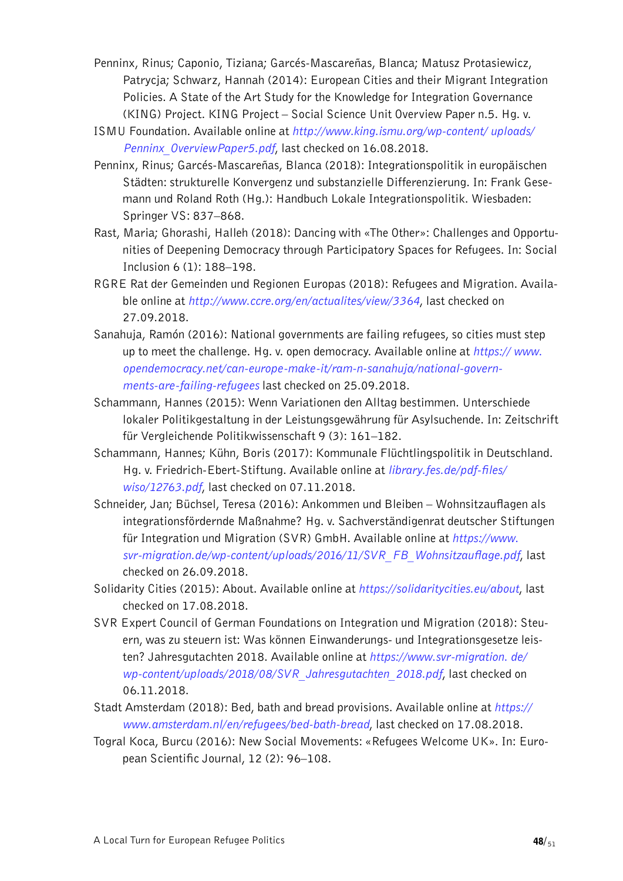Penninx, Rinus; Caponio, Tiziana; Garcés-Mascareñas, Blanca; Matusz Protasiewicz, Patrycja; Schwarz, Hannah (2014): European Cities and their Migrant Integration Policies. A State of the Art Study for the Knowledge for Integration Governance (KING) Project. KING Project – Social Science Unit Overview Paper n.5. Hg. v. ISMU Foundation. Available online at *http://www.king.ismu.org/wp-content/ uploads/ Penninx_OverviewPaper5.pdf*, last checked on 16.08.2018.

Penninx, Rinus; Garcés-Mascareñas, Blanca (2018): Integrationspolitik in europäischen Städten: strukturelle Konvergenz und substanzielle Differenzierung. In: Frank Gesemann und Roland Roth (Hg.): Handbuch Lokale Integrationspolitik. Wiesbaden: Springer VS: 837–868.

Rast, Maria; Ghorashi, Halleh (2018): Dancing with «The Other»: Challenges and Opportunities of Deepening Democracy through Participatory Spaces for Refugees. In: Social Inclusion 6 (1): 188–198.

RGRE Rat der Gemeinden und Regionen Europas (2018): Refugees and Migration. Available online at *http://www.ccre.org/en/actualites/view/3364*, last checked on 27.09.2018.

Sanahuja, Ramón (2016): National governments are failing refugees, so cities must step up to meet the challenge. Hg. v. open democracy. Available online at *https:// www.opendemocracy.net/can-europe-make-it/ram-n-sanahuja/national-governments-are-failing-refugees* last checked on 25.09.2018.

Schammann, Hannes (2015): Wenn Variationen den Alltag bestimmen. Unterschiede lokaler Politikgestaltung in der Leistungsgewährung für Asylsuchende. In: Zeitschrift für Vergleichende Politikwissenschaft 9 (3): 161–182.

Schammann, Hannes; Kühn, Boris (2017): Kommunale Flüchtlingspolitik in Deutschland. Hg. v. Friedrich-Ebert-Stiftung. Available online at *library.fes.de/pdf-files/ wiso/12763.pdf*, last checked on 07.11.2018.

Schneider, Jan; Büchsel, Teresa (2016): Ankommen und Bleiben – Wohnsitzauflagen als integrationsfördernde Maßnahme? Hg. v. Sachverständigenrat deutscher Stiftungen für Integration und Migration (SVR) GmbH. Available online at *https://www.svr-migration.de/wp-content/uploads/2016/11/SVR_FB_Wohnsitzauflage.pdf*, last checked on 26.09.2018.

Solidarity Cities (2015): About. Available online at *https://solidaritycities.eu/about*, last checked on 17.08.2018.

SVR Expert Council of German Foundations on Integration und Migration (2018): Steuern, was zu steuern ist: Was können Einwanderungs- und Integrationsgesetze leisten? Jahresgutachten 2018. Available online at *https://www.svr-migration. de/ wp-content/uploads/2018/08/SVR_Jahresgutachten_2018.pdf*, last checked on 06.11.2018.

Stadt Amsterdam (2018): Bed, bath and bread provisions. Available online at *https:// www.amsterdam.nl/en/refugees/bed-bath-bread*, last checked on 17.08.2018.

Tográl Koca, Burcu (2016): New Social Movements: «Refugees Welcome UK». In: European Scientific Journal, 12 (2): 96–108.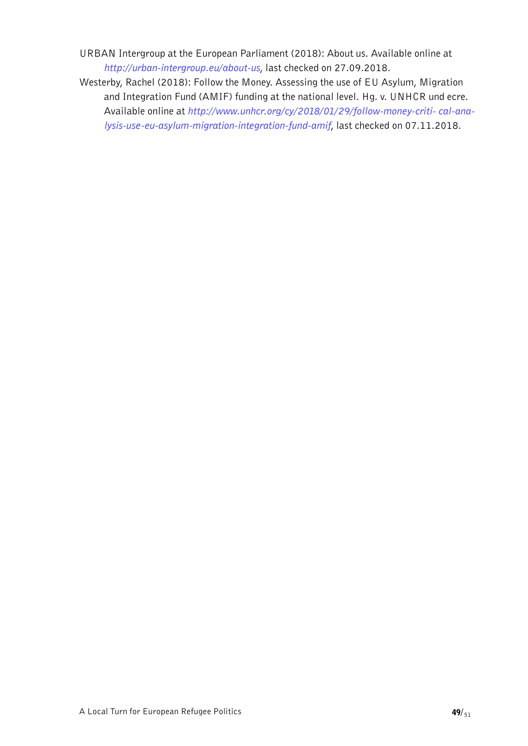URBAN Intergroup at the European Parliament (2018): About us. Available online at *http://urban-intergroup.eu/about-us*, last checked on 27.09.2018.

Westerby, Rachel (2018): Follow the Money. Assessing the use of EU Asylum, Migration and Integration Fund (AMIF) funding at the national level. Hg. v. UNHCR und ecre. Available online at *http://www.unhcr.org/cy/2018/01/29/follow-money-criti- cal-analysis-use-eu-asylum-migration-integration-fund-amif*, last checked on 07.11.2018.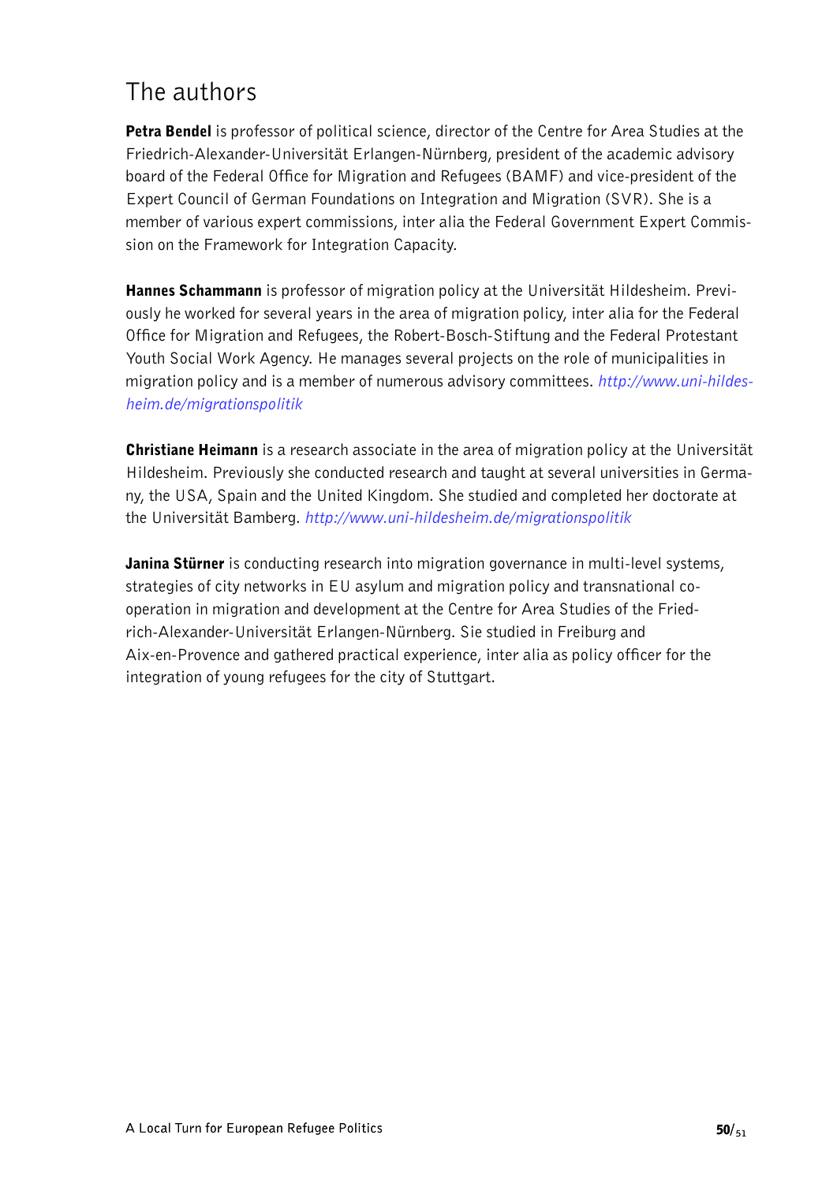## The authors

**Petra Bendel** is professor of political science, director of the Centre for Area Studies at the Friedrich-Alexander-Universität Erlangen-Nürnberg, president of the academic advisory board of the Federal Office for Migration and Refugees (BAMF) and vice-president of the Expert Council of German Foundations on Integration and Migration (SVR). She is a member of various expert commissions, inter alia the Federal Government Expert Commission on the Framework for Integration Capacity.

**Hannes Schammann** is professor of migration policy at the Universität Hildesheim. Previously he worked for several years in the area of migration policy, inter alia for the Federal Office for Migration and Refugees, the Robert-Bosch-Stiftung and the Federal Protestant Youth Social Work Agency. He manages several projects on the role of municipalities in migration policy and is a member of numerous advisory committees. *http://www.uni-hildesheim.de/migrationspolitik*

**Christiane Heimann** is a research associate in the area of migration policy at the Universität Hildesheim. Previously she conducted research and taught at several universities in Germany, the USA, Spain and the United Kingdom. She studied and completed her doctorate at the Universität Bamberg. *http://www.uni-hildesheim.de/migrationspolitik*

**Janina Stürner** is conducting research into migration governance in multi-level systems, strategies of city networks in EU asylum and migration policy and transnational co-operation in migration and development at the Centre for Area Studies of the Friedrich-Alexander-Universität Erlangen-Nürnberg. Sie studied in Freiburg and Aix-en-Provence and gathered practical experience, inter alia as policy officer for the integration of young refugees for the city of Stuttgart.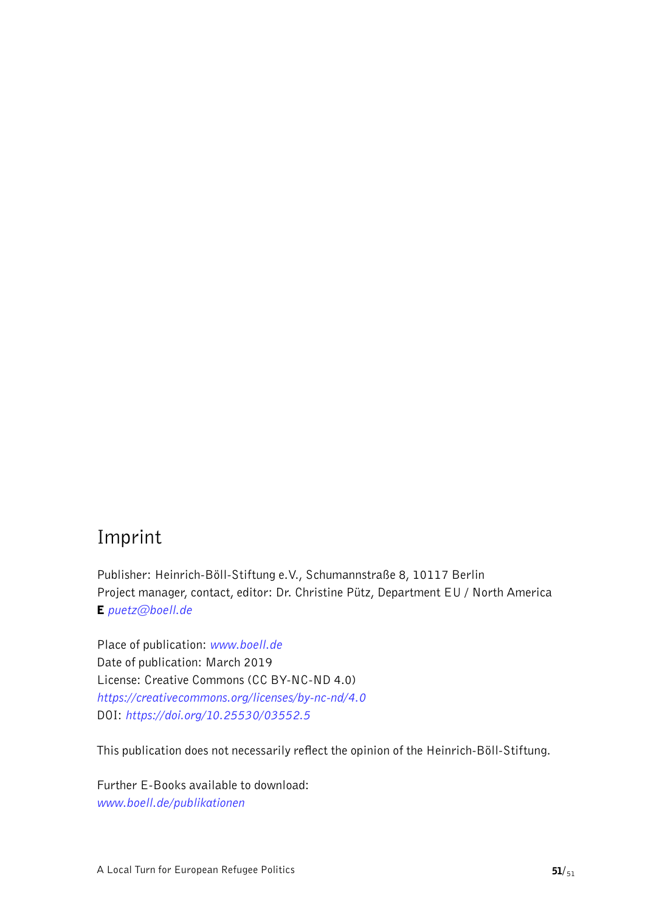## Imprint

Publisher: Heinrich-Böll-Stiftung e.V., Schumannstraße 8, 10117 Berlin
Project manager, contact, editor: Dr. Christine Pütz, Department EU / North America
**E** *puetz@boell.de*

Place of publication: *www.boell.de*
Date of publication: March 2019
License: Creative Commons (CC BY-NC-ND 4.0)
*https://creativecommons.org/licenses/by-nc-nd/4.0*
DOI: *https://doi.org/10.25530/03552.5*

This publication does not necessarily reflect the opinion of the Heinrich-Böll-Stiftung.

Further E-Books available to download:
*www.boell.de/publikationen*